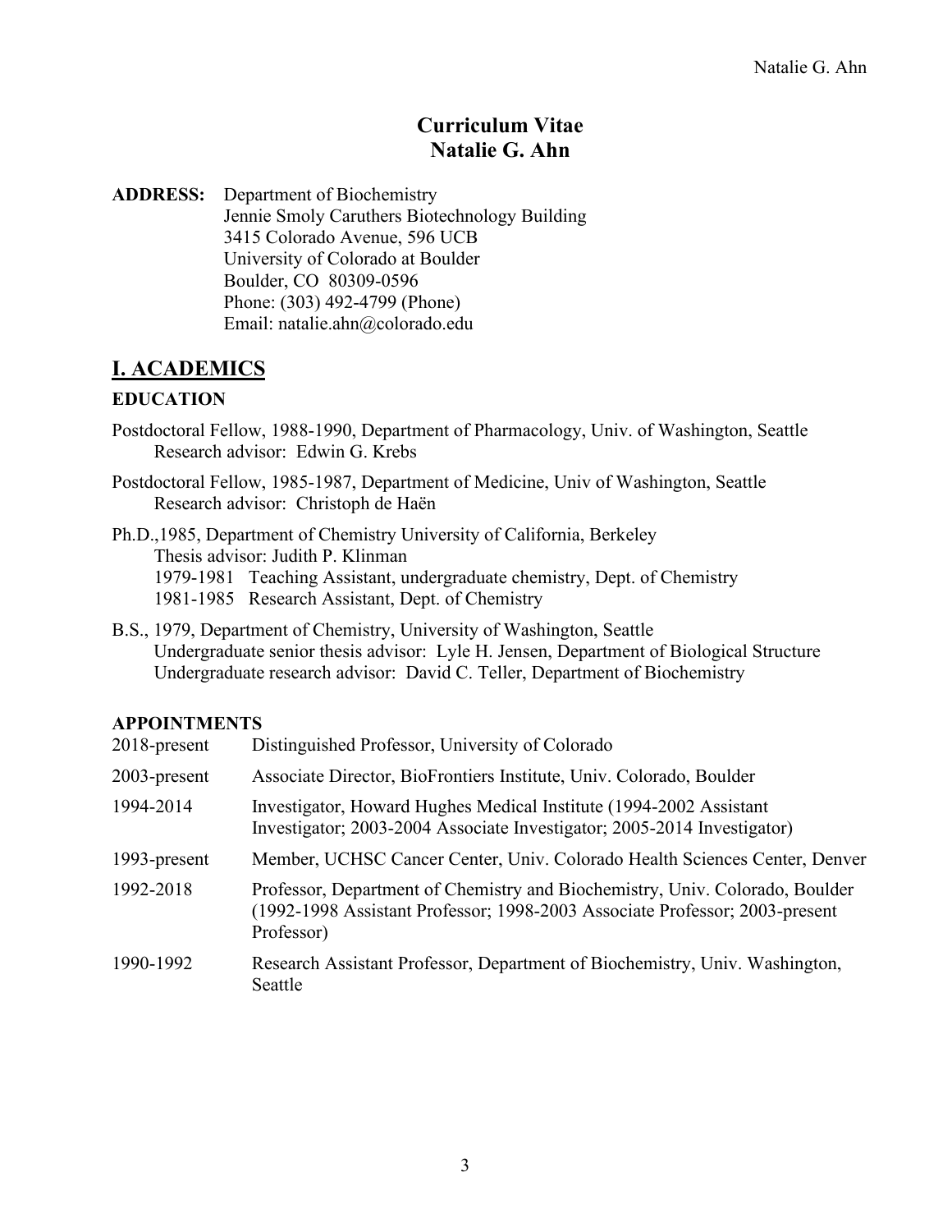# Curriculum Vitae
# Natalie G. Ahn

**ADDRESS:** Department of Biochemistry
Jennie Smoly Caruthers Biotechnology Building
3415 Colorado Avenue, 596 UCB
University of Colorado at Boulder
Boulder, CO 80309-0596
Phone: (303) 492-4799 (Phone)
Email: natalie.ahn@colorado.edu

## I. ACADEMICS

### EDUCATION

Postdoctoral Fellow, 1988-1990, Department of Pharmacology, Univ. of Washington, Seattle
Research advisor: Edwin G. Krebs

Postdoctoral Fellow, 1985-1987, Department of Medicine, Univ of Washington, Seattle
Research advisor: Christoph de Haën

Ph.D.,1985, Department of Chemistry University of California, Berkeley
Thesis advisor: Judith P. Klinman
1979-1981 Teaching Assistant, undergraduate chemistry, Dept. of Chemistry
1981-1985 Research Assistant, Dept. of Chemistry

B.S., 1979, Department of Chemistry, University of Washington, Seattle
Undergraduate senior thesis advisor: Lyle H. Jensen, Department of Biological Structure
Undergraduate research advisor: David C. Teller, Department of Biochemistry

### APPOINTMENTS

| | |
|---|---|
| 2018-present | Distinguished Professor, University of Colorado |
| 2003-present | Associate Director, BioFrontiers Institute, Univ. Colorado, Boulder |
| 1994-2014 | Investigator, Howard Hughes Medical Institute (1994-2002 Assistant Investigator; 2003-2004 Associate Investigator; 2005-2014 Investigator) |
| 1993-present | Member, UCHSC Cancer Center, Univ. Colorado Health Sciences Center, Denver |
| 1992-2018 | Professor, Department of Chemistry and Biochemistry, Univ. Colorado, Boulder (1992-1998 Assistant Professor; 1998-2003 Associate Professor; 2003-present Professor) |
| 1990-1992 | Research Assistant Professor, Department of Biochemistry, Univ. Washington, Seattle |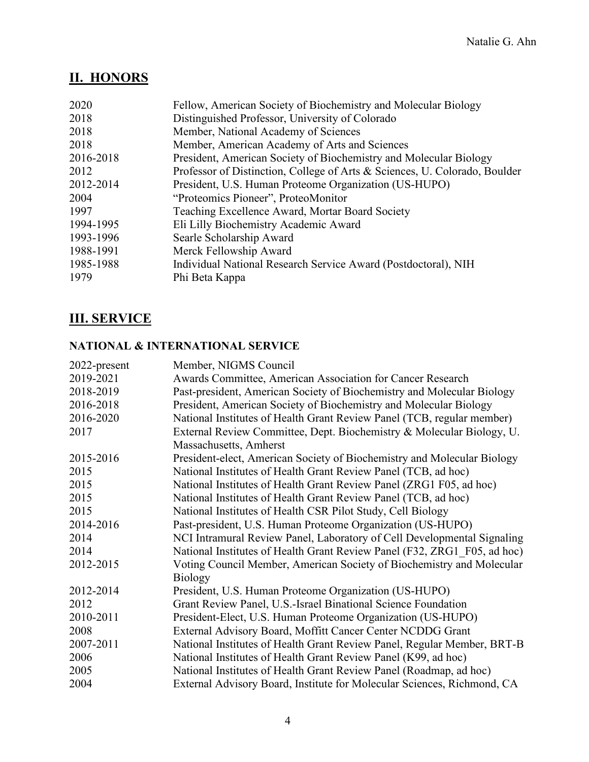## II. HONORS

| | |
|---|---|
| 2020 | Fellow, American Society of Biochemistry and Molecular Biology |
| 2018 | Distinguished Professor, University of Colorado |
| 2018 | Member, National Academy of Sciences |
| 2018 | Member, American Academy of Arts and Sciences |
| 2016-2018 | President, American Society of Biochemistry and Molecular Biology |
| 2012 | Professor of Distinction, College of Arts & Sciences, U. Colorado, Boulder |
| 2012-2014 | President, U.S. Human Proteome Organization (US-HUPO) |
| 2004 | "Proteomics Pioneer", ProteoMonitor |
| 1997 | Teaching Excellence Award, Mortar Board Society |
| 1994-1995 | Eli Lilly Biochemistry Academic Award |
| 1993-1996 | Searle Scholarship Award |
| 1988-1991 | Merck Fellowship Award |
| 1985-1988 | Individual National Research Service Award (Postdoctoral), NIH |
| 1979 | Phi Beta Kappa |

## III. SERVICE

### NATIONAL & INTERNATIONAL SERVICE

| | |
|---|---|
| 2022-present | Member, NIGMS Council |
| 2019-2021 | Awards Committee, American Association for Cancer Research |
| 2018-2019 | Past-president, American Society of Biochemistry and Molecular Biology |
| 2016-2018 | President, American Society of Biochemistry and Molecular Biology |
| 2016-2020 | National Institutes of Health Grant Review Panel (TCB, regular member) |
| 2017 | External Review Committee, Dept. Biochemistry & Molecular Biology, U. Massachusetts, Amherst |
| 2015-2016 | President-elect, American Society of Biochemistry and Molecular Biology |
| 2015 | National Institutes of Health Grant Review Panel (TCB, ad hoc) |
| 2015 | National Institutes of Health Grant Review Panel (ZRG1 F05, ad hoc) |
| 2015 | National Institutes of Health Grant Review Panel (TCB, ad hoc) |
| 2015 | National Institutes of Health CSR Pilot Study, Cell Biology |
| 2014-2016 | Past-president, U.S. Human Proteome Organization (US-HUPO) |
| 2014 | NCI Intramural Review Panel, Laboratory of Cell Developmental Signaling |
| 2014 | National Institutes of Health Grant Review Panel (F32, ZRG1_F05, ad hoc) |
| 2012-2015 | Voting Council Member, American Society of Biochemistry and Molecular Biology |
| 2012-2014 | President, U.S. Human Proteome Organization (US-HUPO) |
| 2012 | Grant Review Panel, U.S.-Israel Binational Science Foundation |
| 2010-2011 | President-Elect, U.S. Human Proteome Organization (US-HUPO) |
| 2008 | External Advisory Board, Moffitt Cancer Center NCDDG Grant |
| 2007-2011 | National Institutes of Health Grant Review Panel, Regular Member, BRT-B |
| 2006 | National Institutes of Health Grant Review Panel (K99, ad hoc) |
| 2005 | National Institutes of Health Grant Review Panel (Roadmap, ad hoc) |
| 2004 | External Advisory Board, Institute for Molecular Sciences, Richmond, CA |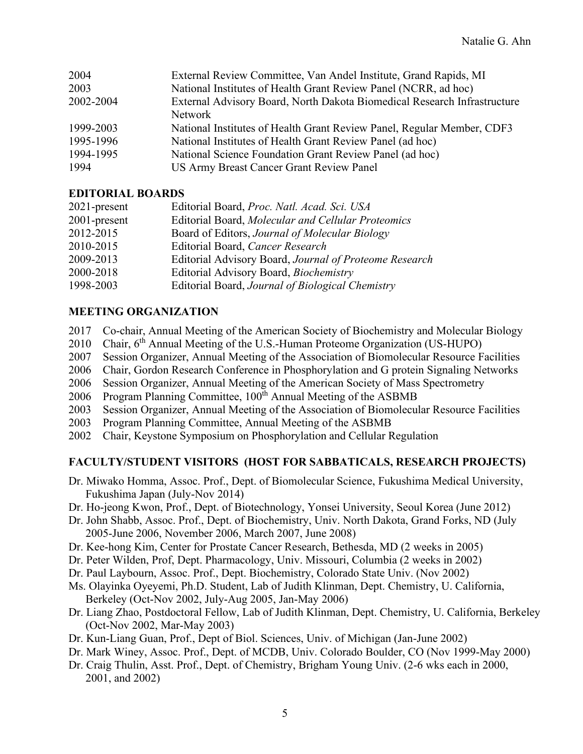2004 External Review Committee, Van Andel Institute, Grand Rapids, MI
2003 National Institutes of Health Grant Review Panel (NCRR, ad hoc)
2002-2004 External Advisory Board, North Dakota Biomedical Research Infrastructure Network
1999-2003 National Institutes of Health Grant Review Panel, Regular Member, CDF3
1995-1996 National Institutes of Health Grant Review Panel (ad hoc)
1994-1995 National Science Foundation Grant Review Panel (ad hoc)
1994 US Army Breast Cancer Grant Review Panel

## EDITORIAL BOARDS

2021-present Editorial Board, *Proc. Natl. Acad. Sci. USA*
2001-present Editorial Board, *Molecular and Cellular Proteomics*
2012-2015 Board of Editors, *Journal of Molecular Biology*
2010-2015 Editorial Board, *Cancer Research*
2009-2013 Editorial Advisory Board, *Journal of Proteome Research*
2000-2018 Editorial Advisory Board, *Biochemistry*
1998-2003 Editorial Board, *Journal of Biological Chemistry*

## MEETING ORGANIZATION

2017 Co-chair, Annual Meeting of the American Society of Biochemistry and Molecular Biology
2010 Chair, 6th Annual Meeting of the U.S.-Human Proteome Organization (US-HUPO)
2007 Session Organizer, Annual Meeting of the Association of Biomolecular Resource Facilities
2006 Chair, Gordon Research Conference in Phosphorylation and G protein Signaling Networks
2006 Session Organizer, Annual Meeting of the American Society of Mass Spectrometry
2006 Program Planning Committee, 100th Annual Meeting of the ASBMB
2003 Session Organizer, Annual Meeting of the Association of Biomolecular Resource Facilities
2003 Program Planning Committee, Annual Meeting of the ASBMB
2002 Chair, Keystone Symposium on Phosphorylation and Cellular Regulation

## FACULTY/STUDENT VISITORS (HOST FOR SABBATICALS, RESEARCH PROJECTS)

Dr. Miwako Homma, Assoc. Prof., Dept. of Biomolecular Science, Fukushima Medical University, Fukushima Japan (July-Nov 2014)
Dr. Ho-jeong Kwon, Prof., Dept. of Biotechnology, Yonsei University, Seoul Korea (June 2012)
Dr. John Shabb, Assoc. Prof., Dept. of Biochemistry, Univ. North Dakota, Grand Forks, ND (July 2005-June 2006, November 2006, March 2007, June 2008)
Dr. Kee-hong Kim, Center for Prostate Cancer Research, Bethesda, MD (2 weeks in 2005)
Dr. Peter Wilden, Prof, Dept. Pharmacology, Univ. Missouri, Columbia (2 weeks in 2002)
Dr. Paul Laybourn, Assoc. Prof., Dept. Biochemistry, Colorado State Univ. (Nov 2002)
Ms. Olayinka Oyeyemi, Ph.D. Student, Lab of Judith Klinman, Dept. Chemistry, U. California, Berkeley (Oct-Nov 2002, July-Aug 2005, Jan-May 2006)
Dr. Liang Zhao, Postdoctoral Fellow, Lab of Judith Klinman, Dept. Chemistry, U. California, Berkeley (Oct-Nov 2002, Mar-May 2003)
Dr. Kun-Liang Guan, Prof., Dept of Biol. Sciences, Univ. of Michigan (Jan-June 2002)
Dr. Mark Winey, Assoc. Prof., Dept. of MCDB, Univ. Colorado Boulder, CO (Nov 1999-May 2000)
Dr. Craig Thulin, Asst. Prof., Dept. of Chemistry, Brigham Young Univ. (2-6 wks each in 2000, 2001, and 2002)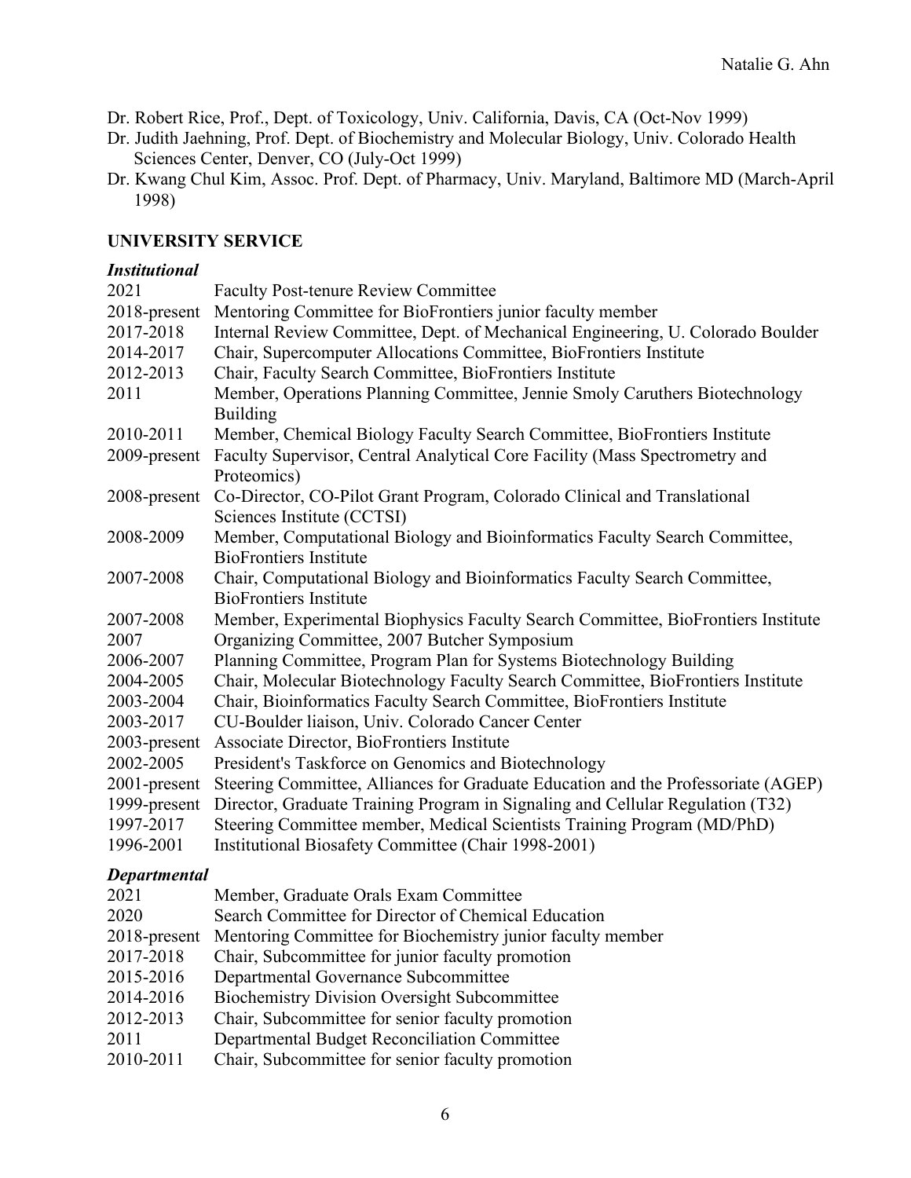Dr. Robert Rice, Prof., Dept. of Toxicology, Univ. California, Davis, CA (Oct-Nov 1999)

Dr. Judith Jaehning, Prof. Dept. of Biochemistry and Molecular Biology, Univ. Colorado Health Sciences Center, Denver, CO (July-Oct 1999)

Dr. Kwang Chul Kim, Assoc. Prof. Dept. of Pharmacy, Univ. Maryland, Baltimore MD (March-April 1998)

## UNIVERSITY SERVICE

### *Institutional*

| | |
|---|---|
| 2021 | Faculty Post-tenure Review Committee |
| 2018-present | Mentoring Committee for BioFrontiers junior faculty member |
| 2017-2018 | Internal Review Committee, Dept. of Mechanical Engineering, U. Colorado Boulder |
| 2014-2017 | Chair, Supercomputer Allocations Committee, BioFrontiers Institute |
| 2012-2013 | Chair, Faculty Search Committee, BioFrontiers Institute |
| 2011 | Member, Operations Planning Committee, Jennie Smoly Caruthers Biotechnology Building |
| 2010-2011 | Member, Chemical Biology Faculty Search Committee, BioFrontiers Institute |
| 2009-present | Faculty Supervisor, Central Analytical Core Facility (Mass Spectrometry and Proteomics) |
| 2008-present | Co-Director, CO-Pilot Grant Program, Colorado Clinical and Translational Sciences Institute (CCTSI) |
| 2008-2009 | Member, Computational Biology and Bioinformatics Faculty Search Committee, BioFrontiers Institute |
| 2007-2008 | Chair, Computational Biology and Bioinformatics Faculty Search Committee, BioFrontiers Institute |
| 2007-2008 | Member, Experimental Biophysics Faculty Search Committee, BioFrontiers Institute |
| 2007 | Organizing Committee, 2007 Butcher Symposium |
| 2006-2007 | Planning Committee, Program Plan for Systems Biotechnology Building |
| 2004-2005 | Chair, Molecular Biotechnology Faculty Search Committee, BioFrontiers Institute |
| 2003-2004 | Chair, Bioinformatics Faculty Search Committee, BioFrontiers Institute |
| 2003-2017 | CU-Boulder liaison, Univ. Colorado Cancer Center |
| 2003-present | Associate Director, BioFrontiers Institute |
| 2002-2005 | President's Taskforce on Genomics and Biotechnology |
| 2001-present | Steering Committee, Alliances for Graduate Education and the Professoriate (AGEP) |
| 1999-present | Director, Graduate Training Program in Signaling and Cellular Regulation (T32) |
| 1997-2017 | Steering Committee member, Medical Scientists Training Program (MD/PhD) |
| 1996-2001 | Institutional Biosafety Committee (Chair 1998-2001) |

### *Departmental*

| | |
|---|---|
| 2021 | Member, Graduate Orals Exam Committee |
| 2020 | Search Committee for Director of Chemical Education |
| 2018-present | Mentoring Committee for Biochemistry junior faculty member |
| 2017-2018 | Chair, Subcommittee for junior faculty promotion |
| 2015-2016 | Departmental Governance Subcommittee |
| 2014-2016 | Biochemistry Division Oversight Subcommittee |
| 2012-2013 | Chair, Subcommittee for senior faculty promotion |
| 2011 | Departmental Budget Reconciliation Committee |
| 2010-2011 | Chair, Subcommittee for senior faculty promotion |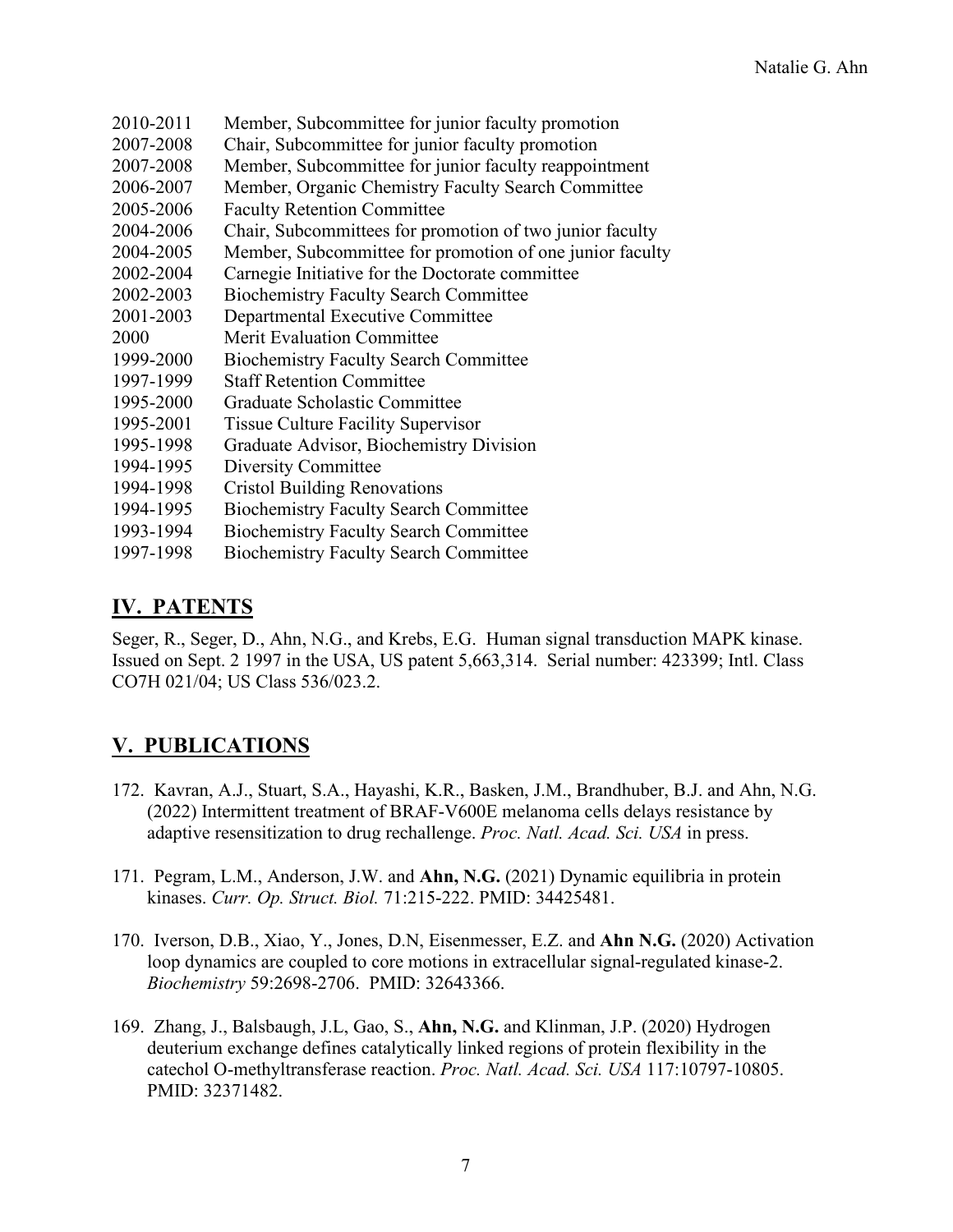2010-2011 Member, Subcommittee for junior faculty promotion
2007-2008 Chair, Subcommittee for junior faculty promotion
2007-2008 Member, Subcommittee for junior faculty reappointment
2006-2007 Member, Organic Chemistry Faculty Search Committee
2005-2006 Faculty Retention Committee
2004-2006 Chair, Subcommittees for promotion of two junior faculty
2004-2005 Member, Subcommittee for promotion of one junior faculty
2002-2004 Carnegie Initiative for the Doctorate committee
2002-2003 Biochemistry Faculty Search Committee
2001-2003 Departmental Executive Committee
2000 Merit Evaluation Committee
1999-2000 Biochemistry Faculty Search Committee
1997-1999 Staff Retention Committee
1995-2000 Graduate Scholastic Committee
1995-2001 Tissue Culture Facility Supervisor
1995-1998 Graduate Advisor, Biochemistry Division
1994-1995 Diversity Committee
1994-1998 Cristol Building Renovations
1994-1995 Biochemistry Faculty Search Committee
1993-1994 Biochemistry Faculty Search Committee
1997-1998 Biochemistry Faculty Search Committee

## IV. PATENTS

Seger, R., Seger, D., Ahn, N.G., and Krebs, E.G. Human signal transduction MAPK kinase. Issued on Sept. 2 1997 in the USA, US patent 5,663,314. Serial number: 423399; Intl. Class CO7H 021/04; US Class 536/023.2.

## V. PUBLICATIONS

172. Kavran, A.J., Stuart, S.A., Hayashi, K.R., Basken, J.M., Brandhuber, B.J. and Ahn, N.G. (2022) Intermittent treatment of BRAF-V600E melanoma cells delays resistance by adaptive resensitization to drug rechallenge. *Proc. Natl. Acad. Sci. USA* in press.

171. Pegram, L.M., Anderson, J.W. and **Ahn, N.G.** (2021) Dynamic equilibria in protein kinases. *Curr. Op. Struct. Biol.* 71:215-222. PMID: 34425481.

170. Iverson, D.B., Xiao, Y., Jones, D.N, Eisenmesser, E.Z. and **Ahn N.G.** (2020) Activation loop dynamics are coupled to core motions in extracellular signal-regulated kinase-2. *Biochemistry* 59:2698-2706. PMID: 32643366.

169. Zhang, J., Balsbaugh, J.L, Gao, S., **Ahn, N.G.** and Klinman, J.P. (2020) Hydrogen deuterium exchange defines catalytically linked regions of protein flexibility in the catechol O-methyltransferase reaction. *Proc. Natl. Acad. Sci. USA* 117:10797-10805. PMID: 32371482.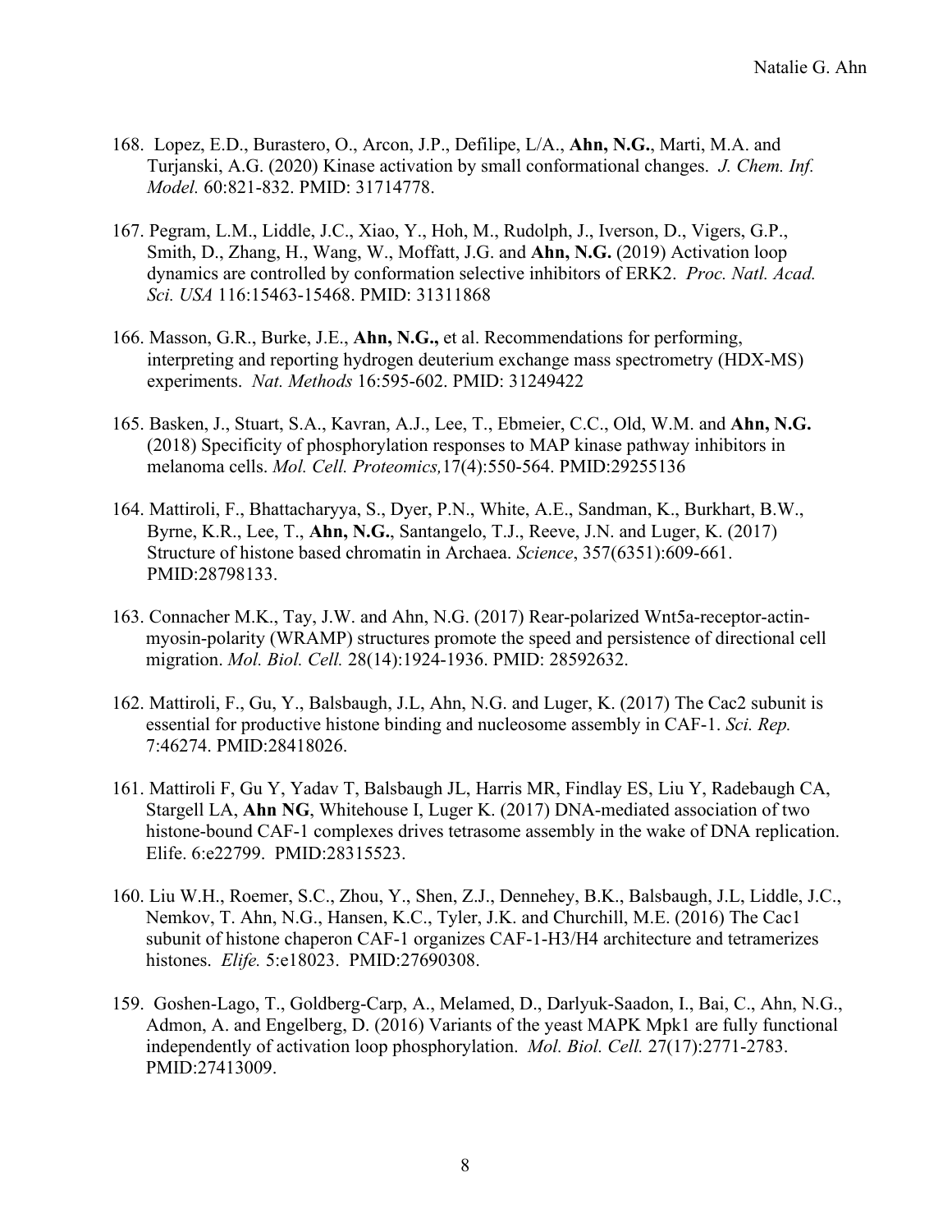168. Lopez, E.D., Burastero, O., Arcon, J.P., Defilipe, L/A., **Ahn, N.G.**, Marti, M.A. and Turjanski, A.G. (2020) Kinase activation by small conformational changes. *J. Chem. Inf. Model.* 60:821-832. PMID: 31714778.

167. Pegram, L.M., Liddle, J.C., Xiao, Y., Hoh, M., Rudolph, J., Iverson, D., Vigers, G.P., Smith, D., Zhang, H., Wang, W., Moffatt, J.G. and **Ahn, N.G.** (2019) Activation loop dynamics are controlled by conformation selective inhibitors of ERK2. *Proc. Natl. Acad. Sci. USA* 116:15463-15468. PMID: 31311868

166. Masson, G.R., Burke, J.E., **Ahn, N.G.,** et al. Recommendations for performing, interpreting and reporting hydrogen deuterium exchange mass spectrometry (HDX-MS) experiments. *Nat. Methods* 16:595-602. PMID: 31249422

165. Basken, J., Stuart, S.A., Kavran, A.J., Lee, T., Ebmeier, C.C., Old, W.M. and **Ahn, N.G.** (2018) Specificity of phosphorylation responses to MAP kinase pathway inhibitors in melanoma cells. *Mol. Cell. Proteomics,*17(4):550-564. PMID:29255136

164. Mattiroli, F., Bhattacharyya, S., Dyer, P.N., White, A.E., Sandman, K., Burkhart, B.W., Byrne, K.R., Lee, T., **Ahn, N.G.**, Santangelo, T.J., Reeve, J.N. and Luger, K. (2017) Structure of histone based chromatin in Archaea. *Science*, 357(6351):609-661. PMID:28798133.

163. Connacher M.K., Tay, J.W. and Ahn, N.G. (2017) Rear-polarized Wnt5a-receptor-actin-myosin-polarity (WRAMP) structures promote the speed and persistence of directional cell migration. *Mol. Biol. Cell.* 28(14):1924-1936. PMID: 28592632.

162. Mattiroli, F., Gu, Y., Balsbaugh, J.L, Ahn, N.G. and Luger, K. (2017) The Cac2 subunit is essential for productive histone binding and nucleosome assembly in CAF-1. *Sci. Rep.* 7:46274. PMID:28418026.

161. Mattiroli F, Gu Y, Yadav T, Balsbaugh JL, Harris MR, Findlay ES, Liu Y, Radebaugh CA, Stargell LA, **Ahn NG**, Whitehouse I, Luger K. (2017) DNA-mediated association of two histone-bound CAF-1 complexes drives tetrasome assembly in the wake of DNA replication. Elife. 6:e22799. PMID:28315523.

160. Liu W.H., Roemer, S.C., Zhou, Y., Shen, Z.J., Dennehey, B.K., Balsbaugh, J.L, Liddle, J.C., Nemkov, T. Ahn, N.G., Hansen, K.C., Tyler, J.K. and Churchill, M.E. (2016) The Cac1 subunit of histone chaperon CAF-1 organizes CAF-1-H3/H4 architecture and tetramerizes histones. *Elife.* 5:e18023. PMID:27690308.

159. Goshen-Lago, T., Goldberg-Carp, A., Melamed, D., Darlyuk-Saadon, I., Bai, C., Ahn, N.G., Admon, A. and Engelberg, D. (2016) Variants of the yeast MAPK Mpk1 are fully functional independently of activation loop phosphorylation. *Mol. Biol. Cell.* 27(17):2771-2783. PMID:27413009.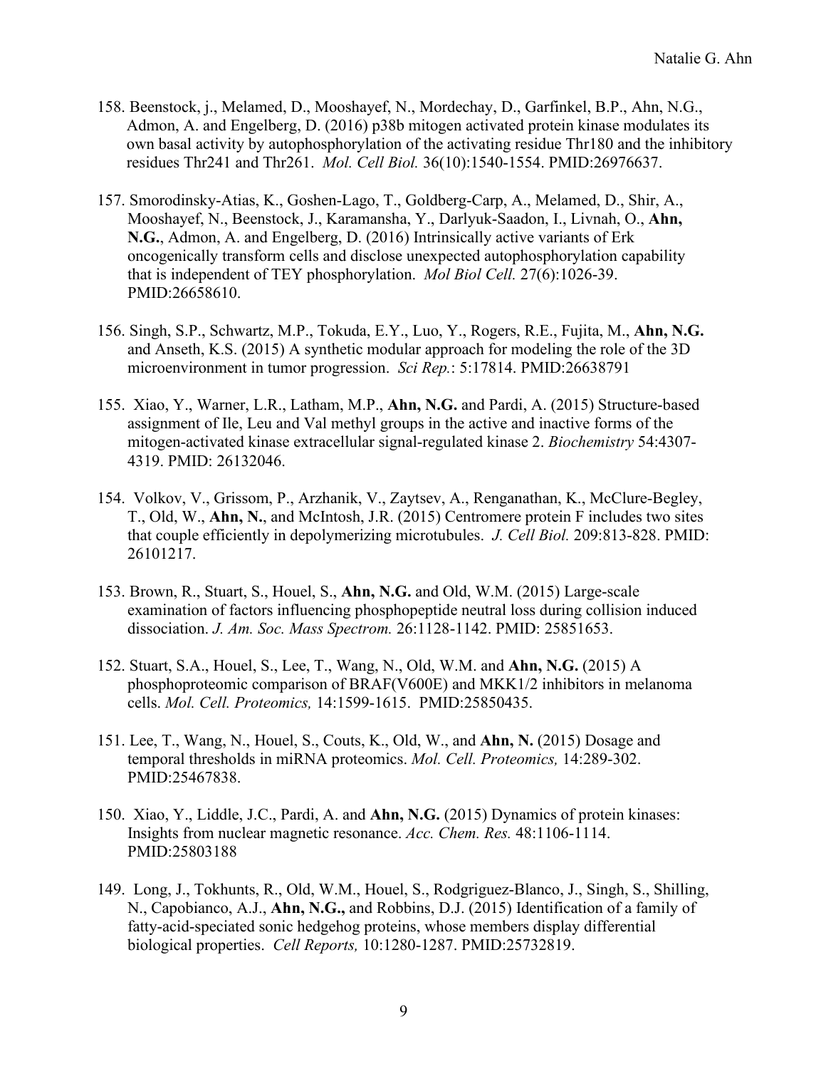158. Beenstock, j., Melamed, D., Mooshayef, N., Mordechay, D., Garfinkel, B.P., Ahn, N.G., Admon, A. and Engelberg, D. (2016) p38b mitogen activated protein kinase modulates its own basal activity by autophosphorylation of the activating residue Thr180 and the inhibitory residues Thr241 and Thr261. *Mol. Cell Biol.* 36(10):1540-1554. PMID:26976637.

157. Smorodinsky-Atias, K., Goshen-Lago, T., Goldberg-Carp, A., Melamed, D., Shir, A., Mooshayef, N., Beenstock, J., Karamansha, Y., Darlyuk-Saadon, I., Livnah, O., **Ahn, N.G.**, Admon, A. and Engelberg, D. (2016) Intrinsically active variants of Erk oncogenically transform cells and disclose unexpected autophosphorylation capability that is independent of TEY phosphorylation. *Mol Biol Cell.* 27(6):1026-39. PMID:26658610.

156. Singh, S.P., Schwartz, M.P., Tokuda, E.Y., Luo, Y., Rogers, R.E., Fujita, M., **Ahn, N.G.** and Anseth, K.S. (2015) A synthetic modular approach for modeling the role of the 3D microenvironment in tumor progression. *Sci Rep.*: 5:17814. PMID:26638791

155. Xiao, Y., Warner, L.R., Latham, M.P., **Ahn, N.G.** and Pardi, A. (2015) Structure-based assignment of Ile, Leu and Val methyl groups in the active and inactive forms of the mitogen-activated kinase extracellular signal-regulated kinase 2. *Biochemistry* 54:4307-4319. PMID: 26132046.

154. Volkov, V., Grissom, P., Arzhanik, V., Zaytsev, A., Renganathan, K., McClure-Begley, T., Old, W., **Ahn, N.**, and McIntosh, J.R. (2015) Centromere protein F includes two sites that couple efficiently in depolymerizing microtubules. *J. Cell Biol.* 209:813-828. PMID: 26101217.

153. Brown, R., Stuart, S., Houel, S., **Ahn, N.G.** and Old, W.M. (2015) Large-scale examination of factors influencing phosphopeptide neutral loss during collision induced dissociation. *J. Am. Soc. Mass Spectrom.* 26:1128-1142. PMID: 25851653.

152. Stuart, S.A., Houel, S., Lee, T., Wang, N., Old, W.M. and **Ahn, N.G.** (2015) A phosphoproteomic comparison of BRAF(V600E) and MKK1/2 inhibitors in melanoma cells. *Mol. Cell. Proteomics,* 14:1599-1615. PMID:25850435.

151. Lee, T., Wang, N., Houel, S., Couts, K., Old, W., and **Ahn, N.** (2015) Dosage and temporal thresholds in miRNA proteomics. *Mol. Cell. Proteomics,* 14:289-302. PMID:25467838.

150. Xiao, Y., Liddle, J.C., Pardi, A. and **Ahn, N.G.** (2015) Dynamics of protein kinases: Insights from nuclear magnetic resonance. *Acc. Chem. Res.* 48:1106-1114. PMID:25803188

149. Long, J., Tokhunts, R., Old, W.M., Houel, S., Rodgriguez-Blanco, J., Singh, S., Shilling, N., Capobianco, A.J., **Ahn, N.G.,** and Robbins, D.J. (2015) Identification of a family of fatty-acid-speciated sonic hedgehog proteins, whose members display differential biological properties. *Cell Reports,* 10:1280-1287. PMID:25732819.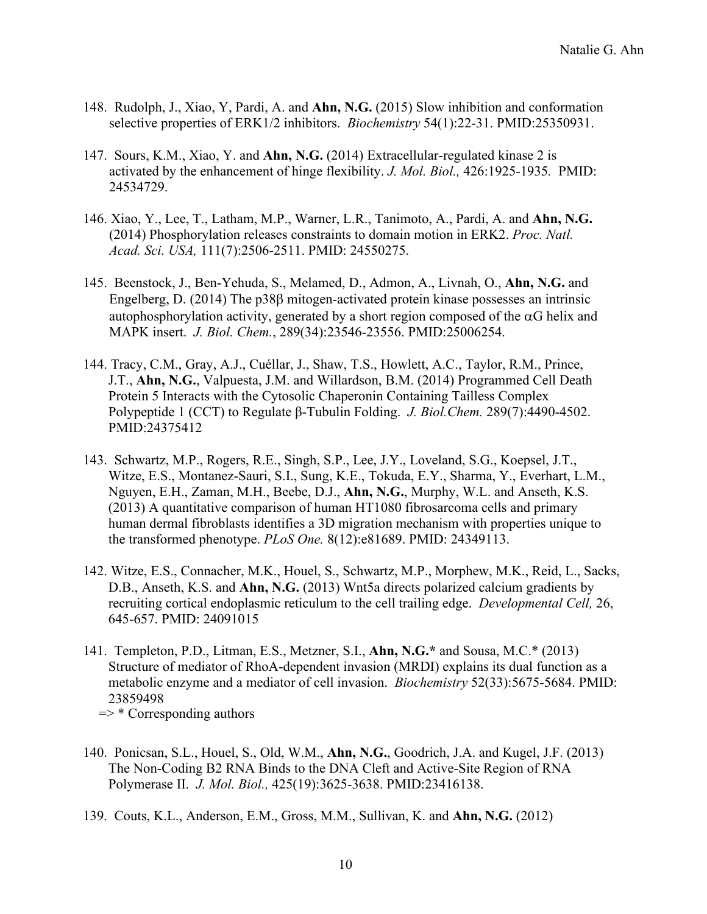148. Rudolph, J., Xiao, Y, Pardi, A. and **Ahn, N.G.** (2015) Slow inhibition and conformation selective properties of ERK1/2 inhibitors. *Biochemistry* 54(1):22-31. PMID:25350931.

147. Sours, K.M., Xiao, Y. and **Ahn, N.G.** (2014) Extracellular-regulated kinase 2 is activated by the enhancement of hinge flexibility. *J. Mol. Biol.,* 426:1925-1935. PMID: 24534729.

146. Xiao, Y., Lee, T., Latham, M.P., Warner, L.R., Tanimoto, A., Pardi, A. and **Ahn, N.G.** (2014) Phosphorylation releases constraints to domain motion in ERK2. *Proc. Natl. Acad. Sci. USA,* 111(7):2506-2511. PMID: 24550275.

145. Beenstock, J., Ben-Yehuda, S., Melamed, D., Admon, A., Livnah, O., **Ahn, N.G.** and Engelberg, D. (2014) The p38β mitogen-activated protein kinase possesses an intrinsic autophosphorylation activity, generated by a short region composed of the αG helix and MAPK insert. *J. Biol. Chem.*, 289(34):23546-23556. PMID:25006254.

144. Tracy, C.M., Gray, A.J., Cuéllar, J., Shaw, T.S., Howlett, A.C., Taylor, R.M., Prince, J.T., **Ahn, N.G.**, Valpuesta, J.M. and Willardson, B.M. (2014) Programmed Cell Death Protein 5 Interacts with the Cytosolic Chaperonin Containing Tailless Complex Polypeptide 1 (CCT) to Regulate β-Tubulin Folding. *J. Biol.Chem.* 289(7):4490-4502. PMID:24375412

143. Schwartz, M.P., Rogers, R.E., Singh, S.P., Lee, J.Y., Loveland, S.G., Koepsel, J.T., Witze, E.S., Montanez-Sauri, S.I., Sung, K.E., Tokuda, E.Y., Sharma, Y., Everhart, L.M., Nguyen, E.H., Zaman, M.H., Beebe, D.J., **Ahn, N.G.**, Murphy, W.L. and Anseth, K.S. (2013) A quantitative comparison of human HT1080 fibrosarcoma cells and primary human dermal fibroblasts identifies a 3D migration mechanism with properties unique to the transformed phenotype. *PLoS One.* 8(12):e81689. PMID: 24349113.

142. Witze, E.S., Connacher, M.K., Houel, S., Schwartz, M.P., Morphew, M.K., Reid, L., Sacks, D.B., Anseth, K.S. and **Ahn, N.G.** (2013) Wnt5a directs polarized calcium gradients by recruiting cortical endoplasmic reticulum to the cell trailing edge. *Developmental Cell,* 26, 645-657. PMID: 24091015

141. Templeton, P.D., Litman, E.S., Metzner, S.I., **Ahn, N.G.*** and Sousa, M.C.* (2013) Structure of mediator of RhoA-dependent invasion (MRDI) explains its dual function as a metabolic enzyme and a mediator of cell invasion. *Biochemistry* 52(33):5675-5684. PMID: 23859498
=> * Corresponding authors

140. Ponicsan, S.L., Houel, S., Old, W.M., **Ahn, N.G.**, Goodrich, J.A. and Kugel, J.F. (2013) The Non-Coding B2 RNA Binds to the DNA Cleft and Active-Site Region of RNA Polymerase II. *J. Mol. Biol.,* 425(19):3625-3638. PMID:23416138.

139. Couts, K.L., Anderson, E.M., Gross, M.M., Sullivan, K. and **Ahn, N.G.** (2012)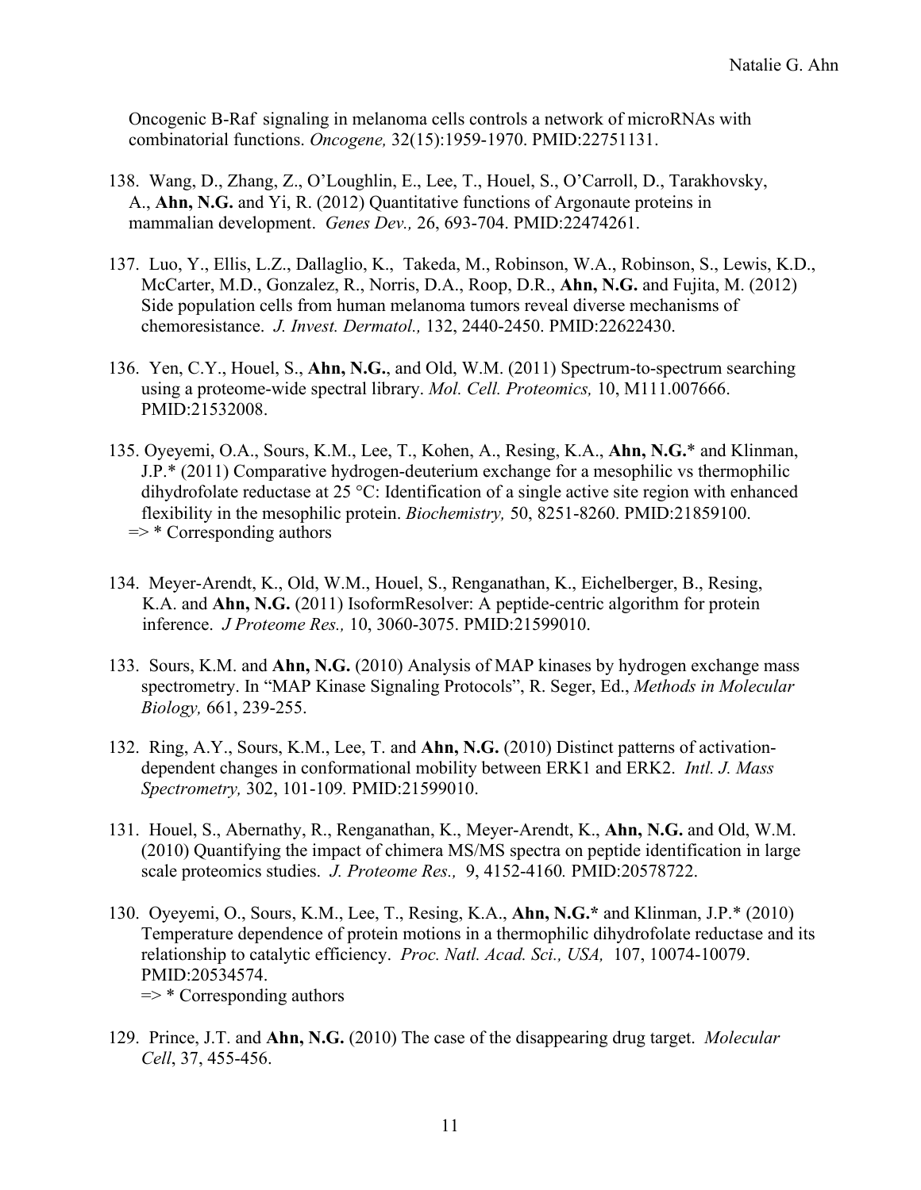Oncogenic B-Raf signaling in melanoma cells controls a network of microRNAs with combinatorial functions. *Oncogene,* 32(15):1959-1970. PMID:22751131.

138. Wang, D., Zhang, Z., O'Loughlin, E., Lee, T., Houel, S., O'Carroll, D., Tarakhovsky, A., **Ahn, N.G.** and Yi, R. (2012) Quantitative functions of Argonaute proteins in mammalian development. *Genes Dev.,* 26, 693-704. PMID:22474261.

137. Luo, Y., Ellis, L.Z., Dallaglio, K., Takeda, M., Robinson, W.A., Robinson, S., Lewis, K.D., McCarter, M.D., Gonzalez, R., Norris, D.A., Roop, D.R., **Ahn, N.G.** and Fujita, M. (2012) Side population cells from human melanoma tumors reveal diverse mechanisms of chemoresistance. *J. Invest. Dermatol.,* 132, 2440-2450. PMID:22622430.

136. Yen, C.Y., Houel, S., **Ahn, N.G.**, and Old, W.M. (2011) Spectrum-to-spectrum searching using a proteome-wide spectral library. *Mol. Cell. Proteomics,* 10, M111.007666. PMID:21532008.

135. Oyeyemi, O.A., Sours, K.M., Lee, T., Kohen, A., Resing, K.A., **Ahn, N.G.*** and Klinman, J.P.* (2011) Comparative hydrogen-deuterium exchange for a mesophilic vs thermophilic dihydrofolate reductase at 25 °C: Identification of a single active site region with enhanced flexibility in the mesophilic protein. *Biochemistry,* 50, 8251-8260. PMID:21859100.
=> * Corresponding authors

134. Meyer-Arendt, K., Old, W.M., Houel, S., Renganathan, K., Eichelberger, B., Resing, K.A. and **Ahn, N.G.** (2011) IsoformResolver: A peptide-centric algorithm for protein inference. *J Proteome Res.,* 10, 3060-3075. PMID:21599010.

133. Sours, K.M. and **Ahn, N.G.** (2010) Analysis of MAP kinases by hydrogen exchange mass spectrometry. In "MAP Kinase Signaling Protocols", R. Seger, Ed., *Methods in Molecular Biology,* 661, 239-255.

132. Ring, A.Y., Sours, K.M., Lee, T. and **Ahn, N.G.** (2010) Distinct patterns of activation-dependent changes in conformational mobility between ERK1 and ERK2. *Intl. J. Mass Spectrometry,* 302, 101-109*.* PMID:21599010.

131. Houel, S., Abernathy, R., Renganathan, K., Meyer-Arendt, K., **Ahn, N.G.** and Old, W.M. (2010) Quantifying the impact of chimera MS/MS spectra on peptide identification in large scale proteomics studies. *J. Proteome Res.,* 9, 4152-4160*.* PMID:20578722.

130. Oyeyemi, O., Sours, K.M., Lee, T., Resing, K.A., **Ahn, N.G.*** and Klinman, J.P.* (2010) Temperature dependence of protein motions in a thermophilic dihydrofolate reductase and its relationship to catalytic efficiency. *Proc. Natl. Acad. Sci., USA,* 107, 10074-10079. PMID:20534574.
=> * Corresponding authors

129. Prince, J.T. and **Ahn, N.G.** (2010) The case of the disappearing drug target. *Molecular Cell*, 37, 455-456.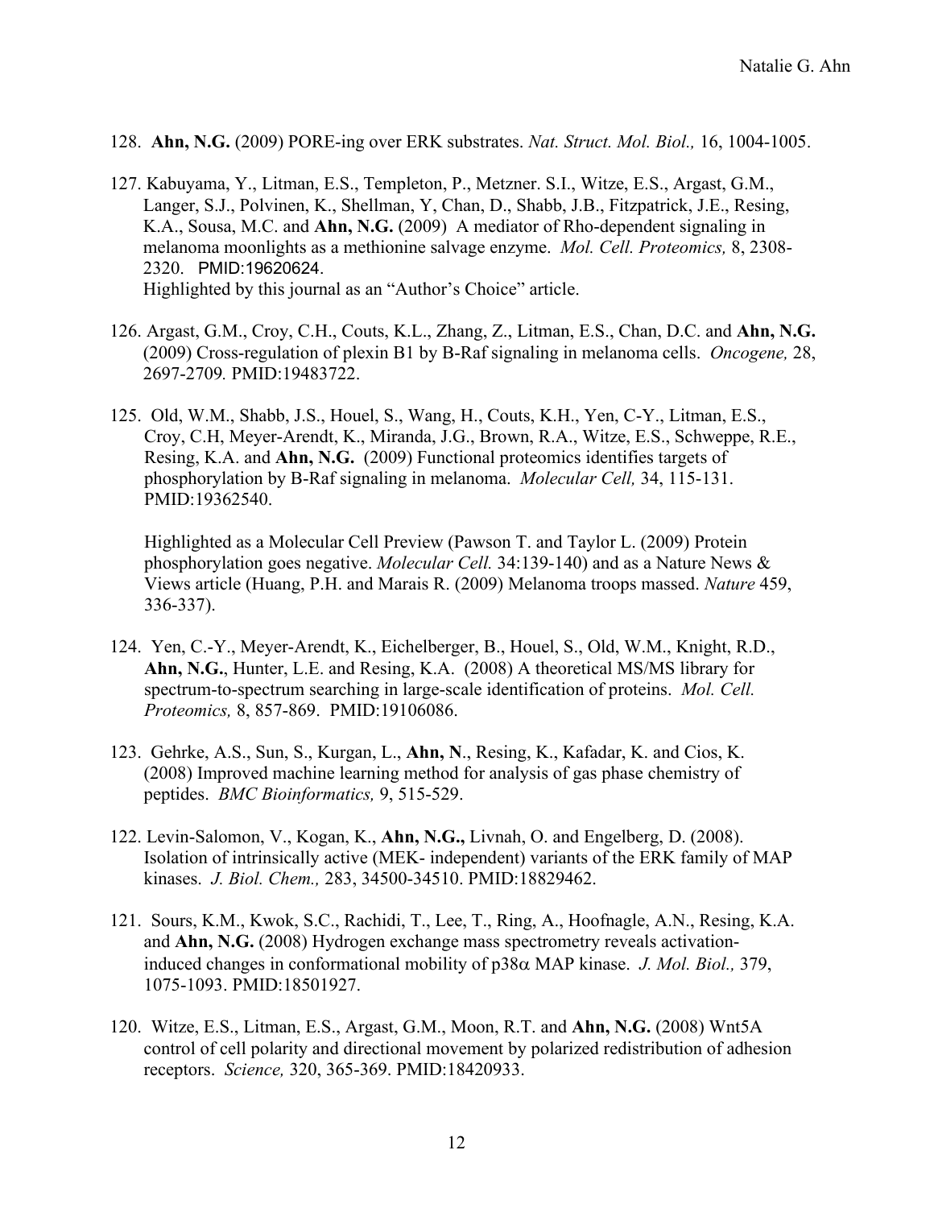128. **Ahn, N.G.** (2009) PORE-ing over ERK substrates. *Nat. Struct. Mol. Biol.,* 16, 1004-1005.

127. Kabuyama, Y., Litman, E.S., Templeton, P., Metzner. S.I., Witze, E.S., Argast, G.M., Langer, S.J., Polvinen, K., Shellman, Y, Chan, D., Shabb, J.B., Fitzpatrick, J.E., Resing, K.A., Sousa, M.C. and **Ahn, N.G.** (2009) A mediator of Rho-dependent signaling in melanoma moonlights as a methionine salvage enzyme. *Mol. Cell. Proteomics,* 8, 2308-2320. PMID:19620624.
Highlighted by this journal as an "Author's Choice" article.

126. Argast, G.M., Croy, C.H., Couts, K.L., Zhang, Z., Litman, E.S., Chan, D.C. and **Ahn, N.G.** (2009) Cross-regulation of plexin B1 by B-Raf signaling in melanoma cells. *Oncogene,* 28, 2697-2709*.* PMID:19483722.

125. Old, W.M., Shabb, J.S., Houel, S., Wang, H., Couts, K.H., Yen, C-Y., Litman, E.S., Croy, C.H, Meyer-Arendt, K., Miranda, J.G., Brown, R.A., Witze, E.S., Schweppe, R.E., Resing, K.A. and **Ahn, N.G.** (2009) Functional proteomics identifies targets of phosphorylation by B-Raf signaling in melanoma. *Molecular Cell,* 34, 115-131. PMID:19362540.

Highlighted as a Molecular Cell Preview (Pawson T. and Taylor L. (2009) Protein phosphorylation goes negative. *Molecular Cell.* 34:139-140) and as a Nature News & Views article (Huang, P.H. and Marais R. (2009) Melanoma troops massed. *Nature* 459, 336-337).

124. Yen, C.-Y., Meyer-Arendt, K., Eichelberger, B., Houel, S., Old, W.M., Knight, R.D., **Ahn, N.G.**, Hunter, L.E. and Resing, K.A. (2008) A theoretical MS/MS library for spectrum-to-spectrum searching in large-scale identification of proteins. *Mol. Cell. Proteomics,* 8, 857-869. PMID:19106086.

123. Gehrke, A.S., Sun, S., Kurgan, L., **Ahn, N**., Resing, K., Kafadar, K. and Cios, K. (2008) Improved machine learning method for analysis of gas phase chemistry of peptides. *BMC Bioinformatics,* 9, 515-529.

122. Levin-Salomon, V., Kogan, K., **Ahn, N.G.,** Livnah, O. and Engelberg, D. (2008). Isolation of intrinsically active (MEK- independent) variants of the ERK family of MAP kinases. *J. Biol. Chem.,* 283, 34500-34510. PMID:18829462.

121. Sours, K.M., Kwok, S.C., Rachidi, T., Lee, T., Ring, A., Hoofnagle, A.N., Resing, K.A. and **Ahn, N.G.** (2008) Hydrogen exchange mass spectrometry reveals activation-induced changes in conformational mobility of p38α MAP kinase. *J. Mol. Biol.,* 379, 1075-1093. PMID:18501927.

120. Witze, E.S., Litman, E.S., Argast, G.M., Moon, R.T. and **Ahn, N.G.** (2008) Wnt5A control of cell polarity and directional movement by polarized redistribution of adhesion receptors. *Science,* 320, 365-369. PMID:18420933.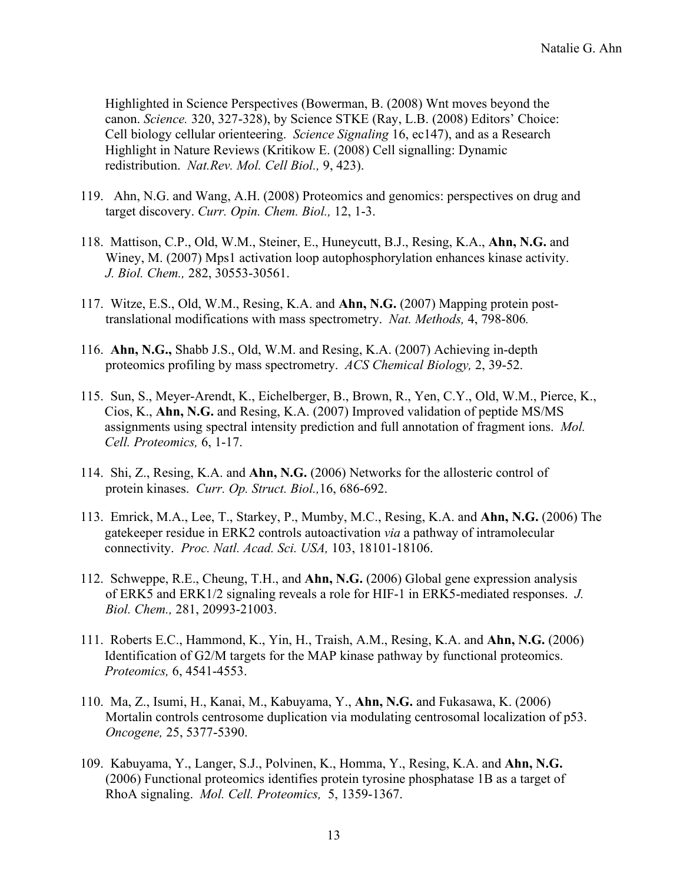Highlighted in Science Perspectives (Bowerman, B. (2008) Wnt moves beyond the canon. *Science.* 320, 327-328), by Science STKE (Ray, L.B. (2008) Editors' Choice: Cell biology cellular orienteering. *Science Signaling* 16, ec147), and as a Research Highlight in Nature Reviews (Kritikow E. (2008) Cell signalling: Dynamic redistribution. *Nat.Rev. Mol. Cell Biol.,* 9, 423).

119. Ahn, N.G. and Wang, A.H. (2008) Proteomics and genomics: perspectives on drug and target discovery. *Curr. Opin. Chem. Biol.,* 12, 1-3.

118. Mattison, C.P., Old, W.M., Steiner, E., Huneycutt, B.J., Resing, K.A., **Ahn, N.G.** and Winey, M. (2007) Mps1 activation loop autophosphorylation enhances kinase activity. *J. Biol. Chem.,* 282, 30553-30561.

117. Witze, E.S., Old, W.M., Resing, K.A. and **Ahn, N.G.** (2007) Mapping protein post-translational modifications with mass spectrometry. *Nat. Methods,* 4, 798-806*.*

116. **Ahn, N.G.,** Shabb J.S., Old, W.M. and Resing, K.A. (2007) Achieving in-depth proteomics profiling by mass spectrometry. *ACS Chemical Biology,* 2, 39-52.

115. Sun, S., Meyer-Arendt, K., Eichelberger, B., Brown, R., Yen, C.Y., Old, W.M., Pierce, K., Cios, K., **Ahn, N.G.** and Resing, K.A. (2007) Improved validation of peptide MS/MS assignments using spectral intensity prediction and full annotation of fragment ions. *Mol. Cell. Proteomics,* 6, 1-17.

114. Shi, Z., Resing, K.A. and **Ahn, N.G.** (2006) Networks for the allosteric control of protein kinases. *Curr. Op. Struct. Biol.,*16, 686-692.

113. Emrick, M.A., Lee, T., Starkey, P., Mumby, M.C., Resing, K.A. and **Ahn, N.G.** (2006) The gatekeeper residue in ERK2 controls autoactivation *via* a pathway of intramolecular connectivity. *Proc. Natl. Acad. Sci. USA,* 103, 18101-18106.

112. Schweppe, R.E., Cheung, T.H., and **Ahn, N.G.** (2006) Global gene expression analysis of ERK5 and ERK1/2 signaling reveals a role for HIF-1 in ERK5-mediated responses. *J. Biol. Chem.,* 281, 20993-21003.

111. Roberts E.C., Hammond, K., Yin, H., Traish, A.M., Resing, K.A. and **Ahn, N.G.** (2006) Identification of G2/M targets for the MAP kinase pathway by functional proteomics. *Proteomics,* 6, 4541-4553.

110. Ma, Z., Isumi, H., Kanai, M., Kabuyama, Y., **Ahn, N.G.** and Fukasawa, K. (2006) Mortalin controls centrosome duplication via modulating centrosomal localization of p53. *Oncogene,* 25, 5377-5390.

109. Kabuyama, Y., Langer, S.J., Polvinen, K., Homma, Y., Resing, K.A. and **Ahn, N.G.** (2006) Functional proteomics identifies protein tyrosine phosphatase 1B as a target of RhoA signaling. *Mol. Cell. Proteomics,* 5, 1359-1367.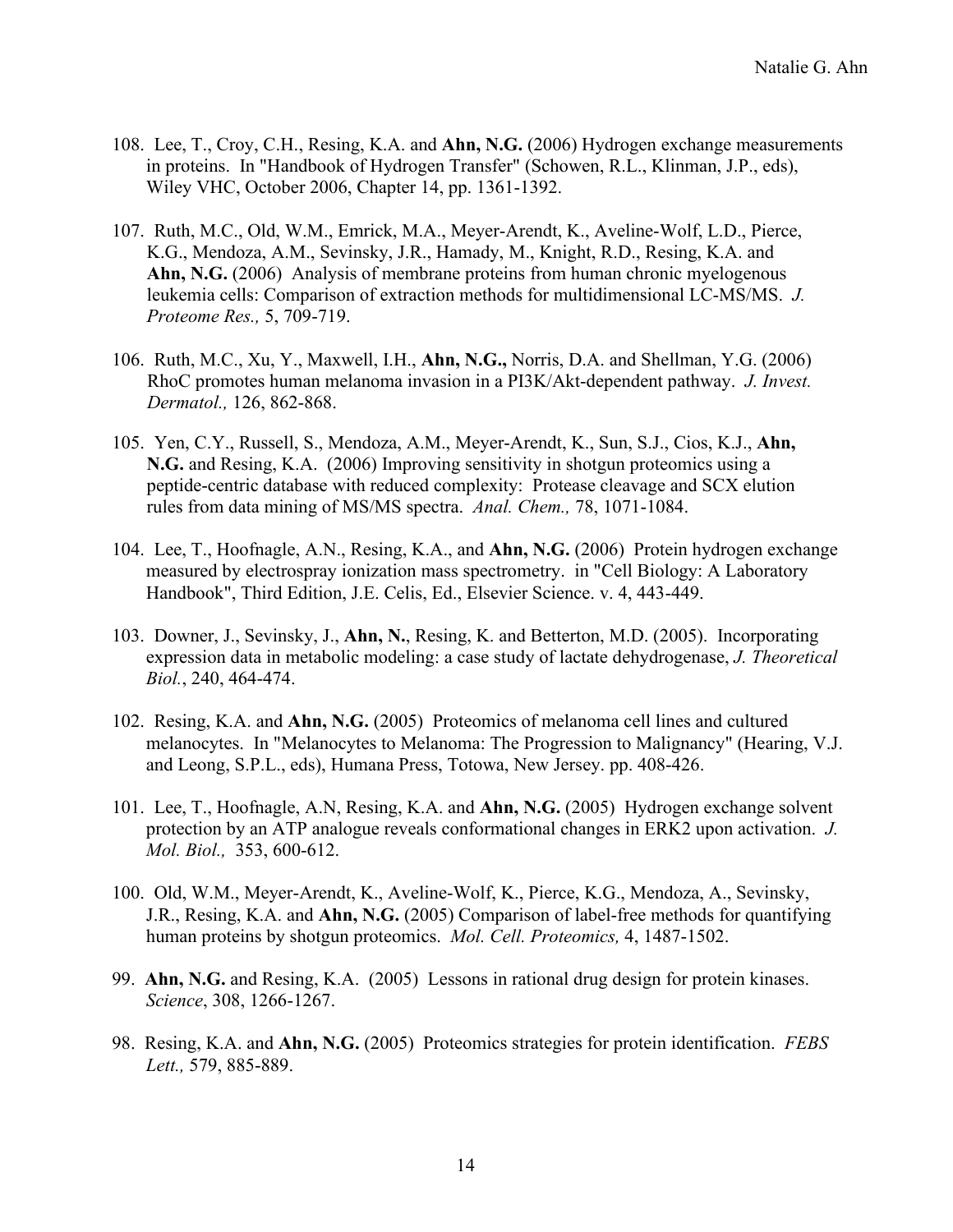108. Lee, T., Croy, C.H., Resing, K.A. and **Ahn, N.G.** (2006) Hydrogen exchange measurements in proteins. In "Handbook of Hydrogen Transfer" (Schowen, R.L., Klinman, J.P., eds), Wiley VHC, October 2006, Chapter 14, pp. 1361-1392.

107. Ruth, M.C., Old, W.M., Emrick, M.A., Meyer-Arendt, K., Aveline-Wolf, L.D., Pierce, K.G., Mendoza, A.M., Sevinsky, J.R., Hamady, M., Knight, R.D., Resing, K.A. and **Ahn, N.G.** (2006) Analysis of membrane proteins from human chronic myelogenous leukemia cells: Comparison of extraction methods for multidimensional LC-MS/MS. *J. Proteome Res.,* 5, 709-719.

106. Ruth, M.C., Xu, Y., Maxwell, I.H., **Ahn, N.G.,** Norris, D.A. and Shellman, Y.G. (2006) RhoC promotes human melanoma invasion in a PI3K/Akt-dependent pathway. *J. Invest. Dermatol.,* 126, 862-868.

105. Yen, C.Y., Russell, S., Mendoza, A.M., Meyer-Arendt, K., Sun, S.J., Cios, K.J., **Ahn, N.G.** and Resing, K.A. (2006) Improving sensitivity in shotgun proteomics using a peptide-centric database with reduced complexity: Protease cleavage and SCX elution rules from data mining of MS/MS spectra. *Anal. Chem.,* 78, 1071-1084.

104. Lee, T., Hoofnagle, A.N., Resing, K.A., and **Ahn, N.G.** (2006) Protein hydrogen exchange measured by electrospray ionization mass spectrometry. in "Cell Biology: A Laboratory Handbook", Third Edition, J.E. Celis, Ed., Elsevier Science. v. 4, 443-449.

103. Downer, J., Sevinsky, J., **Ahn, N.**, Resing, K. and Betterton, M.D. (2005). Incorporating expression data in metabolic modeling: a case study of lactate dehydrogenase, *J. Theoretical Biol.*, 240, 464-474.

102. Resing, K.A. and **Ahn, N.G.** (2005) Proteomics of melanoma cell lines and cultured melanocytes. In "Melanocytes to Melanoma: The Progression to Malignancy" (Hearing, V.J. and Leong, S.P.L., eds), Humana Press, Totowa, New Jersey. pp. 408-426.

101. Lee, T., Hoofnagle, A.N, Resing, K.A. and **Ahn, N.G.** (2005) Hydrogen exchange solvent protection by an ATP analogue reveals conformational changes in ERK2 upon activation. *J. Mol. Biol.,* 353, 600-612.

100. Old, W.M., Meyer-Arendt, K., Aveline-Wolf, K., Pierce, K.G., Mendoza, A., Sevinsky, J.R., Resing, K.A. and **Ahn, N.G.** (2005) Comparison of label-free methods for quantifying human proteins by shotgun proteomics. *Mol. Cell. Proteomics,* 4, 1487-1502.

99. **Ahn, N.G.** and Resing, K.A. (2005) Lessons in rational drug design for protein kinases. *Science*, 308, 1266-1267.

98. Resing, K.A. and **Ahn, N.G.** (2005) Proteomics strategies for protein identification. *FEBS Lett.,* 579, 885-889.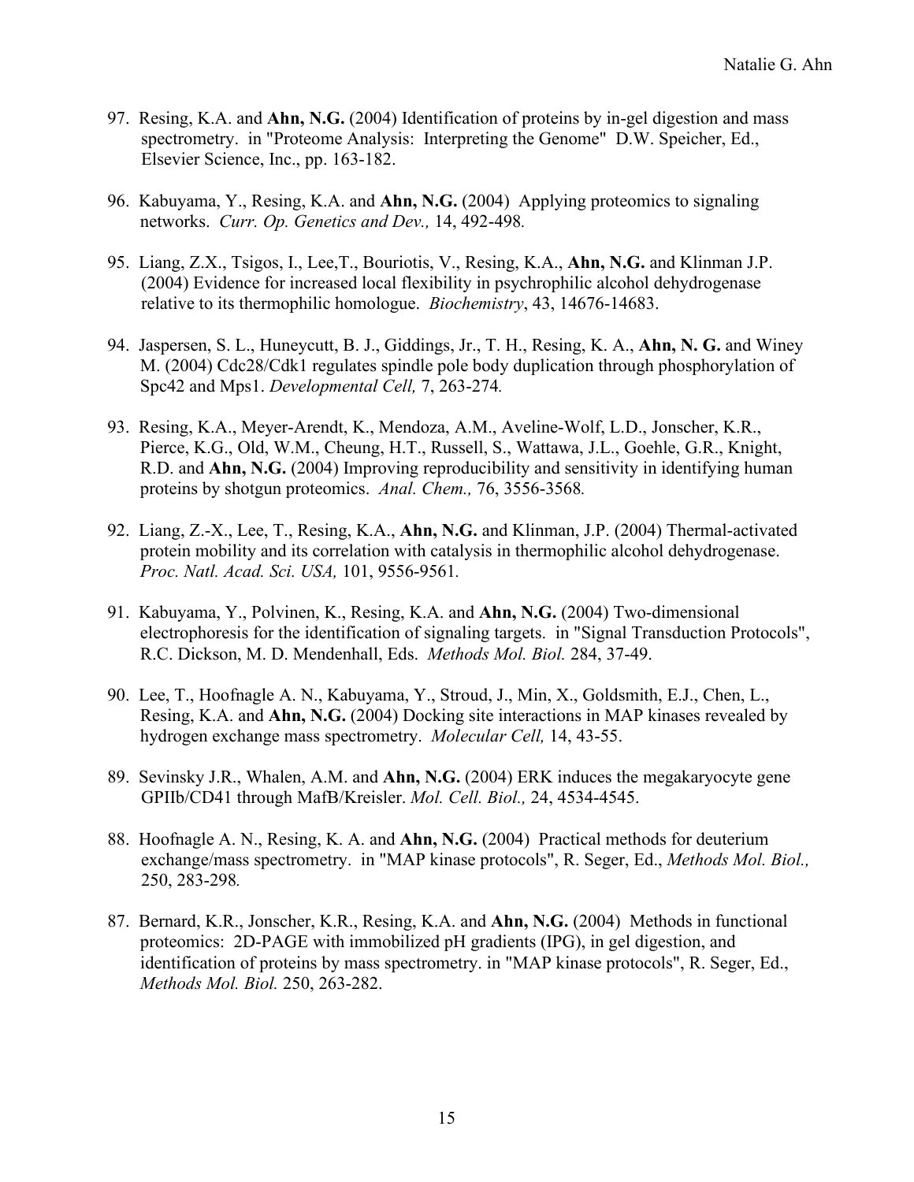97. Resing, K.A. and **Ahn, N.G.** (2004) Identification of proteins by in-gel digestion and mass spectrometry. in "Proteome Analysis: Interpreting the Genome" D.W. Speicher, Ed., Elsevier Science, Inc., pp. 163-182.

96. Kabuyama, Y., Resing, K.A. and **Ahn, N.G.** (2004) Applying proteomics to signaling networks. *Curr. Op. Genetics and Dev.,* 14, 492-498.

95. Liang, Z.X., Tsigos, I., Lee,T., Bouriotis, V., Resing, K.A., **Ahn, N.G.** and Klinman J.P. (2004) Evidence for increased local flexibility in psychrophilic alcohol dehydrogenase relative to its thermophilic homologue. *Biochemistry*, 43, 14676-14683.

94. Jaspersen, S. L., Huneycutt, B. J., Giddings, Jr., T. H., Resing, K. A., **Ahn, N. G.** and Winey M. (2004) Cdc28/Cdk1 regulates spindle pole body duplication through phosphorylation of Spc42 and Mps1. *Developmental Cell,* 7, 263-274.

93. Resing, K.A., Meyer-Arendt, K., Mendoza, A.M., Aveline-Wolf, L.D., Jonscher, K.R., Pierce, K.G., Old, W.M., Cheung, H.T., Russell, S., Wattawa, J.L., Goehle, G.R., Knight, R.D. and **Ahn, N.G.** (2004) Improving reproducibility and sensitivity in identifying human proteins by shotgun proteomics. *Anal. Chem.,* 76, 3556-3568.

92. Liang, Z.-X., Lee, T., Resing, K.A., **Ahn, N.G.** and Klinman, J.P. (2004) Thermal-activated protein mobility and its correlation with catalysis in thermophilic alcohol dehydrogenase. *Proc. Natl. Acad. Sci. USA,* 101, 9556-9561.

91. Kabuyama, Y., Polvinen, K., Resing, K.A. and **Ahn, N.G.** (2004) Two-dimensional electrophoresis for the identification of signaling targets. in "Signal Transduction Protocols", R.C. Dickson, M. D. Mendenhall, Eds. *Methods Mol. Biol.* 284, 37-49.

90. Lee, T., Hoofnagle A. N., Kabuyama, Y., Stroud, J., Min, X., Goldsmith, E.J., Chen, L., Resing, K.A. and **Ahn, N.G.** (2004) Docking site interactions in MAP kinases revealed by hydrogen exchange mass spectrometry. *Molecular Cell,* 14, 43-55.

89. Sevinsky J.R., Whalen, A.M. and **Ahn, N.G.** (2004) ERK induces the megakaryocyte gene GPIIb/CD41 through MafB/Kreisler. *Mol. Cell. Biol.,* 24, 4534-4545.

88. Hoofnagle A. N., Resing, K. A. and **Ahn, N.G.** (2004) Practical methods for deuterium exchange/mass spectrometry. in "MAP kinase protocols", R. Seger, Ed., *Methods Mol. Biol.,* 250, 283-298.

87. Bernard, K.R., Jonscher, K.R., Resing, K.A. and **Ahn, N.G.** (2004) Methods in functional proteomics: 2D-PAGE with immobilized pH gradients (IPG), in gel digestion, and identification of proteins by mass spectrometry. in "MAP kinase protocols", R. Seger, Ed., *Methods Mol. Biol.* 250, 263-282.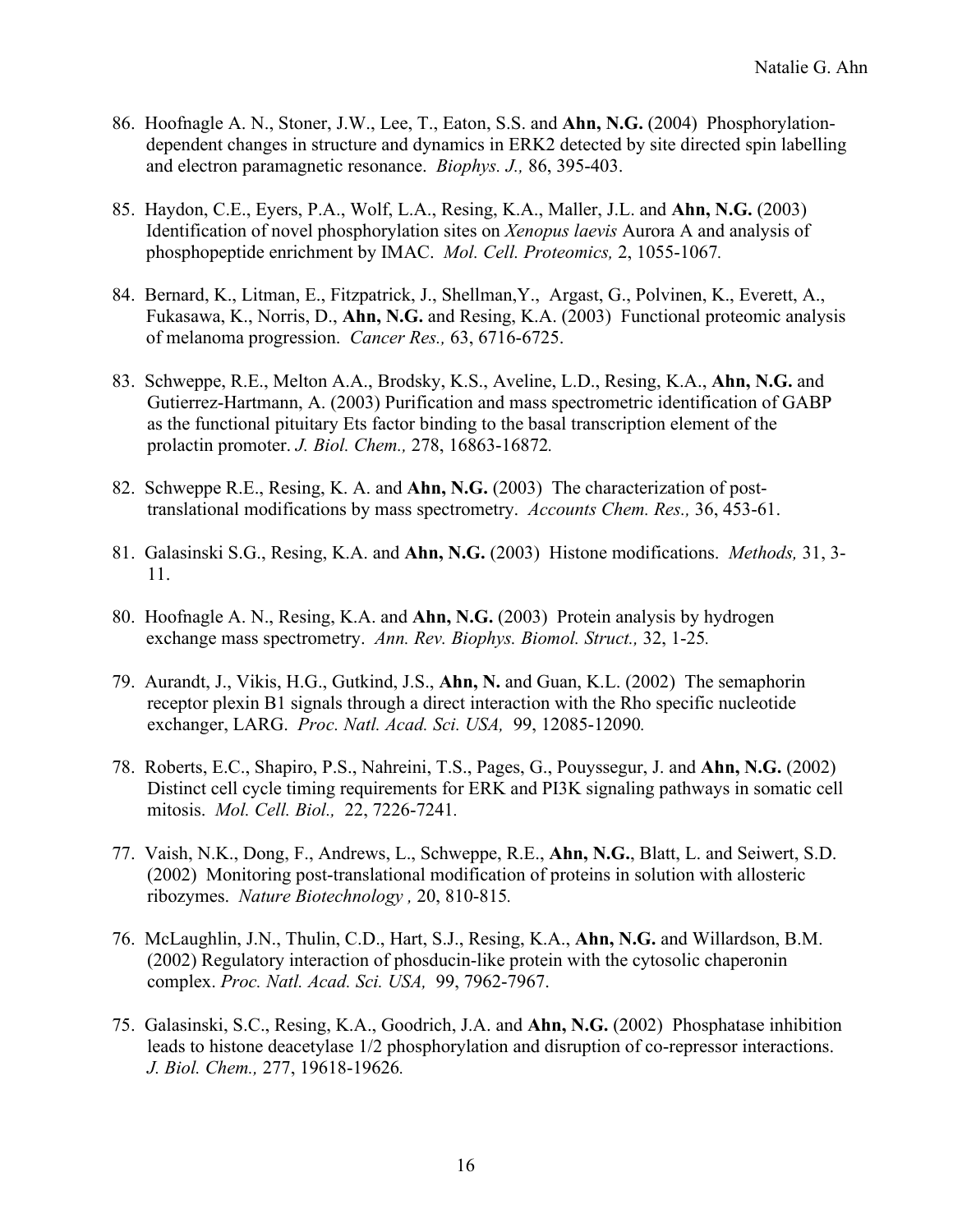86. Hoofnagle A. N., Stoner, J.W., Lee, T., Eaton, S.S. and **Ahn, N.G.** (2004) Phosphorylation-dependent changes in structure and dynamics in ERK2 detected by site directed spin labelling and electron paramagnetic resonance. *Biophys. J.,* 86, 395-403.

85. Haydon, C.E., Eyers, P.A., Wolf, L.A., Resing, K.A., Maller, J.L. and **Ahn, N.G.** (2003) Identification of novel phosphorylation sites on *Xenopus laevis* Aurora A and analysis of phosphopeptide enrichment by IMAC. *Mol. Cell. Proteomics,* 2, 1055-1067.

84. Bernard, K., Litman, E., Fitzpatrick, J., Shellman,Y., Argast, G., Polvinen, K., Everett, A., Fukasawa, K., Norris, D., **Ahn, N.G.** and Resing, K.A. (2003) Functional proteomic analysis of melanoma progression. *Cancer Res.,* 63, 6716-6725.

83. Schweppe, R.E., Melton A.A., Brodsky, K.S., Aveline, L.D., Resing, K.A., **Ahn, N.G.** and Gutierrez-Hartmann, A. (2003) Purification and mass spectrometric identification of GABP as the functional pituitary Ets factor binding to the basal transcription element of the prolactin promoter. *J. Biol. Chem.,* 278, 16863-16872.

82. Schweppe R.E., Resing, K. A. and **Ahn, N.G.** (2003) The characterization of post-translational modifications by mass spectrometry. *Accounts Chem. Res.,* 36, 453-61.

81. Galasinski S.G., Resing, K.A. and **Ahn, N.G.** (2003) Histone modifications. *Methods,* 31, 3-11.

80. Hoofnagle A. N., Resing, K.A. and **Ahn, N.G.** (2003) Protein analysis by hydrogen exchange mass spectrometry. *Ann. Rev. Biophys. Biomol. Struct.,* 32, 1-25.

79. Aurandt, J., Vikis, H.G., Gutkind, J.S., **Ahn, N.** and Guan, K.L. (2002) The semaphorin receptor plexin B1 signals through a direct interaction with the Rho specific nucleotide exchanger, LARG. *Proc. Natl. Acad. Sci. USA,* 99, 12085-12090.

78. Roberts, E.C., Shapiro, P.S., Nahreini, T.S., Pages, G., Pouyssegur, J. and **Ahn, N.G.** (2002) Distinct cell cycle timing requirements for ERK and PI3K signaling pathways in somatic cell mitosis. *Mol. Cell. Biol.,* 22, 7226-7241.

77. Vaish, N.K., Dong, F., Andrews, L., Schweppe, R.E., **Ahn, N.G.**, Blatt, L. and Seiwert, S.D. (2002) Monitoring post-translational modification of proteins in solution with allosteric ribozymes. *Nature Biotechnology ,* 20, 810-815.

76. McLaughlin, J.N., Thulin, C.D., Hart, S.J., Resing, K.A., **Ahn, N.G.** and Willardson, B.M. (2002) Regulatory interaction of phosducin-like protein with the cytosolic chaperonin complex. *Proc. Natl. Acad. Sci. USA,* 99, 7962-7967.

75. Galasinski, S.C., Resing, K.A., Goodrich, J.A. and **Ahn, N.G.** (2002) Phosphatase inhibition leads to histone deacetylase 1/2 phosphorylation and disruption of co-repressor interactions. *J. Biol. Chem.,* 277, 19618-19626.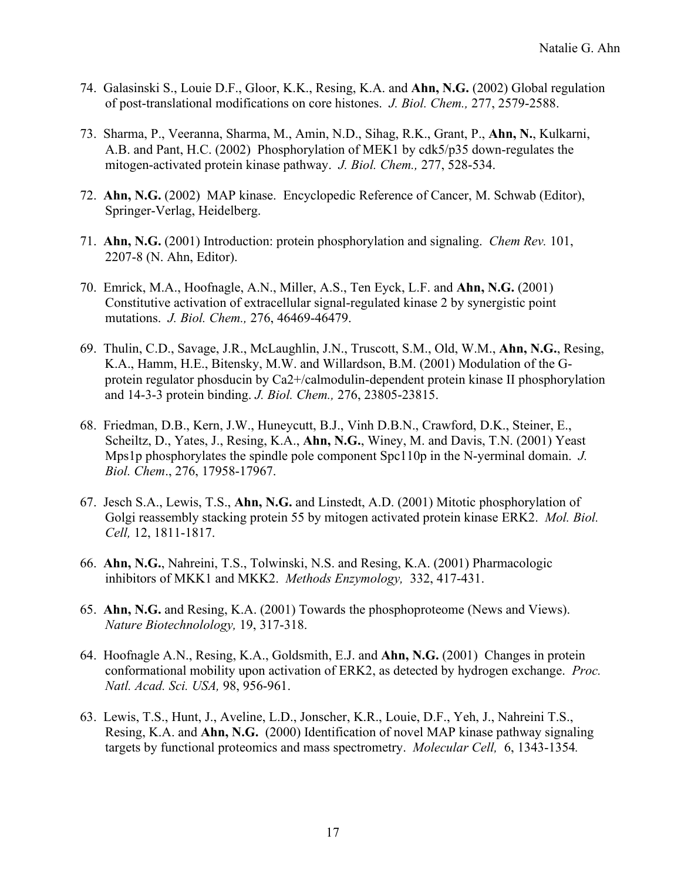74. Galasinski S., Louie D.F., Gloor, K.K., Resing, K.A. and **Ahn, N.G.** (2002) Global regulation of post-translational modifications on core histones. *J. Biol. Chem.,* 277, 2579-2588.

73. Sharma, P., Veeranna, Sharma, M., Amin, N.D., Sihag, R.K., Grant, P., **Ahn, N.**, Kulkarni, A.B. and Pant, H.C. (2002) Phosphorylation of MEK1 by cdk5/p35 down-regulates the mitogen-activated protein kinase pathway. *J. Biol. Chem.,* 277, 528-534.

72. **Ahn, N.G.** (2002) MAP kinase. Encyclopedic Reference of Cancer, M. Schwab (Editor), Springer-Verlag, Heidelberg.

71. **Ahn, N.G.** (2001) Introduction: protein phosphorylation and signaling. *Chem Rev.* 101, 2207-8 (N. Ahn, Editor).

70. Emrick, M.A., Hoofnagle, A.N., Miller, A.S., Ten Eyck, L.F. and **Ahn, N.G.** (2001) Constitutive activation of extracellular signal-regulated kinase 2 by synergistic point mutations. *J. Biol. Chem.,* 276, 46469-46479.

69. Thulin, C.D., Savage, J.R., McLaughlin, J.N., Truscott, S.M., Old, W.M., **Ahn, N.G.**, Resing, K.A., Hamm, H.E., Bitensky, M.W. and Willardson, B.M. (2001) Modulation of the G-protein regulator phosducin by Ca2+/calmodulin-dependent protein kinase II phosphorylation and 14-3-3 protein binding. *J. Biol. Chem.,* 276, 23805-23815.

68. Friedman, D.B., Kern, J.W., Huneycutt, B.J., Vinh D.B.N., Crawford, D.K., Steiner, E., Scheiltz, D., Yates, J., Resing, K.A., **Ahn, N.G.**, Winey, M. and Davis, T.N. (2001) Yeast Mps1p phosphorylates the spindle pole component Spc110p in the N-yerminal domain. *J. Biol. Chem*., 276, 17958-17967.

67. Jesch S.A., Lewis, T.S., **Ahn, N.G.** and Linstedt, A.D. (2001) Mitotic phosphorylation of Golgi reassembly stacking protein 55 by mitogen activated protein kinase ERK2. *Mol. Biol. Cell,* 12, 1811-1817.

66. **Ahn, N.G.**, Nahreini, T.S., Tolwinski, N.S. and Resing, K.A. (2001) Pharmacologic inhibitors of MKK1 and MKK2. *Methods Enzymology,* 332, 417-431.

65. **Ahn, N.G.** and Resing, K.A. (2001) Towards the phosphoproteome (News and Views). *Nature Biotechnolology,* 19, 317-318.

64. Hoofnagle A.N., Resing, K.A., Goldsmith, E.J. and **Ahn, N.G.** (2001) Changes in protein conformational mobility upon activation of ERK2, as detected by hydrogen exchange. *Proc. Natl. Acad. Sci. USA,* 98, 956-961.

63. Lewis, T.S., Hunt, J., Aveline, L.D., Jonscher, K.R., Louie, D.F., Yeh, J., Nahreini T.S., Resing, K.A. and **Ahn, N.G.** (2000) Identification of novel MAP kinase pathway signaling targets by functional proteomics and mass spectrometry. *Molecular Cell,* 6, 1343-1354*.*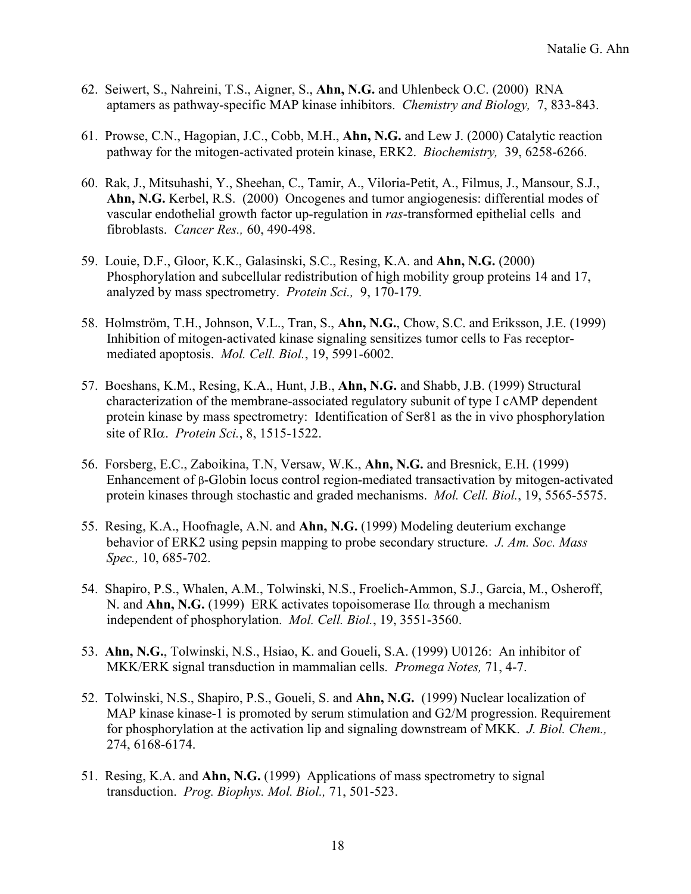62. Seiwert, S., Nahreini, T.S., Aigner, S., **Ahn, N.G.** and Uhlenbeck O.C. (2000) RNA aptamers as pathway-specific MAP kinase inhibitors. *Chemistry and Biology,* 7, 833-843.

61. Prowse, C.N., Hagopian, J.C., Cobb, M.H., **Ahn, N.G.** and Lew J. (2000) Catalytic reaction pathway for the mitogen-activated protein kinase, ERK2. *Biochemistry,* 39, 6258-6266.

60. Rak, J., Mitsuhashi, Y., Sheehan, C., Tamir, A., Viloria-Petit, A., Filmus, J., Mansour, S.J., **Ahn, N.G.** Kerbel, R.S. (2000) Oncogenes and tumor angiogenesis: differential modes of vascular endothelial growth factor up-regulation in *ras*-transformed epithelial cells and fibroblasts. *Cancer Res.,* 60, 490-498.

59. Louie, D.F., Gloor, K.K., Galasinski, S.C., Resing, K.A. and **Ahn, N.G.** (2000) Phosphorylation and subcellular redistribution of high mobility group proteins 14 and 17, analyzed by mass spectrometry. *Protein Sci.,* 9, 170-179*.*

58. Holmström, T.H., Johnson, V.L., Tran, S., **Ahn, N.G.**, Chow, S.C. and Eriksson, J.E. (1999) Inhibition of mitogen-activated kinase signaling sensitizes tumor cells to Fas receptor-mediated apoptosis. *Mol. Cell. Biol.*, 19, 5991-6002.

57. Boeshans, K.M., Resing, K.A., Hunt, J.B., **Ahn, N.G.** and Shabb, J.B. (1999) Structural characterization of the membrane-associated regulatory subunit of type I cAMP dependent protein kinase by mass spectrometry: Identification of Ser81 as the in vivo phosphorylation site of RIα. *Protein Sci.*, 8, 1515-1522.

56. Forsberg, E.C., Zaboikina, T.N, Versaw, W.K., **Ahn, N.G.** and Bresnick, E.H. (1999) Enhancement of β-Globin locus control region-mediated transactivation by mitogen-activated protein kinases through stochastic and graded mechanisms. *Mol. Cell. Biol.*, 19, 5565-5575.

55. Resing, K.A., Hoofnagle, A.N. and **Ahn, N.G.** (1999) Modeling deuterium exchange behavior of ERK2 using pepsin mapping to probe secondary structure. *J. Am. Soc. Mass Spec.,* 10, 685-702.

54. Shapiro, P.S., Whalen, A.M., Tolwinski, N.S., Froelich-Ammon, S.J., Garcia, M., Osheroff, N. and **Ahn, N.G.** (1999) ERK activates topoisomerase IIα through a mechanism independent of phosphorylation. *Mol. Cell. Biol.*, 19, 3551-3560.

53. **Ahn, N.G.**, Tolwinski, N.S., Hsiao, K. and Goueli, S.A. (1999) U0126: An inhibitor of MKK/ERK signal transduction in mammalian cells. *Promega Notes,* 71, 4-7.

52. Tolwinski, N.S., Shapiro, P.S., Goueli, S. and **Ahn, N.G.** (1999) Nuclear localization of MAP kinase kinase-1 is promoted by serum stimulation and G2/M progression. Requirement for phosphorylation at the activation lip and signaling downstream of MKK. *J. Biol. Chem.,* 274, 6168-6174.

51. Resing, K.A. and **Ahn, N.G.** (1999) Applications of mass spectrometry to signal transduction. *Prog. Biophys. Mol. Biol.,* 71, 501-523.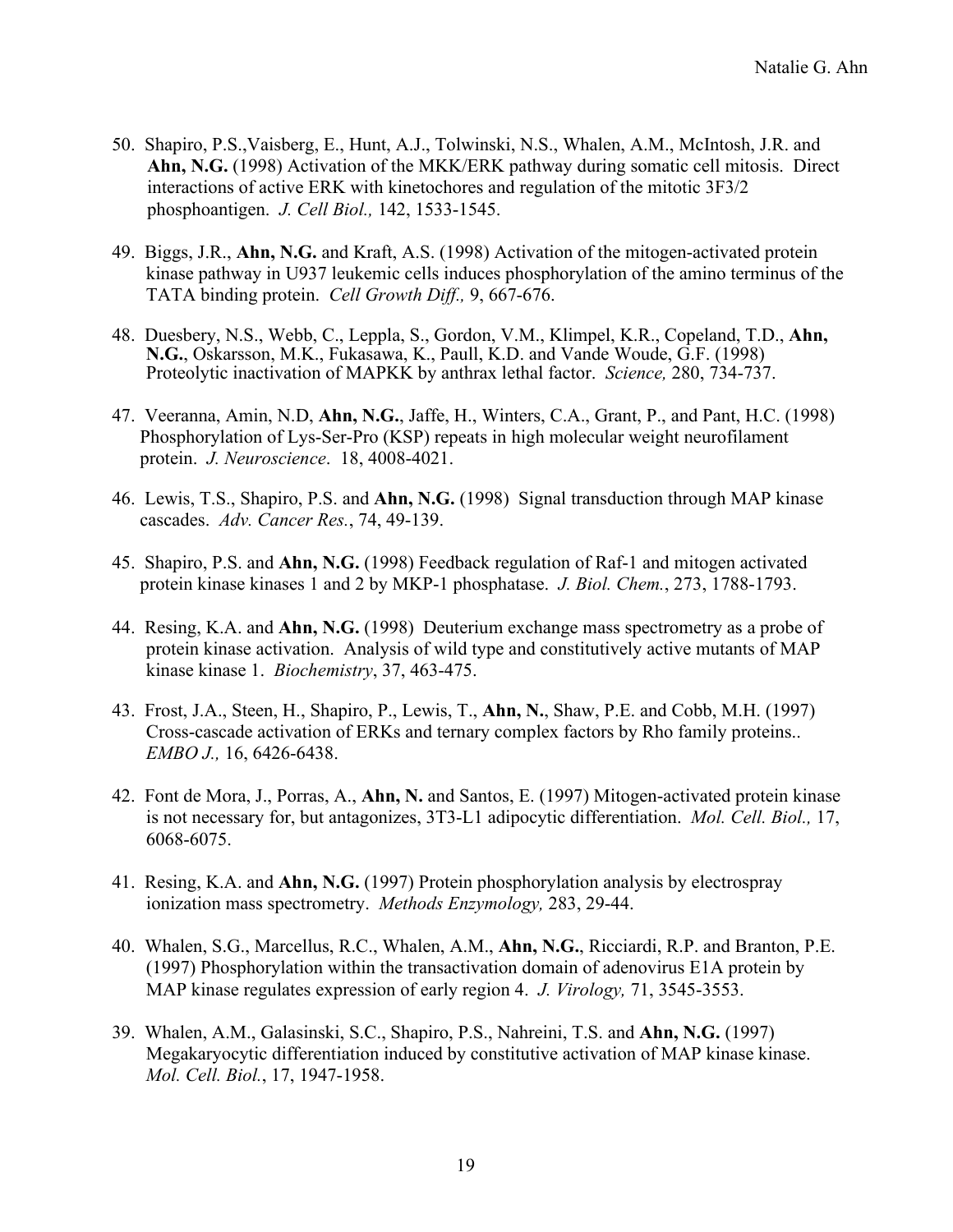50. Shapiro, P.S.,Vaisberg, E., Hunt, A.J., Tolwinski, N.S., Whalen, A.M., McIntosh, J.R. and **Ahn, N.G.** (1998) Activation of the MKK/ERK pathway during somatic cell mitosis. Direct interactions of active ERK with kinetochores and regulation of the mitotic 3F3/2 phosphoantigen. *J. Cell Biol.,* 142, 1533-1545.

49. Biggs, J.R., **Ahn, N.G.** and Kraft, A.S. (1998) Activation of the mitogen-activated protein kinase pathway in U937 leukemic cells induces phosphorylation of the amino terminus of the TATA binding protein. *Cell Growth Diff.,* 9, 667-676.

48. Duesbery, N.S., Webb, C., Leppla, S., Gordon, V.M., Klimpel, K.R., Copeland, T.D., **Ahn, N.G.**, Oskarsson, M.K., Fukasawa, K., Paull, K.D. and Vande Woude, G.F. (1998) Proteolytic inactivation of MAPKK by anthrax lethal factor. *Science,* 280, 734-737.

47. Veeranna, Amin, N.D, **Ahn, N.G.**, Jaffe, H., Winters, C.A., Grant, P., and Pant, H.C. (1998) Phosphorylation of Lys-Ser-Pro (KSP) repeats in high molecular weight neurofilament protein. *J. Neuroscience*. 18, 4008-4021.

46. Lewis, T.S., Shapiro, P.S. and **Ahn, N.G.** (1998) Signal transduction through MAP kinase cascades. *Adv. Cancer Res.*, 74, 49-139.

45. Shapiro, P.S. and **Ahn, N.G.** (1998) Feedback regulation of Raf-1 and mitogen activated protein kinase kinases 1 and 2 by MKP-1 phosphatase. *J. Biol. Chem.*, 273, 1788-1793.

44. Resing, K.A. and **Ahn, N.G.** (1998) Deuterium exchange mass spectrometry as a probe of protein kinase activation. Analysis of wild type and constitutively active mutants of MAP kinase kinase 1. *Biochemistry*, 37, 463-475.

43. Frost, J.A., Steen, H., Shapiro, P., Lewis, T., **Ahn, N.**, Shaw, P.E. and Cobb, M.H. (1997) Cross-cascade activation of ERKs and ternary complex factors by Rho family proteins.. *EMBO J.,* 16, 6426-6438.

42. Font de Mora, J., Porras, A., **Ahn, N.** and Santos, E. (1997) Mitogen-activated protein kinase is not necessary for, but antagonizes, 3T3-L1 adipocytic differentiation. *Mol. Cell. Biol.,* 17, 6068-6075.

41. Resing, K.A. and **Ahn, N.G.** (1997) Protein phosphorylation analysis by electrospray ionization mass spectrometry. *Methods Enzymology,* 283, 29-44.

40. Whalen, S.G., Marcellus, R.C., Whalen, A.M., **Ahn, N.G.**, Ricciardi, R.P. and Branton, P.E. (1997) Phosphorylation within the transactivation domain of adenovirus E1A protein by MAP kinase regulates expression of early region 4. *J. Virology,* 71, 3545-3553.

39. Whalen, A.M., Galasinski, S.C., Shapiro, P.S., Nahreini, T.S. and **Ahn, N.G.** (1997) Megakaryocytic differentiation induced by constitutive activation of MAP kinase kinase. *Mol. Cell. Biol.*, 17, 1947-1958.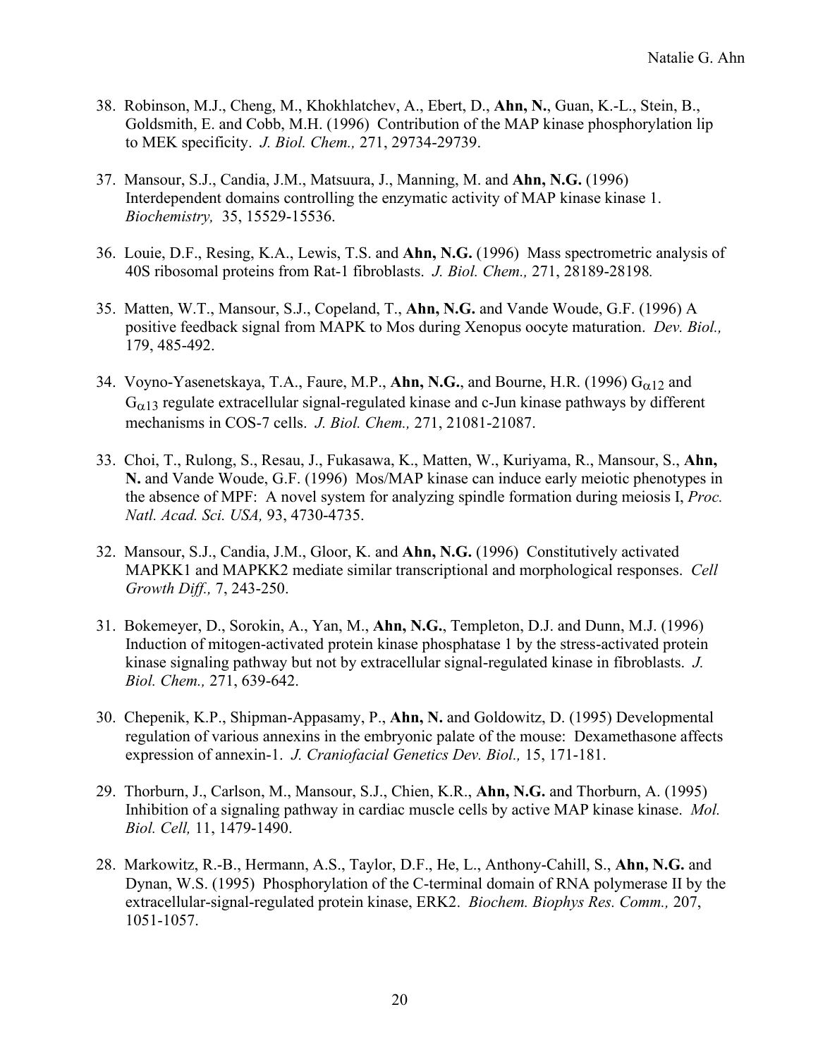38. Robinson, M.J., Cheng, M., Khokhlatchev, A., Ebert, D., **Ahn, N.**, Guan, K.-L., Stein, B., Goldsmith, E. and Cobb, M.H. (1996) Contribution of the MAP kinase phosphorylation lip to MEK specificity. *J. Biol. Chem.,* 271, 29734-29739.

37. Mansour, S.J., Candia, J.M., Matsuura, J., Manning, M. and **Ahn, N.G.** (1996) Interdependent domains controlling the enzymatic activity of MAP kinase kinase 1. *Biochemistry,* 35, 15529-15536.

36. Louie, D.F., Resing, K.A., Lewis, T.S. and **Ahn, N.G.** (1996) Mass spectrometric analysis of 40S ribosomal proteins from Rat-1 fibroblasts. *J. Biol. Chem.,* 271, 28189-28198*.*

35. Matten, W.T., Mansour, S.J., Copeland, T., **Ahn, N.G.** and Vande Woude, G.F. (1996) A positive feedback signal from MAPK to Mos during Xenopus oocyte maturation. *Dev. Biol.,* 179, 485-492.

34. Voyno-Yasenetskaya, T.A., Faure, M.P., **Ahn, N.G.**, and Bourne, H.R. (1996) $G_{\alpha 12}$ and $G_{\alpha 13}$ regulate extracellular signal-regulated kinase and c-Jun kinase pathways by different mechanisms in COS-7 cells. *J. Biol. Chem.,* 271, 21081-21087.

33. Choi, T., Rulong, S., Resau, J., Fukasawa, K., Matten, W., Kuriyama, R., Mansour, S., **Ahn, N.** and Vande Woude, G.F. (1996) Mos/MAP kinase can induce early meiotic phenotypes in the absence of MPF: A novel system for analyzing spindle formation during meiosis I, *Proc. Natl. Acad. Sci. USA,* 93, 4730-4735.

32. Mansour, S.J., Candia, J.M., Gloor, K. and **Ahn, N.G.** (1996) Constitutively activated MAPKK1 and MAPKK2 mediate similar transcriptional and morphological responses. *Cell Growth Diff.,* 7, 243-250.

31. Bokemeyer, D., Sorokin, A., Yan, M., **Ahn, N.G.**, Templeton, D.J. and Dunn, M.J. (1996) Induction of mitogen-activated protein kinase phosphatase 1 by the stress-activated protein kinase signaling pathway but not by extracellular signal-regulated kinase in fibroblasts. *J. Biol. Chem.,* 271, 639-642.

30. Chepenik, K.P., Shipman-Appasamy, P., **Ahn, N.** and Goldowitz, D. (1995) Developmental regulation of various annexins in the embryonic palate of the mouse: Dexamethasone affects expression of annexin-1. *J. Craniofacial Genetics Dev. Biol.,* 15, 171-181.

29. Thorburn, J., Carlson, M., Mansour, S.J., Chien, K.R., **Ahn, N.G.** and Thorburn, A. (1995) Inhibition of a signaling pathway in cardiac muscle cells by active MAP kinase kinase. *Mol. Biol. Cell,* 11, 1479-1490.

28. Markowitz, R.-B., Hermann, A.S., Taylor, D.F., He, L., Anthony-Cahill, S., **Ahn, N.G.** and Dynan, W.S. (1995) Phosphorylation of the C-terminal domain of RNA polymerase II by the extracellular-signal-regulated protein kinase, ERK2. *Biochem. Biophys Res. Comm.,* 207, 1051-1057.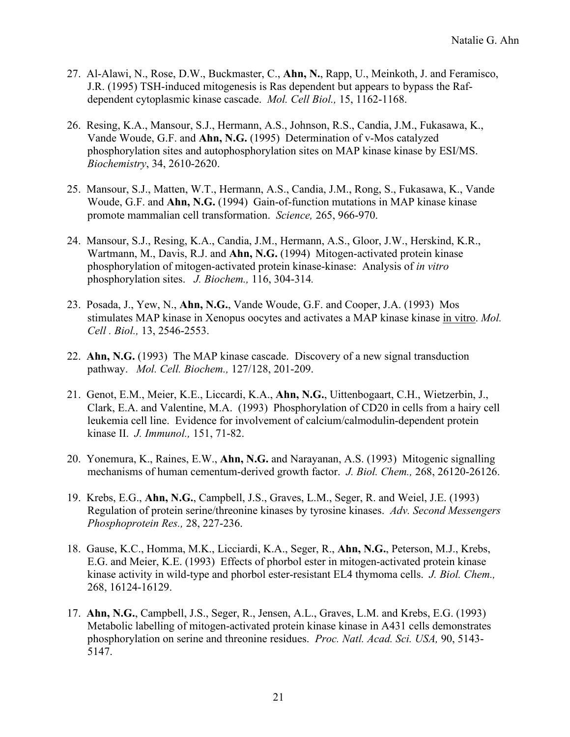27. Al-Alawi, N., Rose, D.W., Buckmaster, C., **Ahn, N.**, Rapp, U., Meinkoth, J. and Feramisco, J.R. (1995) TSH-induced mitogenesis is Ras dependent but appears to bypass the Raf-dependent cytoplasmic kinase cascade. *Mol. Cell Biol.,* 15, 1162-1168.

26. Resing, K.A., Mansour, S.J., Hermann, A.S., Johnson, R.S., Candia, J.M., Fukasawa, K., Vande Woude, G.F. and **Ahn, N.G.** (1995) Determination of v-Mos catalyzed phosphorylation sites and autophosphorylation sites on MAP kinase kinase by ESI/MS. *Biochemistry*, 34, 2610-2620.

25. Mansour, S.J., Matten, W.T., Hermann, A.S., Candia, J.M., Rong, S., Fukasawa, K., Vande Woude, G.F. and **Ahn, N.G.** (1994) Gain-of-function mutations in MAP kinase kinase promote mammalian cell transformation. *Science,* 265, 966-970.

24. Mansour, S.J., Resing, K.A., Candia, J.M., Hermann, A.S., Gloor, J.W., Herskind, K.R., Wartmann, M., Davis, R.J. and **Ahn, N.G.** (1994) Mitogen-activated protein kinase phosphorylation of mitogen-activated protein kinase-kinase: Analysis of *in vitro* phosphorylation sites. *J. Biochem.,* 116, 304-314*.*

23. Posada, J., Yew, N., **Ahn, N.G.**, Vande Woude, G.F. and Cooper, J.A. (1993) Mos stimulates MAP kinase in Xenopus oocytes and activates a MAP kinase kinase in vitro. *Mol. Cell . Biol.,* 13, 2546-2553.

22. **Ahn, N.G.** (1993) The MAP kinase cascade. Discovery of a new signal transduction pathway. *Mol. Cell. Biochem.,* 127/128, 201-209.

21. Genot, E.M., Meier, K.E., Liccardi, K.A., **Ahn, N.G.**, Uittenbogaart, C.H., Wietzerbin, J., Clark, E.A. and Valentine, M.A. (1993) Phosphorylation of CD20 in cells from a hairy cell leukemia cell line. Evidence for involvement of calcium/calmodulin-dependent protein kinase II. *J. Immunol.,* 151, 71-82.

20. Yonemura, K., Raines, E.W., **Ahn, N.G.** and Narayanan, A.S. (1993) Mitogenic signalling mechanisms of human cementum-derived growth factor. *J. Biol. Chem.,* 268, 26120-26126.

19. Krebs, E.G., **Ahn, N.G.**, Campbell, J.S., Graves, L.M., Seger, R. and Weiel, J.E. (1993) Regulation of protein serine/threonine kinases by tyrosine kinases. *Adv. Second Messengers Phosphoprotein Res.,* 28, 227-236.

18. Gause, K.C., Homma, M.K., Licciardi, K.A., Seger, R., **Ahn, N.G.**, Peterson, M.J., Krebs, E.G. and Meier, K.E. (1993) Effects of phorbol ester in mitogen-activated protein kinase kinase activity in wild-type and phorbol ester-resistant EL4 thymoma cells. *J. Biol. Chem.,* 268, 16124-16129.

17. **Ahn, N.G.**, Campbell, J.S., Seger, R., Jensen, A.L., Graves, L.M. and Krebs, E.G. (1993) Metabolic labelling of mitogen-activated protein kinase kinase in A431 cells demonstrates phosphorylation on serine and threonine residues. *Proc. Natl. Acad. Sci. USA,* 90, 5143-5147.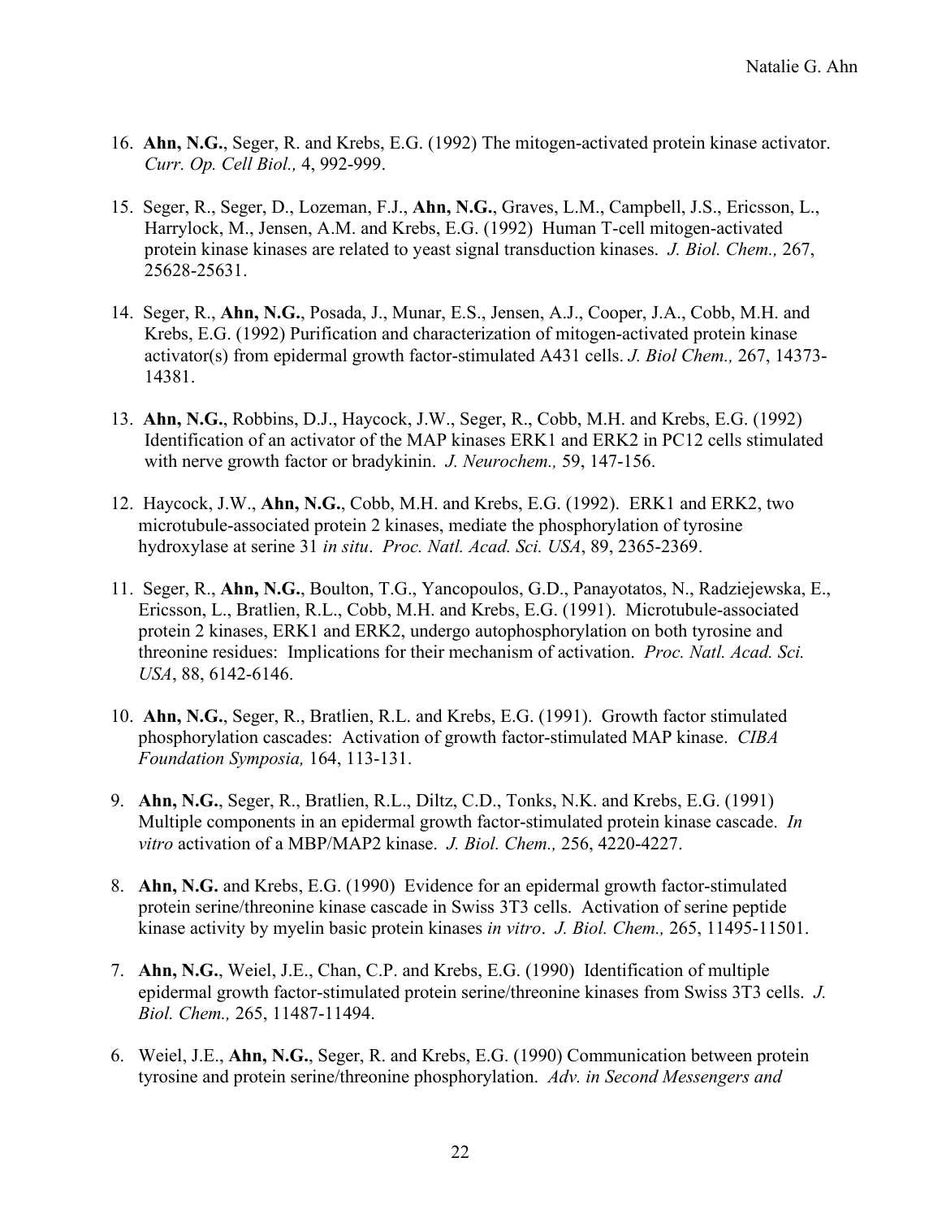16. **Ahn, N.G.**, Seger, R. and Krebs, E.G. (1992) The mitogen-activated protein kinase activator. *Curr. Op. Cell Biol.,* 4, 992-999.

15. Seger, R., Seger, D., Lozeman, F.J., **Ahn, N.G.**, Graves, L.M., Campbell, J.S., Ericsson, L., Harrylock, M., Jensen, A.M. and Krebs, E.G. (1992) Human T-cell mitogen-activated protein kinase kinases are related to yeast signal transduction kinases. *J. Biol. Chem.,* 267, 25628-25631.

14. Seger, R., **Ahn, N.G.**, Posada, J., Munar, E.S., Jensen, A.J., Cooper, J.A., Cobb, M.H. and Krebs, E.G. (1992) Purification and characterization of mitogen-activated protein kinase activator(s) from epidermal growth factor-stimulated A431 cells. *J. Biol Chem.,* 267, 14373-14381.

13. **Ahn, N.G.**, Robbins, D.J., Haycock, J.W., Seger, R., Cobb, M.H. and Krebs, E.G. (1992) Identification of an activator of the MAP kinases ERK1 and ERK2 in PC12 cells stimulated with nerve growth factor or bradykinin. *J. Neurochem.,* 59, 147-156.

12. Haycock, J.W., **Ahn, N.G.**, Cobb, M.H. and Krebs, E.G. (1992). ERK1 and ERK2, two microtubule-associated protein 2 kinases, mediate the phosphorylation of tyrosine hydroxylase at serine 31 *in situ*. *Proc. Natl. Acad. Sci. USA*, 89, 2365-2369.

11. Seger, R., **Ahn, N.G.**, Boulton, T.G., Yancopoulos, G.D., Panayotatos, N., Radziejewska, E., Ericsson, L., Bratlien, R.L., Cobb, M.H. and Krebs, E.G. (1991). Microtubule-associated protein 2 kinases, ERK1 and ERK2, undergo autophosphorylation on both tyrosine and threonine residues: Implications for their mechanism of activation. *Proc. Natl. Acad. Sci. USA*, 88, 6142-6146.

10. **Ahn, N.G.**, Seger, R., Bratlien, R.L. and Krebs, E.G. (1991). Growth factor stimulated phosphorylation cascades: Activation of growth factor-stimulated MAP kinase. *CIBA Foundation Symposia,* 164, 113-131.

9. **Ahn, N.G.**, Seger, R., Bratlien, R.L., Diltz, C.D., Tonks, N.K. and Krebs, E.G. (1991) Multiple components in an epidermal growth factor-stimulated protein kinase cascade. *In vitro* activation of a MBP/MAP2 kinase. *J. Biol. Chem.,* 256, 4220-4227.

8. **Ahn, N.G.** and Krebs, E.G. (1990) Evidence for an epidermal growth factor-stimulated protein serine/threonine kinase cascade in Swiss 3T3 cells. Activation of serine peptide kinase activity by myelin basic protein kinases *in vitro*. *J. Biol. Chem.,* 265, 11495-11501.

7. **Ahn, N.G.**, Weiel, J.E., Chan, C.P. and Krebs, E.G. (1990) Identification of multiple epidermal growth factor-stimulated protein serine/threonine kinases from Swiss 3T3 cells. *J. Biol. Chem.,* 265, 11487-11494.

6. Weiel, J.E., **Ahn, N.G.**, Seger, R. and Krebs, E.G. (1990) Communication between protein tyrosine and protein serine/threonine phosphorylation. *Adv. in Second Messengers and*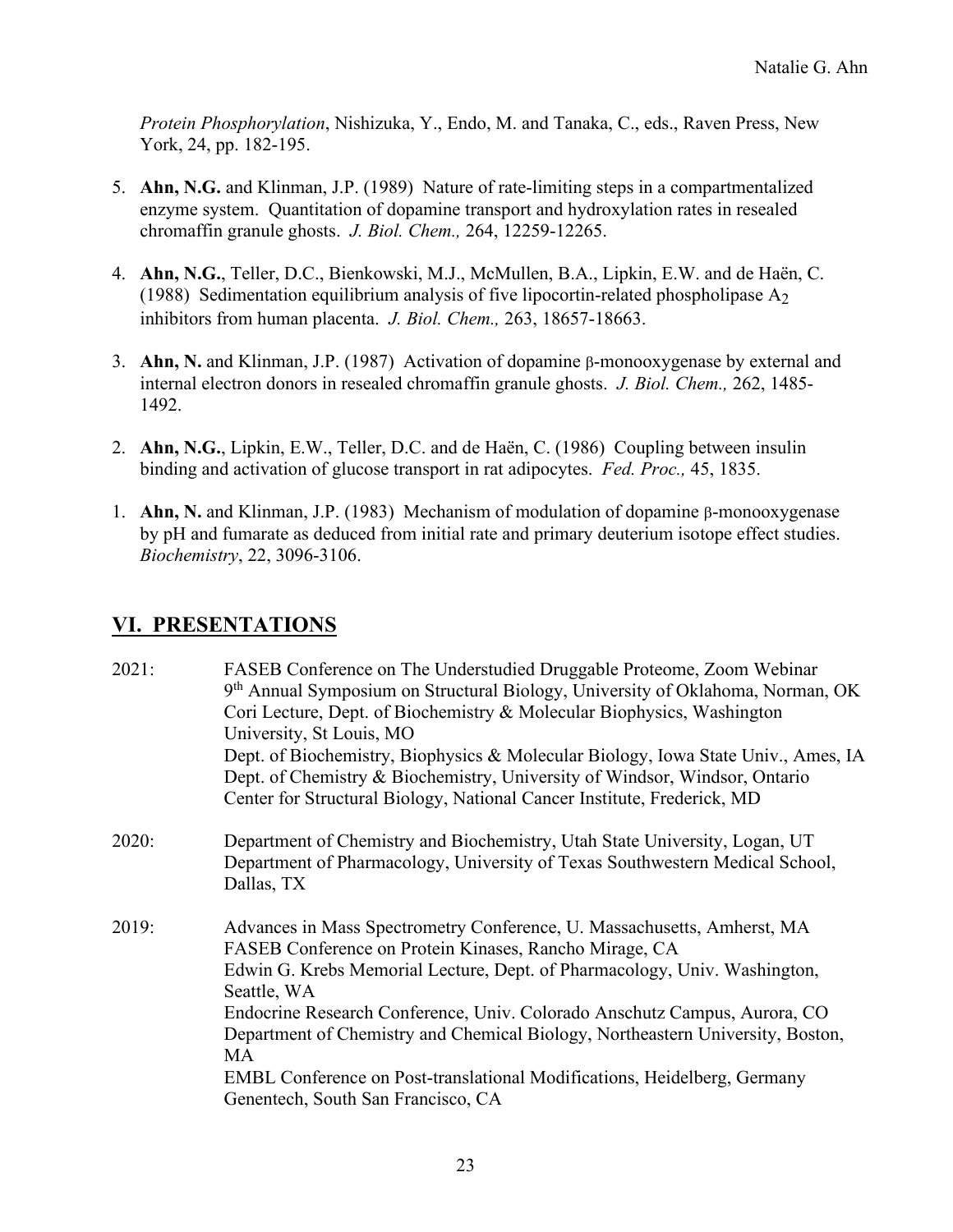*Protein Phosphorylation*, Nishizuka, Y., Endo, M. and Tanaka, C., eds., Raven Press, New York, 24, pp. 182-195.

5. **Ahn, N.G.** and Klinman, J.P. (1989) Nature of rate-limiting steps in a compartmentalized enzyme system. Quantitation of dopamine transport and hydroxylation rates in resealed chromaffin granule ghosts. *J. Biol. Chem.,* 264, 12259-12265.

4. **Ahn, N.G.**, Teller, D.C., Bienkowski, M.J., McMullen, B.A., Lipkin, E.W. and de Haën, C. (1988) Sedimentation equilibrium analysis of five lipocortin-related phospholipase $A_2$ inhibitors from human placenta. *J. Biol. Chem.,* 263, 18657-18663.

3. **Ahn, N.** and Klinman, J.P. (1987) Activation of dopamine β-monooxygenase by external and internal electron donors in resealed chromaffin granule ghosts. *J. Biol. Chem.,* 262, 1485-1492.

2. **Ahn, N.G.**, Lipkin, E.W., Teller, D.C. and de Haën, C. (1986) Coupling between insulin binding and activation of glucose transport in rat adipocytes. *Fed. Proc.,* 45, 1835.

1. **Ahn, N.** and Klinman, J.P. (1983) Mechanism of modulation of dopamine β-monooxygenase by pH and fumarate as deduced from initial rate and primary deuterium isotope effect studies. *Biochemistry*, 22, 3096-3106.

## VI. PRESENTATIONS

2021:
- FASEB Conference on The Understudied Druggable Proteome, Zoom Webinar
- 9th Annual Symposium on Structural Biology, University of Oklahoma, Norman, OK
- Cori Lecture, Dept. of Biochemistry & Molecular Biophysics, Washington University, St Louis, MO
- Dept. of Biochemistry, Biophysics & Molecular Biology, Iowa State Univ., Ames, IA
- Dept. of Chemistry & Biochemistry, University of Windsor, Windsor, Ontario
- Center for Structural Biology, National Cancer Institute, Frederick, MD

2020:
- Department of Chemistry and Biochemistry, Utah State University, Logan, UT
- Department of Pharmacology, University of Texas Southwestern Medical School, Dallas, TX

2019:
- Advances in Mass Spectrometry Conference, U. Massachusetts, Amherst, MA
- FASEB Conference on Protein Kinases, Rancho Mirage, CA
- Edwin G. Krebs Memorial Lecture, Dept. of Pharmacology, Univ. Washington, Seattle, WA
- Endocrine Research Conference, Univ. Colorado Anschutz Campus, Aurora, CO
- Department of Chemistry and Chemical Biology, Northeastern University, Boston, MA
- EMBL Conference on Post-translational Modifications, Heidelberg, Germany
- Genentech, South San Francisco, CA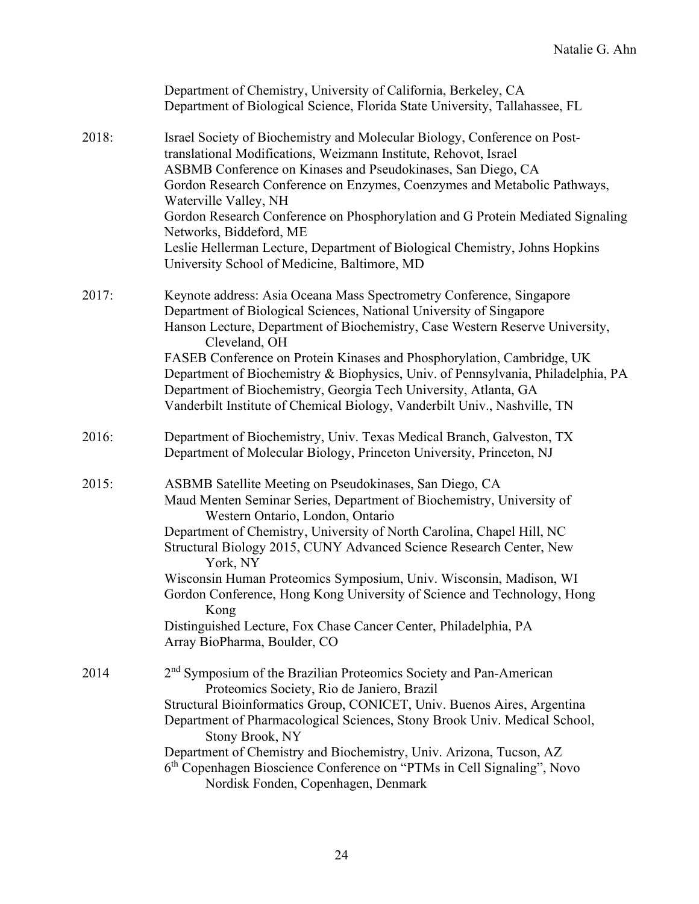Department of Chemistry, University of California, Berkeley, CA
Department of Biological Science, Florida State University, Tallahassee, FL

2018: Israel Society of Biochemistry and Molecular Biology, Conference on Post-translational Modifications, Weizmann Institute, Rehovot, Israel
ASBMB Conference on Kinases and Pseudokinases, San Diego, CA
Gordon Research Conference on Enzymes, Coenzymes and Metabolic Pathways, Waterville Valley, NH
Gordon Research Conference on Phosphorylation and G Protein Mediated Signaling Networks, Biddeford, ME
Leslie Hellerman Lecture, Department of Biological Chemistry, Johns Hopkins University School of Medicine, Baltimore, MD

2017: Keynote address: Asia Oceana Mass Spectrometry Conference, Singapore
Department of Biological Sciences, National University of Singapore
Hanson Lecture, Department of Biochemistry, Case Western Reserve University, Cleveland, OH
FASEB Conference on Protein Kinases and Phosphorylation, Cambridge, UK
Department of Biochemistry & Biophysics, Univ. of Pennsylvania, Philadelphia, PA
Department of Biochemistry, Georgia Tech University, Atlanta, GA
Vanderbilt Institute of Chemical Biology, Vanderbilt Univ., Nashville, TN

2016: Department of Biochemistry, Univ. Texas Medical Branch, Galveston, TX
Department of Molecular Biology, Princeton University, Princeton, NJ

2015: ASBMB Satellite Meeting on Pseudokinases, San Diego, CA
Maud Menten Seminar Series, Department of Biochemistry, University of Western Ontario, London, Ontario
Department of Chemistry, University of North Carolina, Chapel Hill, NC
Structural Biology 2015, CUNY Advanced Science Research Center, New York, NY
Wisconsin Human Proteomics Symposium, Univ. Wisconsin, Madison, WI
Gordon Conference, Hong Kong University of Science and Technology, Hong Kong
Distinguished Lecture, Fox Chase Cancer Center, Philadelphia, PA
Array BioPharma, Boulder, CO

2014 2nd Symposium of the Brazilian Proteomics Society and Pan-American Proteomics Society, Rio de Janiero, Brazil
Structural Bioinformatics Group, CONICET, Univ. Buenos Aires, Argentina
Department of Pharmacological Sciences, Stony Brook Univ. Medical School, Stony Brook, NY
Department of Chemistry and Biochemistry, Univ. Arizona, Tucson, AZ
6th Copenhagen Bioscience Conference on "PTMs in Cell Signaling", Novo Nordisk Fonden, Copenhagen, Denmark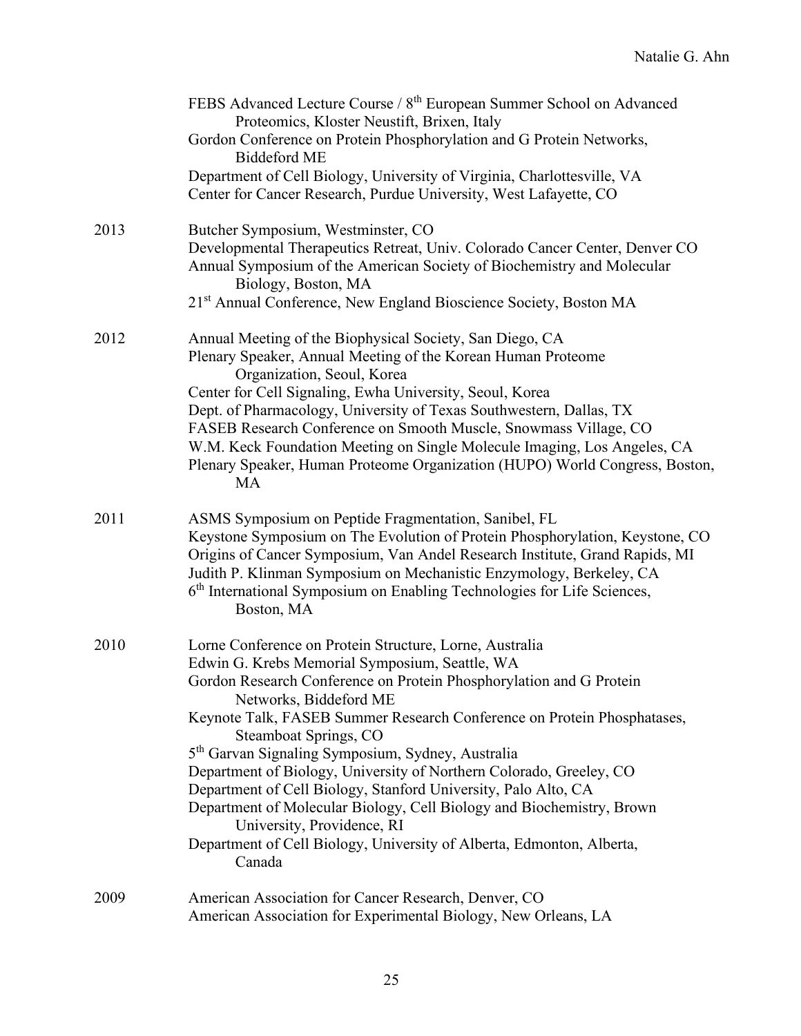FEBS Advanced Lecture Course / 8th European Summer School on Advanced Proteomics, Kloster Neustift, Brixen, Italy
Gordon Conference on Protein Phosphorylation and G Protein Networks, Biddeford ME
Department of Cell Biology, University of Virginia, Charlottesville, VA
Center for Cancer Research, Purdue University, West Lafayette, CO

2013
Butcher Symposium, Westminster, CO
Developmental Therapeutics Retreat, Univ. Colorado Cancer Center, Denver CO
Annual Symposium of the American Society of Biochemistry and Molecular Biology, Boston, MA
21st Annual Conference, New England Bioscience Society, Boston MA

2012
Annual Meeting of the Biophysical Society, San Diego, CA
Plenary Speaker, Annual Meeting of the Korean Human Proteome Organization, Seoul, Korea
Center for Cell Signaling, Ewha University, Seoul, Korea
Dept. of Pharmacology, University of Texas Southwestern, Dallas, TX
FASEB Research Conference on Smooth Muscle, Snowmass Village, CO
W.M. Keck Foundation Meeting on Single Molecule Imaging, Los Angeles, CA
Plenary Speaker, Human Proteome Organization (HUPO) World Congress, Boston, MA

2011
ASMS Symposium on Peptide Fragmentation, Sanibel, FL
Keystone Symposium on The Evolution of Protein Phosphorylation, Keystone, CO
Origins of Cancer Symposium, Van Andel Research Institute, Grand Rapids, MI
Judith P. Klinman Symposium on Mechanistic Enzymology, Berkeley, CA
6th International Symposium on Enabling Technologies for Life Sciences, Boston, MA

2010
Lorne Conference on Protein Structure, Lorne, Australia
Edwin G. Krebs Memorial Symposium, Seattle, WA
Gordon Research Conference on Protein Phosphorylation and G Protein Networks, Biddeford ME
Keynote Talk, FASEB Summer Research Conference on Protein Phosphatases, Steamboat Springs, CO
5th Garvan Signaling Symposium, Sydney, Australia
Department of Biology, University of Northern Colorado, Greeley, CO
Department of Cell Biology, Stanford University, Palo Alto, CA
Department of Molecular Biology, Cell Biology and Biochemistry, Brown University, Providence, RI
Department of Cell Biology, University of Alberta, Edmonton, Alberta, Canada

2009
American Association for Cancer Research, Denver, CO
American Association for Experimental Biology, New Orleans, LA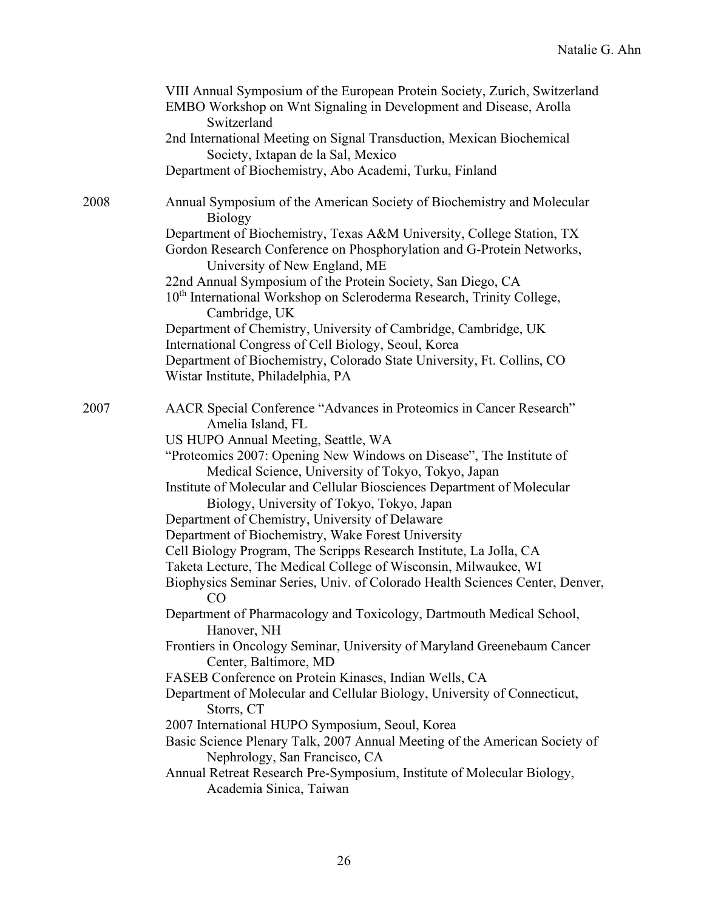VIII Annual Symposium of the European Protein Society, Zurich, Switzerland
EMBO Workshop on Wnt Signaling in Development and Disease, Arolla Switzerland
2nd International Meeting on Signal Transduction, Mexican Biochemical Society, Ixtapan de la Sal, Mexico
Department of Biochemistry, Abo Academi, Turku, Finland

2008

Annual Symposium of the American Society of Biochemistry and Molecular Biology
Department of Biochemistry, Texas A&M University, College Station, TX
Gordon Research Conference on Phosphorylation and G-Protein Networks, University of New England, ME
22nd Annual Symposium of the Protein Society, San Diego, CA
10th International Workshop on Scleroderma Research, Trinity College, Cambridge, UK
Department of Chemistry, University of Cambridge, Cambridge, UK
International Congress of Cell Biology, Seoul, Korea
Department of Biochemistry, Colorado State University, Ft. Collins, CO
Wistar Institute, Philadelphia, PA

2007

AACR Special Conference "Advances in Proteomics in Cancer Research" Amelia Island, FL
US HUPO Annual Meeting, Seattle, WA
"Proteomics 2007: Opening New Windows on Disease", The Institute of Medical Science, University of Tokyo, Tokyo, Japan
Institute of Molecular and Cellular Biosciences Department of Molecular Biology, University of Tokyo, Tokyo, Japan
Department of Chemistry, University of Delaware
Department of Biochemistry, Wake Forest University
Cell Biology Program, The Scripps Research Institute, La Jolla, CA
Taketa Lecture, The Medical College of Wisconsin, Milwaukee, WI
Biophysics Seminar Series, Univ. of Colorado Health Sciences Center, Denver, CO
Department of Pharmacology and Toxicology, Dartmouth Medical School, Hanover, NH
Frontiers in Oncology Seminar, University of Maryland Greenebaum Cancer Center, Baltimore, MD
FASEB Conference on Protein Kinases, Indian Wells, CA
Department of Molecular and Cellular Biology, University of Connecticut, Storrs, CT
2007 International HUPO Symposium, Seoul, Korea
Basic Science Plenary Talk, 2007 Annual Meeting of the American Society of Nephrology, San Francisco, CA
Annual Retreat Research Pre-Symposium, Institute of Molecular Biology, Academia Sinica, Taiwan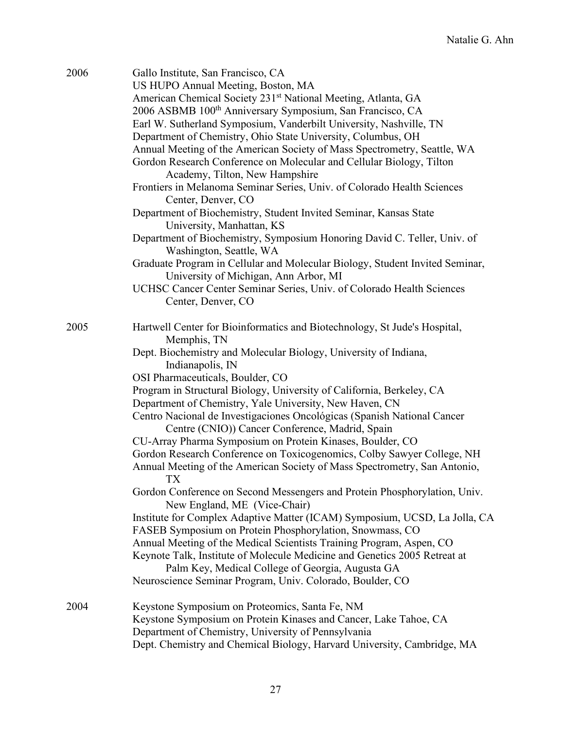2006 Gallo Institute, San Francisco, CA
US HUPO Annual Meeting, Boston, MA
American Chemical Society 231st National Meeting, Atlanta, GA
2006 ASBMB 100th Anniversary Symposium, San Francisco, CA
Earl W. Sutherland Symposium, Vanderbilt University, Nashville, TN
Department of Chemistry, Ohio State University, Columbus, OH
Annual Meeting of the American Society of Mass Spectrometry, Seattle, WA
Gordon Research Conference on Molecular and Cellular Biology, Tilton Academy, Tilton, New Hampshire
Frontiers in Melanoma Seminar Series, Univ. of Colorado Health Sciences Center, Denver, CO
Department of Biochemistry, Student Invited Seminar, Kansas State University, Manhattan, KS
Department of Biochemistry, Symposium Honoring David C. Teller, Univ. of Washington, Seattle, WA
Graduate Program in Cellular and Molecular Biology, Student Invited Seminar, University of Michigan, Ann Arbor, MI
UCHSC Cancer Center Seminar Series, Univ. of Colorado Health Sciences Center, Denver, CO

2005 Hartwell Center for Bioinformatics and Biotechnology, St Jude's Hospital, Memphis, TN
Dept. Biochemistry and Molecular Biology, University of Indiana, Indianapolis, IN
OSI Pharmaceuticals, Boulder, CO
Program in Structural Biology, University of California, Berkeley, CA
Department of Chemistry, Yale University, New Haven, CN
Centro Nacional de Investigaciones Oncológicas (Spanish National Cancer Centre (CNIO)) Cancer Conference, Madrid, Spain
CU-Array Pharma Symposium on Protein Kinases, Boulder, CO
Gordon Research Conference on Toxicogenomics, Colby Sawyer College, NH
Annual Meeting of the American Society of Mass Spectrometry, San Antonio, TX
Gordon Conference on Second Messengers and Protein Phosphorylation, Univ. New England, ME (Vice-Chair)
Institute for Complex Adaptive Matter (ICAM) Symposium, UCSD, La Jolla, CA
FASEB Symposium on Protein Phosphorylation, Snowmass, CO
Annual Meeting of the Medical Scientists Training Program, Aspen, CO
Keynote Talk, Institute of Molecule Medicine and Genetics 2005 Retreat at Palm Key, Medical College of Georgia, Augusta GA
Neuroscience Seminar Program, Univ. Colorado, Boulder, CO

2004 Keystone Symposium on Proteomics, Santa Fe, NM
Keystone Symposium on Protein Kinases and Cancer, Lake Tahoe, CA
Department of Chemistry, University of Pennsylvania
Dept. Chemistry and Chemical Biology, Harvard University, Cambridge, MA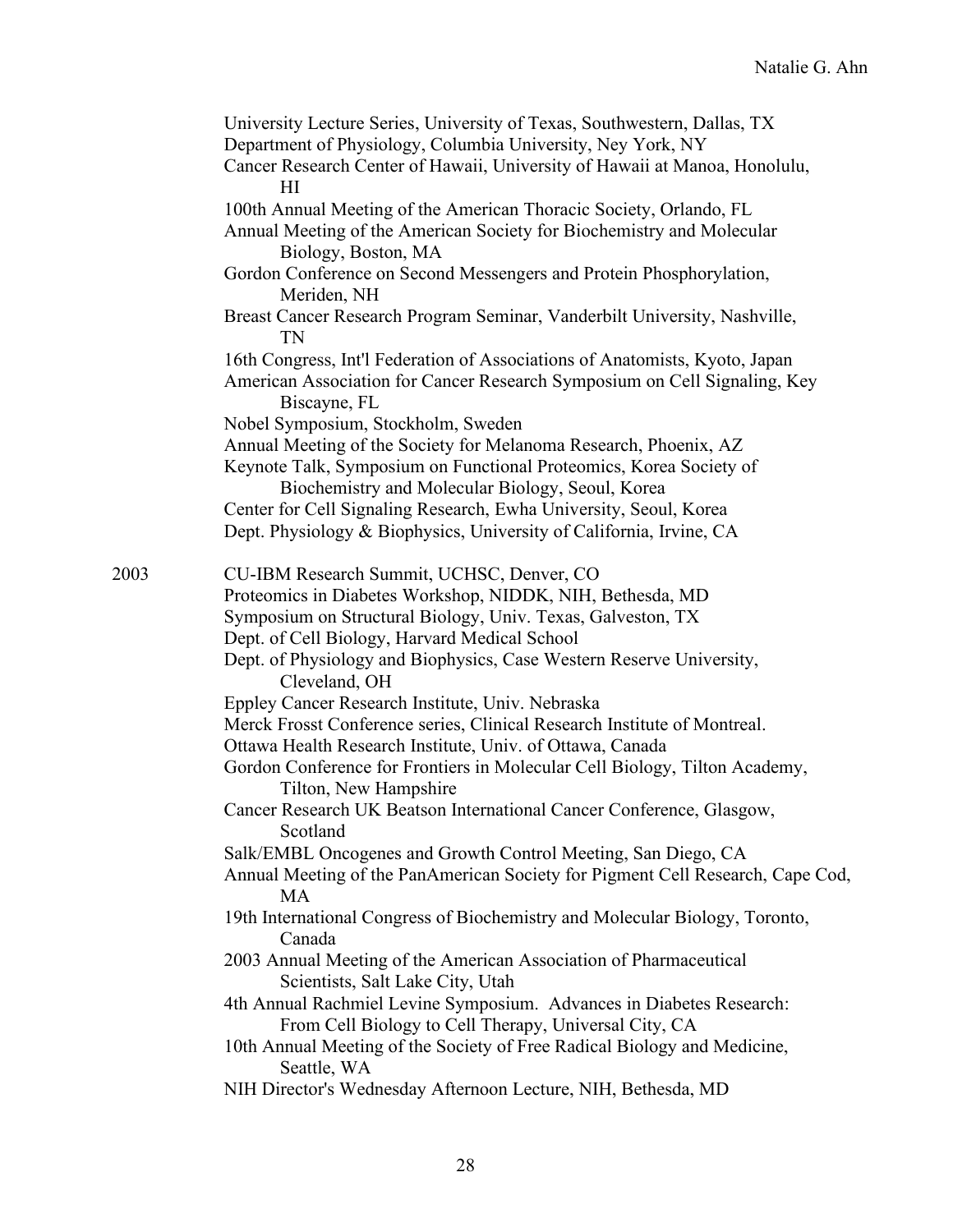University Lecture Series, University of Texas, Southwestern, Dallas, TX
Department of Physiology, Columbia University, Ney York, NY
Cancer Research Center of Hawaii, University of Hawaii at Manoa, Honolulu, HI
100th Annual Meeting of the American Thoracic Society, Orlando, FL
Annual Meeting of the American Society for Biochemistry and Molecular Biology, Boston, MA
Gordon Conference on Second Messengers and Protein Phosphorylation, Meriden, NH
Breast Cancer Research Program Seminar, Vanderbilt University, Nashville, TN
16th Congress, Int'l Federation of Associations of Anatomists, Kyoto, Japan
American Association for Cancer Research Symposium on Cell Signaling, Key Biscayne, FL
Nobel Symposium, Stockholm, Sweden
Annual Meeting of the Society for Melanoma Research, Phoenix, AZ
Keynote Talk, Symposium on Functional Proteomics, Korea Society of Biochemistry and Molecular Biology, Seoul, Korea
Center for Cell Signaling Research, Ewha University, Seoul, Korea
Dept. Physiology & Biophysics, University of California, Irvine, CA

2003
CU-IBM Research Summit, UCHSC, Denver, CO
Proteomics in Diabetes Workshop, NIDDK, NIH, Bethesda, MD
Symposium on Structural Biology, Univ. Texas, Galveston, TX
Dept. of Cell Biology, Harvard Medical School
Dept. of Physiology and Biophysics, Case Western Reserve University, Cleveland, OH
Eppley Cancer Research Institute, Univ. Nebraska
Merck Frosst Conference series, Clinical Research Institute of Montreal.
Ottawa Health Research Institute, Univ. of Ottawa, Canada
Gordon Conference for Frontiers in Molecular Cell Biology, Tilton Academy, Tilton, New Hampshire
Cancer Research UK Beatson International Cancer Conference, Glasgow, Scotland
Salk/EMBL Oncogenes and Growth Control Meeting, San Diego, CA
Annual Meeting of the PanAmerican Society for Pigment Cell Research, Cape Cod, MA
19th International Congress of Biochemistry and Molecular Biology, Toronto, Canada
2003 Annual Meeting of the American Association of Pharmaceutical Scientists, Salt Lake City, Utah
4th Annual Rachmiel Levine Symposium. Advances in Diabetes Research: From Cell Biology to Cell Therapy, Universal City, CA
10th Annual Meeting of the Society of Free Radical Biology and Medicine, Seattle, WA
NIH Director's Wednesday Afternoon Lecture, NIH, Bethesda, MD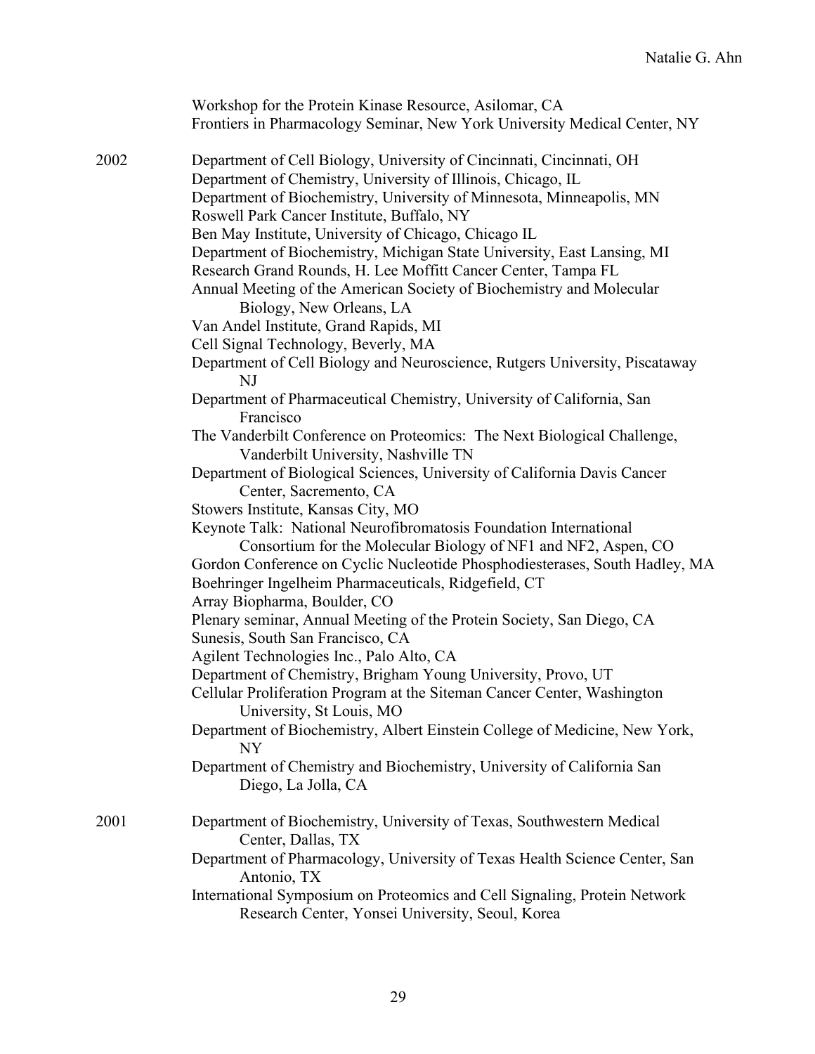Workshop for the Protein Kinase Resource, Asilomar, CA
Frontiers in Pharmacology Seminar, New York University Medical Center, NY

2002

Department of Cell Biology, University of Cincinnati, Cincinnati, OH
Department of Chemistry, University of Illinois, Chicago, IL
Department of Biochemistry, University of Minnesota, Minneapolis, MN
Roswell Park Cancer Institute, Buffalo, NY
Ben May Institute, University of Chicago, Chicago IL
Department of Biochemistry, Michigan State University, East Lansing, MI
Research Grand Rounds, H. Lee Moffitt Cancer Center, Tampa FL
Annual Meeting of the American Society of Biochemistry and Molecular Biology, New Orleans, LA
Van Andel Institute, Grand Rapids, MI
Cell Signal Technology, Beverly, MA
Department of Cell Biology and Neuroscience, Rutgers University, Piscataway NJ
Department of Pharmaceutical Chemistry, University of California, San Francisco
The Vanderbilt Conference on Proteomics: The Next Biological Challenge, Vanderbilt University, Nashville TN
Department of Biological Sciences, University of California Davis Cancer Center, Sacremento, CA
Stowers Institute, Kansas City, MO
Keynote Talk: National Neurofibromatosis Foundation International Consortium for the Molecular Biology of NF1 and NF2, Aspen, CO
Gordon Conference on Cyclic Nucleotide Phosphodiesterases, South Hadley, MA
Boehringer Ingelheim Pharmaceuticals, Ridgefield, CT
Array Biopharma, Boulder, CO
Plenary seminar, Annual Meeting of the Protein Society, San Diego, CA
Sunesis, South San Francisco, CA
Agilent Technologies Inc., Palo Alto, CA
Department of Chemistry, Brigham Young University, Provo, UT
Cellular Proliferation Program at the Siteman Cancer Center, Washington University, St Louis, MO
Department of Biochemistry, Albert Einstein College of Medicine, New York, NY
Department of Chemistry and Biochemistry, University of California San Diego, La Jolla, CA

2001

Department of Biochemistry, University of Texas, Southwestern Medical Center, Dallas, TX
Department of Pharmacology, University of Texas Health Science Center, San Antonio, TX
International Symposium on Proteomics and Cell Signaling, Protein Network Research Center, Yonsei University, Seoul, Korea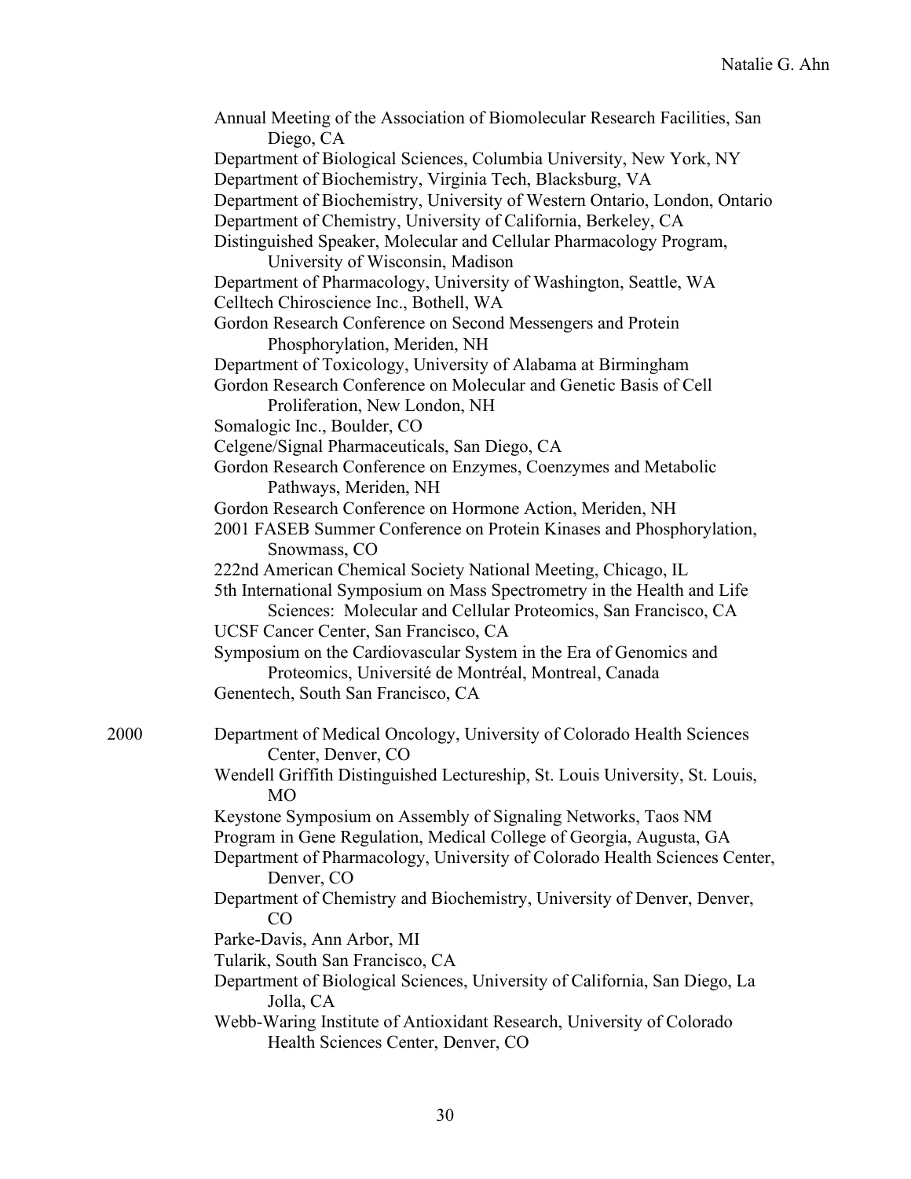Annual Meeting of the Association of Biomolecular Research Facilities, San Diego, CA
Department of Biological Sciences, Columbia University, New York, NY
Department of Biochemistry, Virginia Tech, Blacksburg, VA
Department of Biochemistry, University of Western Ontario, London, Ontario
Department of Chemistry, University of California, Berkeley, CA
Distinguished Speaker, Molecular and Cellular Pharmacology Program, University of Wisconsin, Madison
Department of Pharmacology, University of Washington, Seattle, WA
Celltech Chiroscience Inc., Bothell, WA
Gordon Research Conference on Second Messengers and Protein Phosphorylation, Meriden, NH
Department of Toxicology, University of Alabama at Birmingham
Gordon Research Conference on Molecular and Genetic Basis of Cell Proliferation, New London, NH
Somalogic Inc., Boulder, CO
Celgene/Signal Pharmaceuticals, San Diego, CA
Gordon Research Conference on Enzymes, Coenzymes and Metabolic Pathways, Meriden, NH
Gordon Research Conference on Hormone Action, Meriden, NH
2001 FASEB Summer Conference on Protein Kinases and Phosphorylation, Snowmass, CO
222nd American Chemical Society National Meeting, Chicago, IL
5th International Symposium on Mass Spectrometry in the Health and Life Sciences: Molecular and Cellular Proteomics, San Francisco, CA
UCSF Cancer Center, San Francisco, CA
Symposium on the Cardiovascular System in the Era of Genomics and Proteomics, Université de Montréal, Montreal, Canada
Genentech, South San Francisco, CA

2000

Department of Medical Oncology, University of Colorado Health Sciences Center, Denver, CO
Wendell Griffith Distinguished Lectureship, St. Louis University, St. Louis, MO
Keystone Symposium on Assembly of Signaling Networks, Taos NM
Program in Gene Regulation, Medical College of Georgia, Augusta, GA
Department of Pharmacology, University of Colorado Health Sciences Center, Denver, CO
Department of Chemistry and Biochemistry, University of Denver, Denver, CO
Parke-Davis, Ann Arbor, MI
Tularik, South San Francisco, CA
Department of Biological Sciences, University of California, San Diego, La Jolla, CA
Webb-Waring Institute of Antioxidant Research, University of Colorado Health Sciences Center, Denver, CO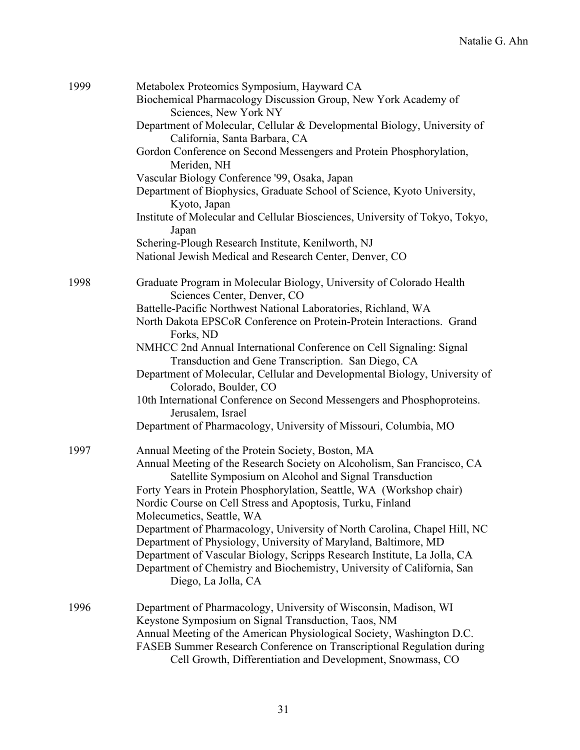1999

- Metabolex Proteomics Symposium, Hayward CA
- Biochemical Pharmacology Discussion Group, New York Academy of Sciences, New York NY
- Department of Molecular, Cellular & Developmental Biology, University of California, Santa Barbara, CA
- Gordon Conference on Second Messengers and Protein Phosphorylation, Meriden, NH
- Vascular Biology Conference '99, Osaka, Japan
- Department of Biophysics, Graduate School of Science, Kyoto University, Kyoto, Japan
- Institute of Molecular and Cellular Biosciences, University of Tokyo, Tokyo, Japan
- Schering-Plough Research Institute, Kenilworth, NJ
- National Jewish Medical and Research Center, Denver, CO

1998

- Graduate Program in Molecular Biology, University of Colorado Health Sciences Center, Denver, CO
- Battelle-Pacific Northwest National Laboratories, Richland, WA
- North Dakota EPSCoR Conference on Protein-Protein Interactions. Grand Forks, ND
- NMHCC 2nd Annual International Conference on Cell Signaling: Signal Transduction and Gene Transcription. San Diego, CA
- Department of Molecular, Cellular and Developmental Biology, University of Colorado, Boulder, CO
- 10th International Conference on Second Messengers and Phosphoproteins. Jerusalem, Israel
- Department of Pharmacology, University of Missouri, Columbia, MO

1997

- Annual Meeting of the Protein Society, Boston, MA
- Annual Meeting of the Research Society on Alcoholism, San Francisco, CA Satellite Symposium on Alcohol and Signal Transduction
- Forty Years in Protein Phosphorylation, Seattle, WA (Workshop chair)
- Nordic Course on Cell Stress and Apoptosis, Turku, Finland
- Molecumetics, Seattle, WA
- Department of Pharmacology, University of North Carolina, Chapel Hill, NC
- Department of Physiology, University of Maryland, Baltimore, MD
- Department of Vascular Biology, Scripps Research Institute, La Jolla, CA
- Department of Chemistry and Biochemistry, University of California, San Diego, La Jolla, CA

1996

- Department of Pharmacology, University of Wisconsin, Madison, WI
- Keystone Symposium on Signal Transduction, Taos, NM
- Annual Meeting of the American Physiological Society, Washington D.C.
- FASEB Summer Research Conference on Transcriptional Regulation during Cell Growth, Differentiation and Development, Snowmass, CO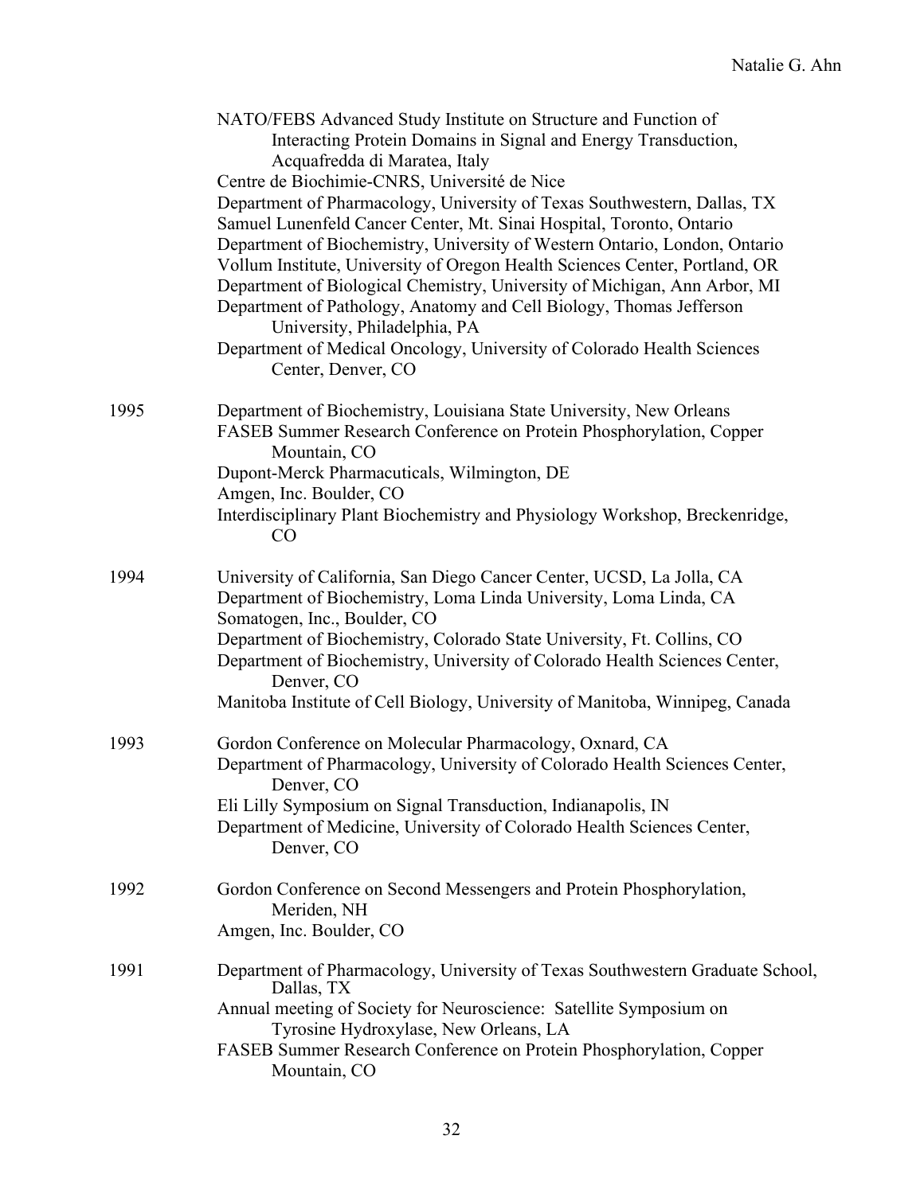NATO/FEBS Advanced Study Institute on Structure and Function of Interacting Protein Domains in Signal and Energy Transduction, Acquafredda di Maratea, Italy
Centre de Biochimie-CNRS, Université de Nice
Department of Pharmacology, University of Texas Southwestern, Dallas, TX
Samuel Lunenfeld Cancer Center, Mt. Sinai Hospital, Toronto, Ontario
Department of Biochemistry, University of Western Ontario, London, Ontario
Vollum Institute, University of Oregon Health Sciences Center, Portland, OR
Department of Biological Chemistry, University of Michigan, Ann Arbor, MI
Department of Pathology, Anatomy and Cell Biology, Thomas Jefferson University, Philadelphia, PA
Department of Medical Oncology, University of Colorado Health Sciences Center, Denver, CO

1995
Department of Biochemistry, Louisiana State University, New Orleans
FASEB Summer Research Conference on Protein Phosphorylation, Copper Mountain, CO
Dupont-Merck Pharmaceuticals, Wilmington, DE
Amgen, Inc. Boulder, CO
Interdisciplinary Plant Biochemistry and Physiology Workshop, Breckenridge, CO

1994
University of California, San Diego Cancer Center, UCSD, La Jolla, CA
Department of Biochemistry, Loma Linda University, Loma Linda, CA
Somatogen, Inc., Boulder, CO
Department of Biochemistry, Colorado State University, Ft. Collins, CO
Department of Biochemistry, University of Colorado Health Sciences Center, Denver, CO
Manitoba Institute of Cell Biology, University of Manitoba, Winnipeg, Canada

1993
Gordon Conference on Molecular Pharmacology, Oxnard, CA
Department of Pharmacology, University of Colorado Health Sciences Center, Denver, CO
Eli Lilly Symposium on Signal Transduction, Indianapolis, IN
Department of Medicine, University of Colorado Health Sciences Center, Denver, CO

1992
Gordon Conference on Second Messengers and Protein Phosphorylation, Meriden, NH
Amgen, Inc. Boulder, CO

1991
Department of Pharmacology, University of Texas Southwestern Graduate School, Dallas, TX
Annual meeting of Society for Neuroscience: Satellite Symposium on Tyrosine Hydroxylase, New Orleans, LA
FASEB Summer Research Conference on Protein Phosphorylation, Copper Mountain, CO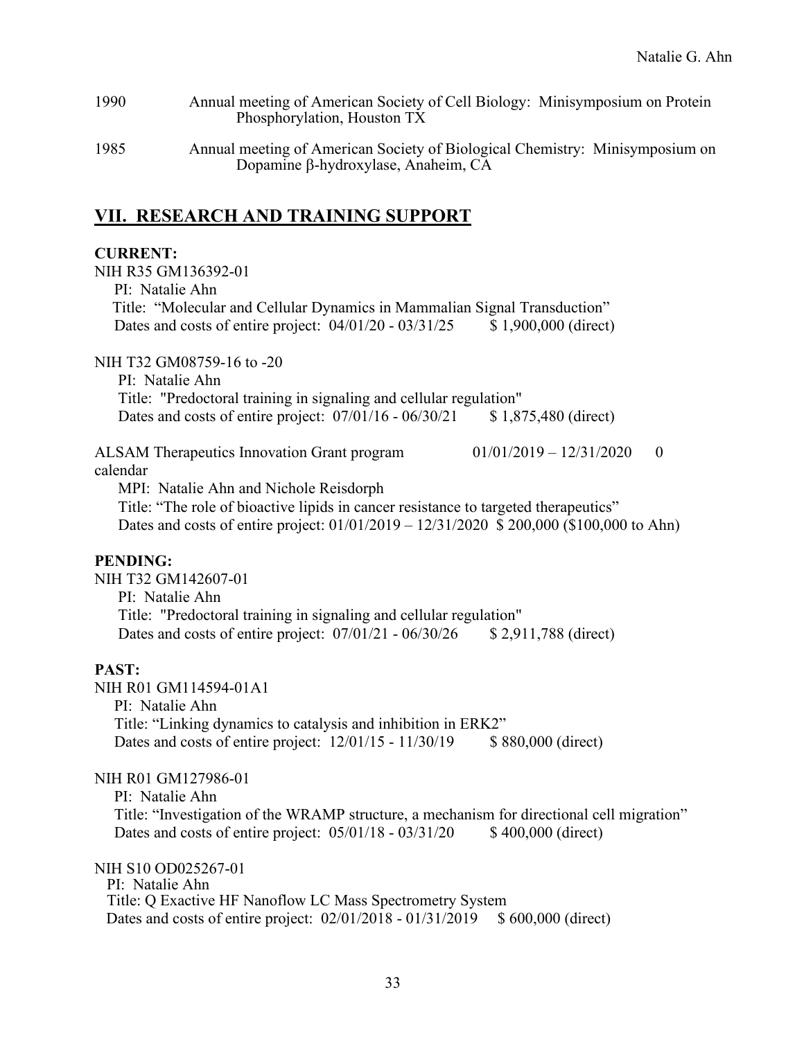1990 Annual meeting of American Society of Cell Biology: Minisymposium on Protein Phosphorylation, Houston TX

1985 Annual meeting of American Society of Biological Chemistry: Minisymposium on Dopamine β-hydroxylase, Anaheim, CA

## VII. RESEARCH AND TRAINING SUPPORT

**CURRENT:**

NIH R35 GM136392-01
PI: Natalie Ahn
Title: "Molecular and Cellular Dynamics in Mammalian Signal Transduction"
Dates and costs of entire project: 04/01/20 - 03/31/25 $ 1,900,000 (direct)

NIH T32 GM08759-16 to -20
PI: Natalie Ahn
Title: "Predoctoral training in signaling and cellular regulation"
Dates and costs of entire project: 07/01/16 - 06/30/21 $ 1,875,480 (direct)

ALSAM Therapeutics Innovation Grant program 01/01/2019 – 12/31/2020 0 calendar
MPI: Natalie Ahn and Nichole Reisdorph
Title: "The role of bioactive lipids in cancer resistance to targeted therapeutics"
Dates and costs of entire project: 01/01/2019 – 12/31/2020 $ 200,000 ($100,000 to Ahn)

**PENDING:**

NIH T32 GM142607-01
PI: Natalie Ahn
Title: "Predoctoral training in signaling and cellular regulation"
Dates and costs of entire project: 07/01/21 - 06/30/26 $ 2,911,788 (direct)

**PAST:**

NIH R01 GM114594-01A1
PI: Natalie Ahn
Title: "Linking dynamics to catalysis and inhibition in ERK2"
Dates and costs of entire project: 12/01/15 - 11/30/19 $ 880,000 (direct)

NIH R01 GM127986-01
PI: Natalie Ahn
Title: "Investigation of the WRAMP structure, a mechanism for directional cell migration"
Dates and costs of entire project: 05/01/18 - 03/31/20 $ 400,000 (direct)

NIH S10 OD025267-01
PI: Natalie Ahn
Title: Q Exactive HF Nanoflow LC Mass Spectrometry System
Dates and costs of entire project: 02/01/2018 - 01/31/2019 $ 600,000 (direct)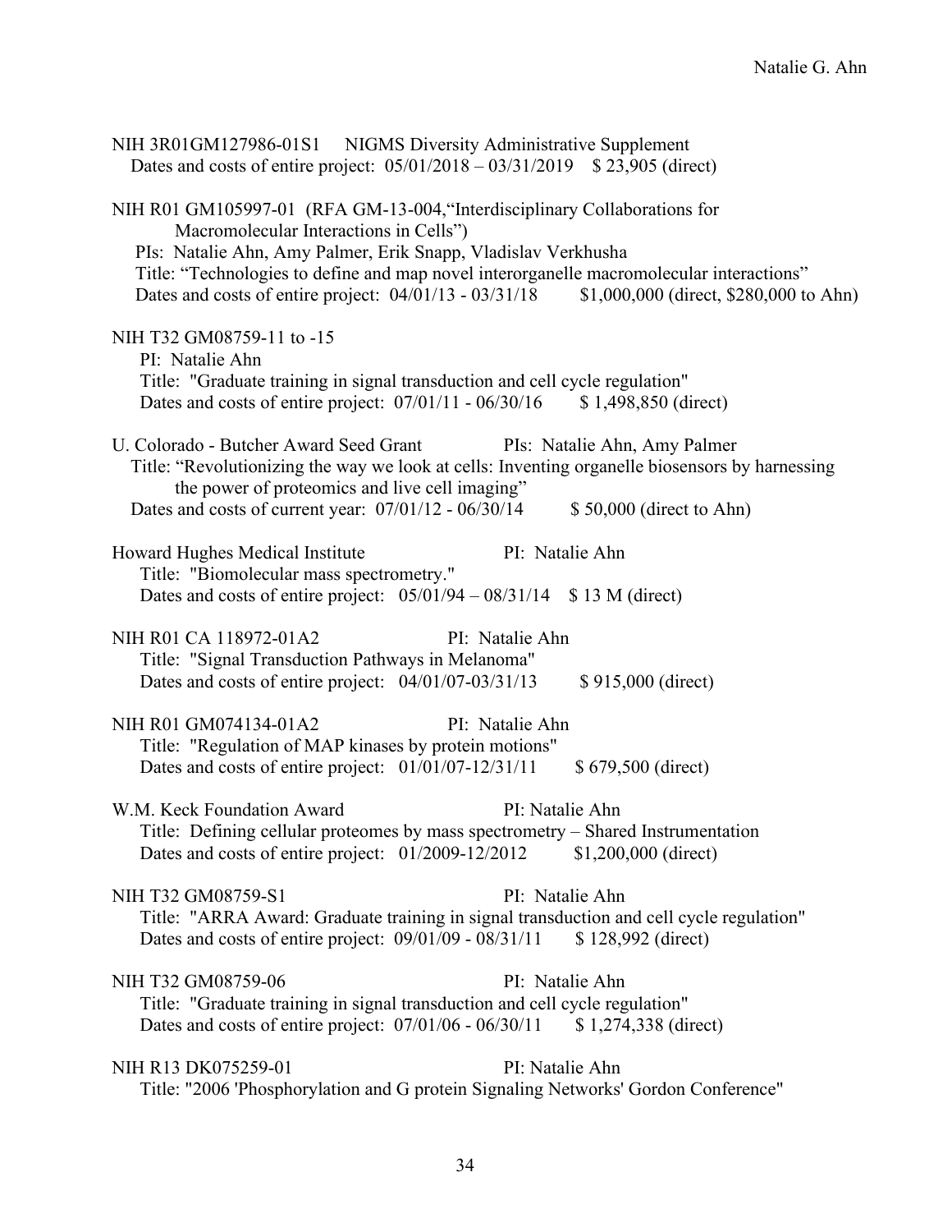NIH 3R01GM127986-01S1 NIGMS Diversity Administrative Supplement
Dates and costs of entire project: 05/01/2018 – 03/31/2019 $ 23,905 (direct)

NIH R01 GM105997-01 (RFA GM-13-004,"Interdisciplinary Collaborations for Macromolecular Interactions in Cells")
PIs: Natalie Ahn, Amy Palmer, Erik Snapp, Vladislav Verkhusha
Title: "Technologies to define and map novel interorganelle macromolecular interactions"
Dates and costs of entire project: 04/01/13 - 03/31/18 $1,000,000 (direct, $280,000 to Ahn)

NIH T32 GM08759-11 to -15
PI: Natalie Ahn
Title: "Graduate training in signal transduction and cell cycle regulation"
Dates and costs of entire project: 07/01/11 - 06/30/16 $ 1,498,850 (direct)

U. Colorado - Butcher Award Seed Grant PIs: Natalie Ahn, Amy Palmer
Title: "Revolutionizing the way we look at cells: Inventing organelle biosensors by harnessing the power of proteomics and live cell imaging"
Dates and costs of current year: 07/01/12 - 06/30/14 $ 50,000 (direct to Ahn)

Howard Hughes Medical Institute PI: Natalie Ahn
Title: "Biomolecular mass spectrometry."
Dates and costs of entire project: 05/01/94 – 08/31/14 $ 13 M (direct)

NIH R01 CA 118972-01A2 PI: Natalie Ahn
Title: "Signal Transduction Pathways in Melanoma"
Dates and costs of entire project: 04/01/07-03/31/13 $ 915,000 (direct)

NIH R01 GM074134-01A2 PI: Natalie Ahn
Title: "Regulation of MAP kinases by protein motions"
Dates and costs of entire project: 01/01/07-12/31/11 $ 679,500 (direct)

W.M. Keck Foundation Award PI: Natalie Ahn
Title: Defining cellular proteomes by mass spectrometry – Shared Instrumentation
Dates and costs of entire project: 01/2009-12/2012 $1,200,000 (direct)

NIH T32 GM08759-S1 PI: Natalie Ahn
Title: "ARRA Award: Graduate training in signal transduction and cell cycle regulation"
Dates and costs of entire project: 09/01/09 - 08/31/11 $ 128,992 (direct)

NIH T32 GM08759-06 PI: Natalie Ahn
Title: "Graduate training in signal transduction and cell cycle regulation"
Dates and costs of entire project: 07/01/06 - 06/30/11 $ 1,274,338 (direct)

NIH R13 DK075259-01 PI: Natalie Ahn
Title: "2006 'Phosphorylation and G protein Signaling Networks' Gordon Conference"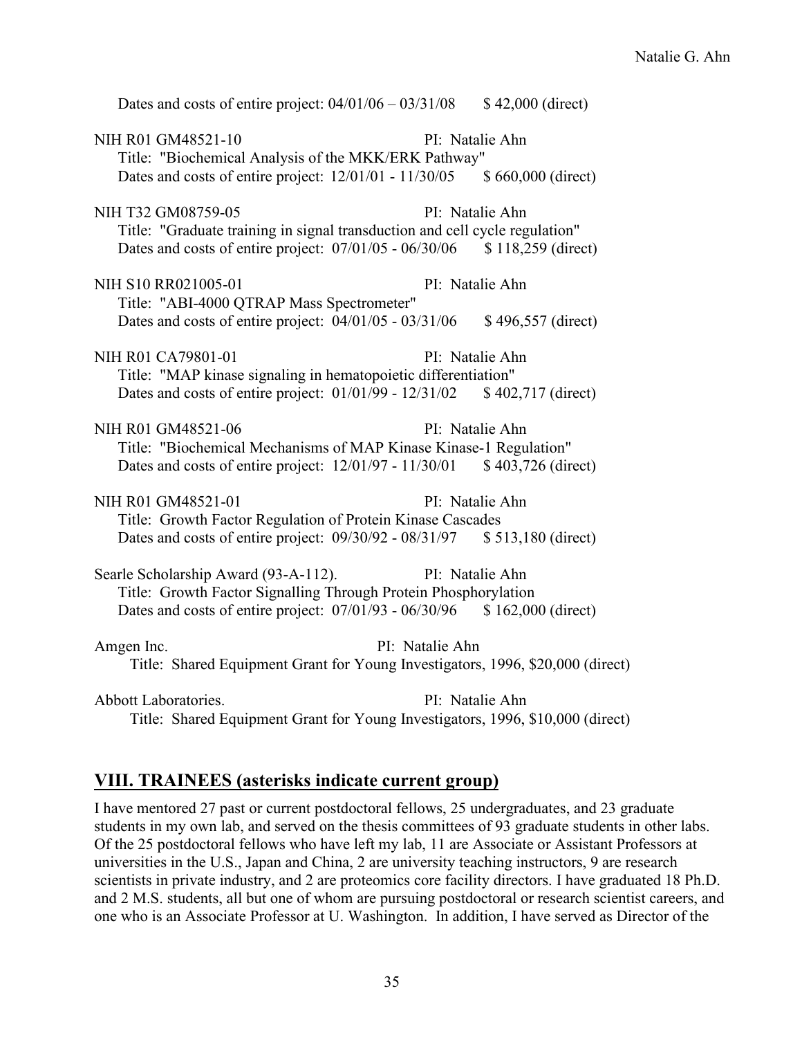Dates and costs of entire project: 04/01/06 – 03/31/08 $ 42,000 (direct)

NIH R01 GM48521-10 PI: Natalie Ahn
Title: "Biochemical Analysis of the MKK/ERK Pathway"
Dates and costs of entire project: 12/01/01 - 11/30/05 $ 660,000 (direct)

NIH T32 GM08759-05 PI: Natalie Ahn
Title: "Graduate training in signal transduction and cell cycle regulation"
Dates and costs of entire project: 07/01/05 - 06/30/06 $ 118,259 (direct)

NIH S10 RR021005-01 PI: Natalie Ahn
Title: "ABI-4000 QTRAP Mass Spectrometer"
Dates and costs of entire project: 04/01/05 - 03/31/06 $ 496,557 (direct)

NIH R01 CA79801-01 PI: Natalie Ahn
Title: "MAP kinase signaling in hematopoietic differentiation"
Dates and costs of entire project: 01/01/99 - 12/31/02 $ 402,717 (direct)

NIH R01 GM48521-06 PI: Natalie Ahn
Title: "Biochemical Mechanisms of MAP Kinase Kinase-1 Regulation"
Dates and costs of entire project: 12/01/97 - 11/30/01 $ 403,726 (direct)

NIH R01 GM48521-01 PI: Natalie Ahn
Title: Growth Factor Regulation of Protein Kinase Cascades
Dates and costs of entire project: 09/30/92 - 08/31/97 $ 513,180 (direct)

Searle Scholarship Award (93-A-112). PI: Natalie Ahn
Title: Growth Factor Signalling Through Protein Phosphorylation
Dates and costs of entire project: 07/01/93 - 06/30/96 $ 162,000 (direct)

Amgen Inc. PI: Natalie Ahn
Title: Shared Equipment Grant for Young Investigators, 1996, $20,000 (direct)

Abbott Laboratories. PI: Natalie Ahn
Title: Shared Equipment Grant for Young Investigators, 1996, $10,000 (direct)

## VIII. TRAINEES (asterisks indicate current group)

I have mentored 27 past or current postdoctoral fellows, 25 undergraduates, and 23 graduate students in my own lab, and served on the thesis committees of 93 graduate students in other labs. Of the 25 postdoctoral fellows who have left my lab, 11 are Associate or Assistant Professors at universities in the U.S., Japan and China, 2 are university teaching instructors, 9 are research scientists in private industry, and 2 are proteomics core facility directors. I have graduated 18 Ph.D. and 2 M.S. students, all but one of whom are pursuing postdoctoral or research scientist careers, and one who is an Associate Professor at U. Washington. In addition, I have served as Director of the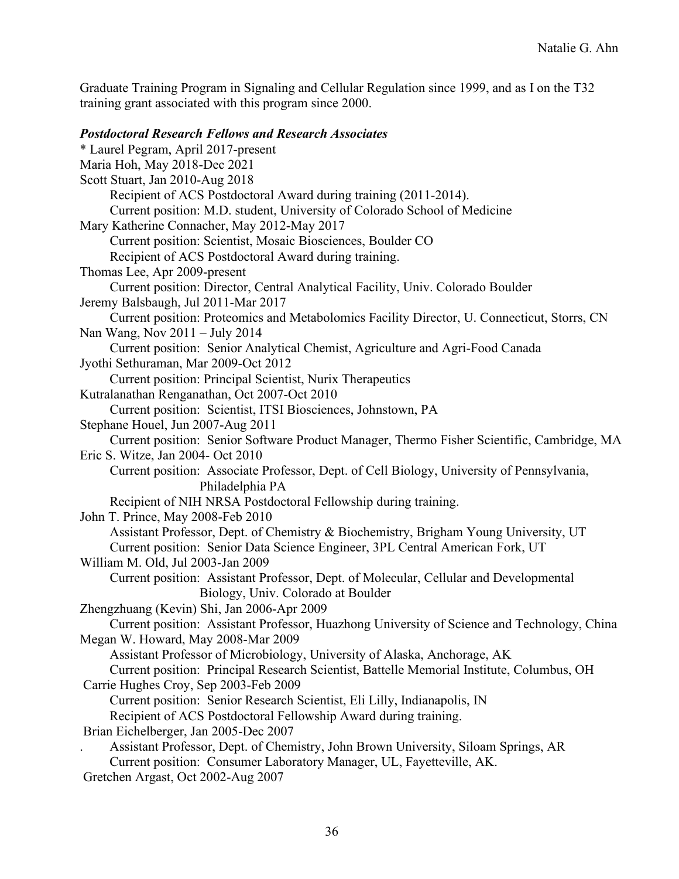Graduate Training Program in Signaling and Cellular Regulation since 1999, and as I on the T32 training grant associated with this program since 2000.

***Postdoctoral Research Fellows and Research Associates***

\* Laurel Pegram, April 2017-present

Maria Hoh, May 2018-Dec 2021

Scott Stuart, Jan 2010-Aug 2018
- Recipient of ACS Postdoctoral Award during training (2011-2014).
- Current position: M.D. student, University of Colorado School of Medicine

Mary Katherine Connacher, May 2012-May 2017
- Current position: Scientist, Mosaic Biosciences, Boulder CO
- Recipient of ACS Postdoctoral Award during training.

Thomas Lee, Apr 2009-present
- Current position: Director, Central Analytical Facility, Univ. Colorado Boulder

Jeremy Balsbaugh, Jul 2011-Mar 2017
- Current position: Proteomics and Metabolomics Facility Director, U. Connecticut, Storrs, CN

Nan Wang, Nov 2011 – July 2014
- Current position: Senior Analytical Chemist, Agriculture and Agri-Food Canada

Jyothi Sethuraman, Mar 2009-Oct 2012
- Current position: Principal Scientist, Nurix Therapeutics

Kutralanathan Renganathan, Oct 2007-Oct 2010
- Current position: Scientist, ITSI Biosciences, Johnstown, PA

Stephane Houel, Jun 2007-Aug 2011
- Current position: Senior Software Product Manager, Thermo Fisher Scientific, Cambridge, MA

Eric S. Witze, Jan 2004- Oct 2010
- Current position: Associate Professor, Dept. of Cell Biology, University of Pennsylvania, Philadelphia PA
- Recipient of NIH NRSA Postdoctoral Fellowship during training.

John T. Prince, May 2008-Feb 2010
- Assistant Professor, Dept. of Chemistry & Biochemistry, Brigham Young University, UT
- Current position: Senior Data Science Engineer, 3PL Central American Fork, UT

William M. Old, Jul 2003-Jan 2009
- Current position: Assistant Professor, Dept. of Molecular, Cellular and Developmental Biology, Univ. Colorado at Boulder

Zhengzhuang (Kevin) Shi, Jan 2006-Apr 2009
- Current position: Assistant Professor, Huazhong University of Science and Technology, China

Megan W. Howard, May 2008-Mar 2009
- Assistant Professor of Microbiology, University of Alaska, Anchorage, AK
- Current position: Principal Research Scientist, Battelle Memorial Institute, Columbus, OH

Carrie Hughes Croy, Sep 2003-Feb 2009
- Current position: Senior Research Scientist, Eli Lilly, Indianapolis, IN
- Recipient of ACS Postdoctoral Fellowship Award during training.

Brian Eichelberger, Jan 2005-Dec 2007
- Assistant Professor, Dept. of Chemistry, John Brown University, Siloam Springs, AR
- Current position: Consumer Laboratory Manager, UL, Fayetteville, AK.

Gretchen Argast, Oct 2002-Aug 2007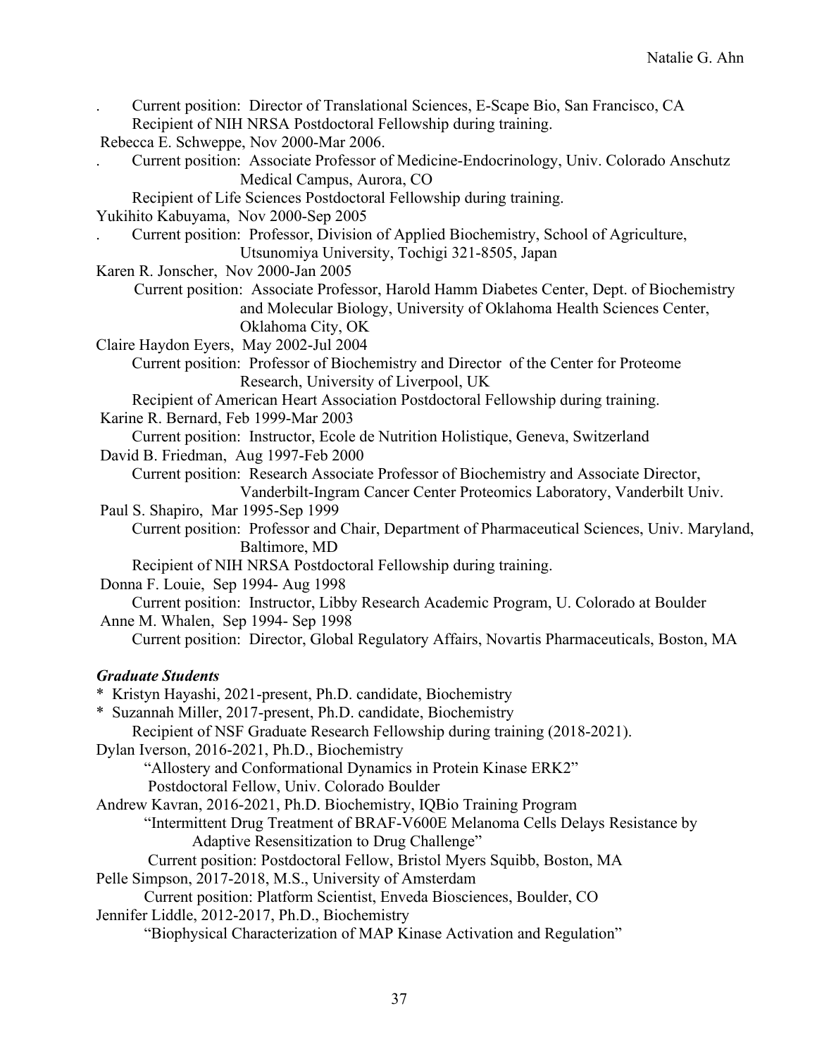. Current position: Director of Translational Sciences, E-Scape Bio, San Francisco, CA
Recipient of NIH NRSA Postdoctoral Fellowship during training.

Rebecca E. Schweppe, Nov 2000-Mar 2006.
. Current position: Associate Professor of Medicine-Endocrinology, Univ. Colorado Anschutz Medical Campus, Aurora, CO
Recipient of Life Sciences Postdoctoral Fellowship during training.

Yukihito Kabuyama, Nov 2000-Sep 2005
. Current position: Professor, Division of Applied Biochemistry, School of Agriculture, Utsunomiya University, Tochigi 321-8505, Japan

Karen R. Jonscher, Nov 2000-Jan 2005
Current position: Associate Professor, Harold Hamm Diabetes Center, Dept. of Biochemistry and Molecular Biology, University of Oklahoma Health Sciences Center, Oklahoma City, OK

Claire Haydon Eyers, May 2002-Jul 2004
Current position: Professor of Biochemistry and Director of the Center for Proteome Research, University of Liverpool, UK
Recipient of American Heart Association Postdoctoral Fellowship during training.

Karine R. Bernard, Feb 1999-Mar 2003
Current position: Instructor, Ecole de Nutrition Holistique, Geneva, Switzerland

David B. Friedman, Aug 1997-Feb 2000
Current position: Research Associate Professor of Biochemistry and Associate Director, Vanderbilt-Ingram Cancer Center Proteomics Laboratory, Vanderbilt Univ.

Paul S. Shapiro, Mar 1995-Sep 1999
Current position: Professor and Chair, Department of Pharmaceutical Sciences, Univ. Maryland, Baltimore, MD
Recipient of NIH NRSA Postdoctoral Fellowship during training.

Donna F. Louie, Sep 1994- Aug 1998
Current position: Instructor, Libby Research Academic Program, U. Colorado at Boulder

Anne M. Whalen, Sep 1994- Sep 1998
Current position: Director, Global Regulatory Affairs, Novartis Pharmaceuticals, Boston, MA

***Graduate Students***

\* Kristyn Hayashi, 2021-present, Ph.D. candidate, Biochemistry

\* Suzannah Miller, 2017-present, Ph.D. candidate, Biochemistry
Recipient of NSF Graduate Research Fellowship during training (2018-2021).

Dylan Iverson, 2016-2021, Ph.D., Biochemistry
"Allostery and Conformational Dynamics in Protein Kinase ERK2"
Postdoctoral Fellow, Univ. Colorado Boulder

Andrew Kavran, 2016-2021, Ph.D. Biochemistry, IQBio Training Program
"Intermittent Drug Treatment of BRAF-V600E Melanoma Cells Delays Resistance by Adaptive Resensitization to Drug Challenge"
Current position: Postdoctoral Fellow, Bristol Myers Squibb, Boston, MA

Pelle Simpson, 2017-2018, M.S., University of Amsterdam
Current position: Platform Scientist, Enveda Biosciences, Boulder, CO

Jennifer Liddle, 2012-2017, Ph.D., Biochemistry
"Biophysical Characterization of MAP Kinase Activation and Regulation"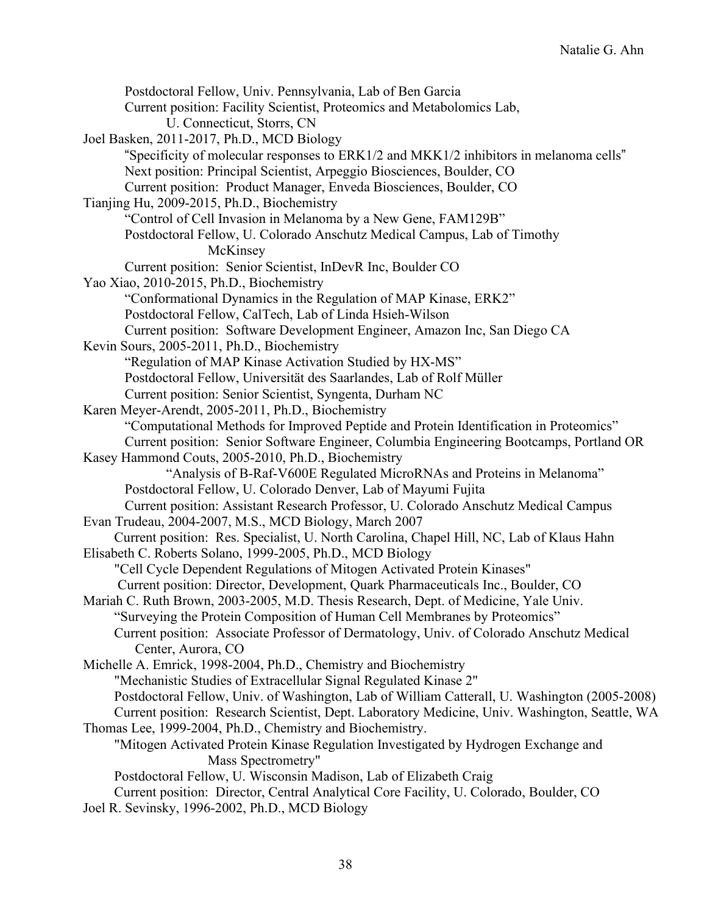Postdoctoral Fellow, Univ. Pennsylvania, Lab of Ben Garcia
Current position: Facility Scientist, Proteomics and Metabolomics Lab, U. Connecticut, Storrs, CN

Joel Basken, 2011-2017, Ph.D., MCD Biology
"Specificity of molecular responses to ERK1/2 and MKK1/2 inhibitors in melanoma cells"
Next position: Principal Scientist, Arpeggio Biosciences, Boulder, CO
Current position: Product Manager, Enveda Biosciences, Boulder, CO

Tianjing Hu, 2009-2015, Ph.D., Biochemistry
"Control of Cell Invasion in Melanoma by a New Gene, FAM129B"
Postdoctoral Fellow, U. Colorado Anschutz Medical Campus, Lab of Timothy McKinsey
Current position: Senior Scientist, InDevR Inc, Boulder CO

Yao Xiao, 2010-2015, Ph.D., Biochemistry
"Conformational Dynamics in the Regulation of MAP Kinase, ERK2"
Postdoctoral Fellow, CalTech, Lab of Linda Hsieh-Wilson
Current position: Software Development Engineer, Amazon Inc, San Diego CA

Kevin Sours, 2005-2011, Ph.D., Biochemistry
"Regulation of MAP Kinase Activation Studied by HX-MS"
Postdoctoral Fellow, Universität des Saarlandes, Lab of Rolf Müller
Current position: Senior Scientist, Syngenta, Durham NC

Karen Meyer-Arendt, 2005-2011, Ph.D., Biochemistry
"Computational Methods for Improved Peptide and Protein Identification in Proteomics"
Current position: Senior Software Engineer, Columbia Engineering Bootcamps, Portland OR

Kasey Hammond Couts, 2005-2010, Ph.D., Biochemistry
"Analysis of B-Raf-V600E Regulated MicroRNAs and Proteins in Melanoma"
Postdoctoral Fellow, U. Colorado Denver, Lab of Mayumi Fujita
Current position: Assistant Research Professor, U. Colorado Anschutz Medical Campus

Evan Trudeau, 2004-2007, M.S., MCD Biology, March 2007
Current position: Res. Specialist, U. North Carolina, Chapel Hill, NC, Lab of Klaus Hahn

Elisabeth C. Roberts Solano, 1999-2005, Ph.D., MCD Biology
"Cell Cycle Dependent Regulations of Mitogen Activated Protein Kinases"
Current position: Director, Development, Quark Pharmaceuticals Inc., Boulder, CO

Mariah C. Ruth Brown, 2003-2005, M.D. Thesis Research, Dept. of Medicine, Yale Univ.
"Surveying the Protein Composition of Human Cell Membranes by Proteomics"
Current position: Associate Professor of Dermatology, Univ. of Colorado Anschutz Medical Center, Aurora, CO

Michelle A. Emrick, 1998-2004, Ph.D., Chemistry and Biochemistry
"Mechanistic Studies of Extracellular Signal Regulated Kinase 2"
Postdoctoral Fellow, Univ. of Washington, Lab of William Catterall, U. Washington (2005-2008)
Current position: Research Scientist, Dept. Laboratory Medicine, Univ. Washington, Seattle, WA

Thomas Lee, 1999-2004, Ph.D., Chemistry and Biochemistry.
"Mitogen Activated Protein Kinase Regulation Investigated by Hydrogen Exchange and Mass Spectrometry"
Postdoctoral Fellow, U. Wisconsin Madison, Lab of Elizabeth Craig
Current position: Director, Central Analytical Core Facility, U. Colorado, Boulder, CO

Joel R. Sevinsky, 1996-2002, Ph.D., MCD Biology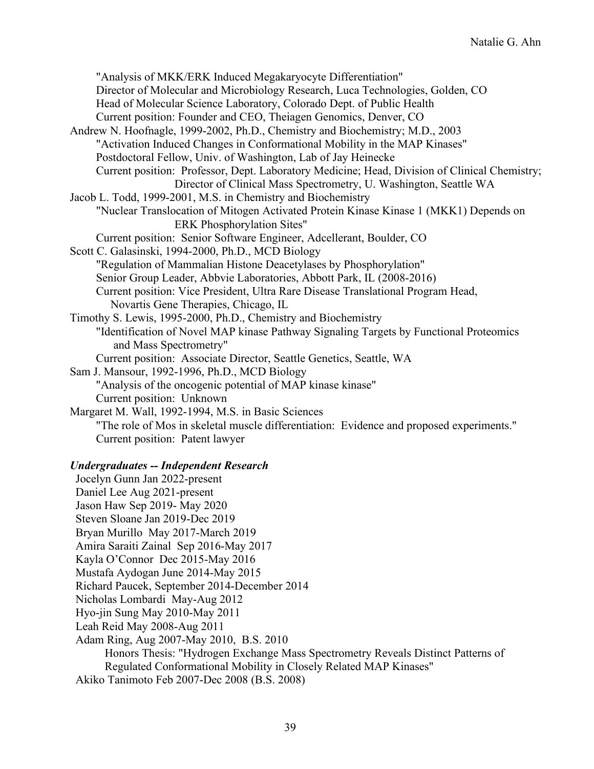"Analysis of MKK/ERK Induced Megakaryocyte Differentiation"
Director of Molecular and Microbiology Research, Luca Technologies, Golden, CO
Head of Molecular Science Laboratory, Colorado Dept. of Public Health
Current position: Founder and CEO, Theiagen Genomics, Denver, CO

Andrew N. Hoofnagle, 1999-2002, Ph.D., Chemistry and Biochemistry; M.D., 2003
"Activation Induced Changes in Conformational Mobility in the MAP Kinases"
Postdoctoral Fellow, Univ. of Washington, Lab of Jay Heinecke
Current position: Professor, Dept. Laboratory Medicine; Head, Division of Clinical Chemistry; Director of Clinical Mass Spectrometry, U. Washington, Seattle WA

Jacob L. Todd, 1999-2001, M.S. in Chemistry and Biochemistry
"Nuclear Translocation of Mitogen Activated Protein Kinase Kinase 1 (MKK1) Depends on ERK Phosphorylation Sites"
Current position: Senior Software Engineer, Adcellerant, Boulder, CO

Scott C. Galasinski, 1994-2000, Ph.D., MCD Biology
"Regulation of Mammalian Histone Deacetylases by Phosphorylation"
Senior Group Leader, Abbvie Laboratories, Abbott Park, IL (2008-2016)
Current position: Vice President, Ultra Rare Disease Translational Program Head, Novartis Gene Therapies, Chicago, IL

Timothy S. Lewis, 1995-2000, Ph.D., Chemistry and Biochemistry
"Identification of Novel MAP kinase Pathway Signaling Targets by Functional Proteomics and Mass Spectrometry"
Current position: Associate Director, Seattle Genetics, Seattle, WA

Sam J. Mansour, 1992-1996, Ph.D., MCD Biology
"Analysis of the oncogenic potential of MAP kinase kinase"
Current position: Unknown

Margaret M. Wall, 1992-1994, M.S. in Basic Sciences
"The role of Mos in skeletal muscle differentiation: Evidence and proposed experiments."
Current position: Patent lawyer

***Undergraduates -- Independent Research***

Jocelyn Gunn Jan 2022-present
Daniel Lee Aug 2021-present
Jason Haw Sep 2019- May 2020
Steven Sloane Jan 2019-Dec 2019
Bryan Murillo May 2017-March 2019
Amira Saraiti Zainal Sep 2016-May 2017
Kayla O'Connor Dec 2015-May 2016
Mustafa Aydogan June 2014-May 2015
Richard Paucek, September 2014-December 2014
Nicholas Lombardi May-Aug 2012
Hyo-jin Sung May 2010-May 2011
Leah Reid May 2008-Aug 2011
Adam Ring, Aug 2007-May 2010, B.S. 2010
Honors Thesis: "Hydrogen Exchange Mass Spectrometry Reveals Distinct Patterns of Regulated Conformational Mobility in Closely Related MAP Kinases"
Akiko Tanimoto Feb 2007-Dec 2008 (B.S. 2008)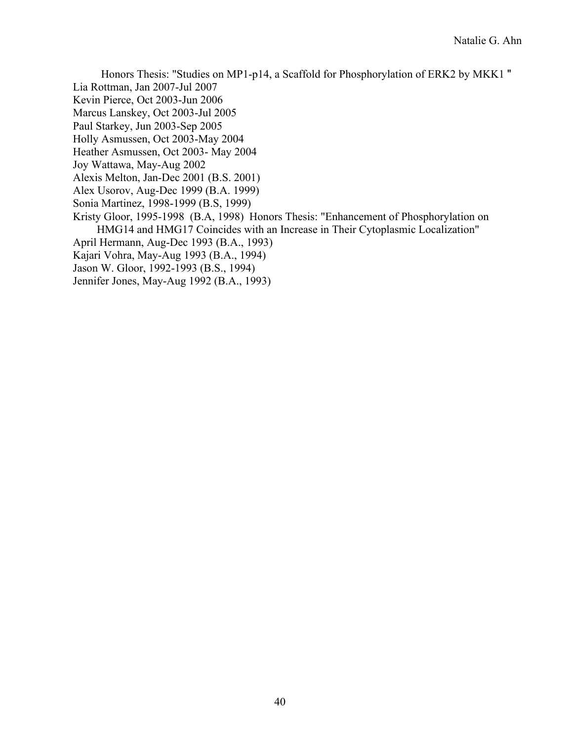Honors Thesis: "Studies on MP1-p14, a Scaffold for Phosphorylation of ERK2 by MKK1 "

Lia Rottman, Jan 2007-Jul 2007
Kevin Pierce, Oct 2003-Jun 2006
Marcus Lanskey, Oct 2003-Jul 2005
Paul Starkey, Jun 2003-Sep 2005
Holly Asmussen, Oct 2003-May 2004
Heather Asmussen, Oct 2003- May 2004
Joy Wattawa, May-Aug 2002
Alexis Melton, Jan-Dec 2001 (B.S. 2001)
Alex Usorov, Aug-Dec 1999 (B.A. 1999)
Sonia Martinez, 1998-1999 (B.S, 1999)
Kristy Gloor, 1995-1998 (B.A, 1998) Honors Thesis: "Enhancement of Phosphorylation on HMG14 and HMG17 Coincides with an Increase in Their Cytoplasmic Localization"
April Hermann, Aug-Dec 1993 (B.A., 1993)
Kajari Vohra, May-Aug 1993 (B.A., 1994)
Jason W. Gloor, 1992-1993 (B.S., 1994)
Jennifer Jones, May-Aug 1992 (B.A., 1993)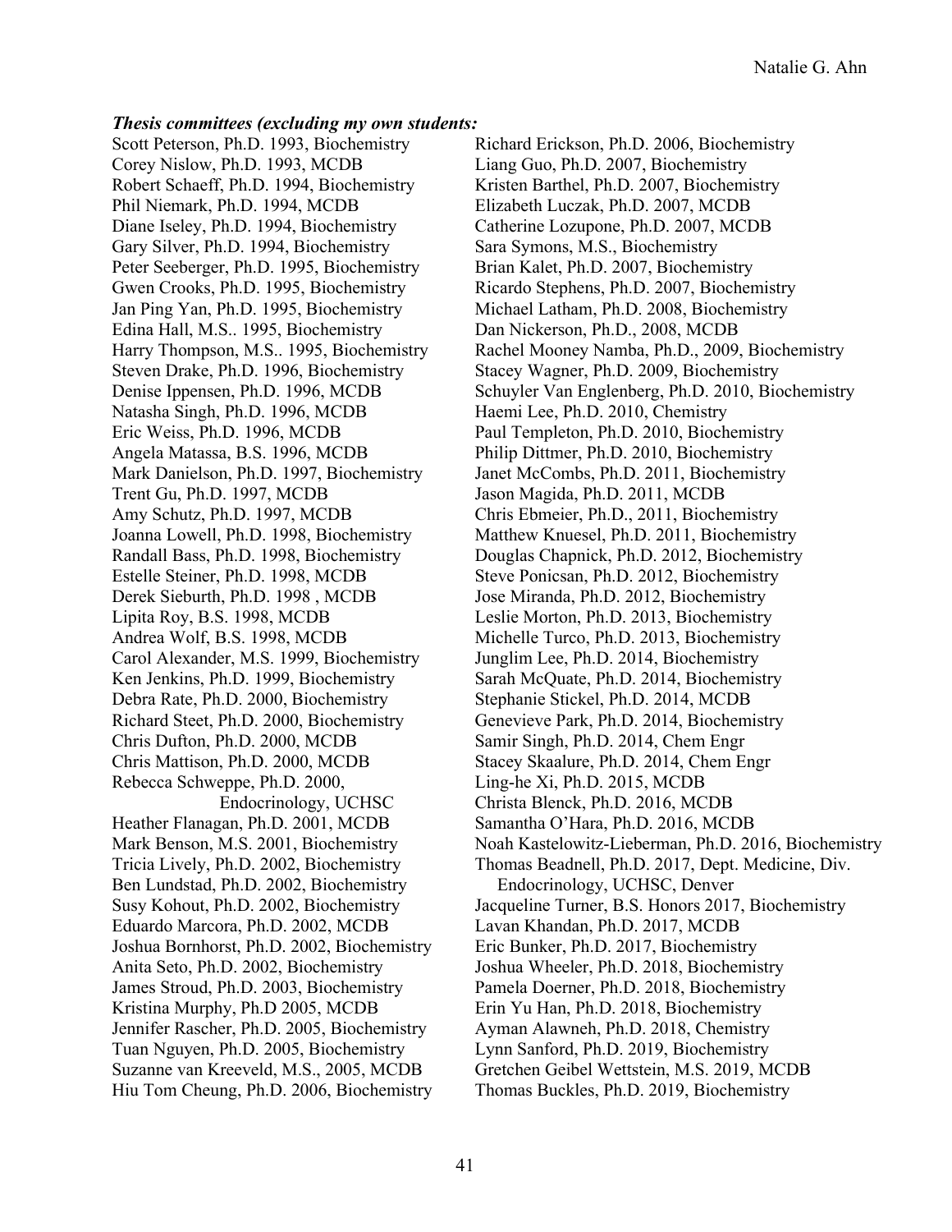***Thesis committees (excluding my own students:***

Scott Peterson, Ph.D. 1993, Biochemistry
Corey Nislow, Ph.D. 1993, MCDB
Robert Schaeff, Ph.D. 1994, Biochemistry
Phil Niemark, Ph.D. 1994, MCDB
Diane Iseley, Ph.D. 1994, Biochemistry
Gary Silver, Ph.D. 1994, Biochemistry
Peter Seeberger, Ph.D. 1995, Biochemistry
Gwen Crooks, Ph.D. 1995, Biochemistry
Jan Ping Yan, Ph.D. 1995, Biochemistry
Edina Hall, M.S.. 1995, Biochemistry
Harry Thompson, M.S.. 1995, Biochemistry
Steven Drake, Ph.D. 1996, Biochemistry
Denise Ippensen, Ph.D. 1996, MCDB
Natasha Singh, Ph.D. 1996, MCDB
Eric Weiss, Ph.D. 1996, MCDB
Angela Matassa, B.S. 1996, MCDB
Mark Danielson, Ph.D. 1997, Biochemistry
Trent Gu, Ph.D. 1997, MCDB
Amy Schutz, Ph.D. 1997, MCDB
Joanna Lowell, Ph.D. 1998, Biochemistry
Randall Bass, Ph.D. 1998, Biochemistry
Estelle Steiner, Ph.D. 1998, MCDB
Derek Sieburth, Ph.D. 1998 , MCDB
Lipita Roy, B.S. 1998, MCDB
Andrea Wolf, B.S. 1998, MCDB
Carol Alexander, M.S. 1999, Biochemistry
Ken Jenkins, Ph.D. 1999, Biochemistry
Debra Rate, Ph.D. 2000, Biochemistry
Richard Steet, Ph.D. 2000, Biochemistry
Chris Dufton, Ph.D. 2000, MCDB
Chris Mattison, Ph.D. 2000, MCDB
Rebecca Schweppe, Ph.D. 2000, Endocrinology, UCHSC
Heather Flanagan, Ph.D. 2001, MCDB
Mark Benson, M.S. 2001, Biochemistry
Tricia Lively, Ph.D. 2002, Biochemistry
Ben Lundstad, Ph.D. 2002, Biochemistry
Susy Kohout, Ph.D. 2002, Biochemistry
Eduardo Marcora, Ph.D. 2002, MCDB
Joshua Bornhorst, Ph.D. 2002, Biochemistry
Anita Seto, Ph.D. 2002, Biochemistry
James Stroud, Ph.D. 2003, Biochemistry
Kristina Murphy, Ph.D 2005, MCDB
Jennifer Rascher, Ph.D. 2005, Biochemistry
Tuan Nguyen, Ph.D. 2005, Biochemistry
Suzanne van Kreeveld, M.S., 2005, MCDB
Hiu Tom Cheung, Ph.D. 2006, Biochemistry
Richard Erickson, Ph.D. 2006, Biochemistry
Liang Guo, Ph.D. 2007, Biochemistry
Kristen Barthel, Ph.D. 2007, Biochemistry
Elizabeth Luczak, Ph.D. 2007, MCDB
Catherine Lozupone, Ph.D. 2007, MCDB
Sara Symons, M.S., Biochemistry
Brian Kalet, Ph.D. 2007, Biochemistry
Ricardo Stephens, Ph.D. 2007, Biochemistry
Michael Latham, Ph.D. 2008, Biochemistry
Dan Nickerson, Ph.D., 2008, MCDB
Rachel Mooney Namba, Ph.D., 2009, Biochemistry
Stacey Wagner, Ph.D. 2009, Biochemistry
Schuyler Van Englenberg, Ph.D. 2010, Biochemistry
Haemi Lee, Ph.D. 2010, Chemistry
Paul Templeton, Ph.D. 2010, Biochemistry
Philip Dittmer, Ph.D. 2010, Biochemistry
Janet McCombs, Ph.D. 2011, Biochemistry
Jason Magida, Ph.D. 2011, MCDB
Chris Ebmeier, Ph.D., 2011, Biochemistry
Matthew Knuesel, Ph.D. 2011, Biochemistry
Douglas Chapnick, Ph.D. 2012, Biochemistry
Steve Ponicsan, Ph.D. 2012, Biochemistry
Jose Miranda, Ph.D. 2012, Biochemistry
Leslie Morton, Ph.D. 2013, Biochemistry
Michelle Turco, Ph.D. 2013, Biochemistry
Junglim Lee, Ph.D. 2014, Biochemistry
Sarah McQuate, Ph.D. 2014, Biochemistry
Stephanie Stickel, Ph.D. 2014, MCDB
Genevieve Park, Ph.D. 2014, Biochemistry
Samir Singh, Ph.D. 2014, Chem Engr
Stacey Skaalure, Ph.D. 2014, Chem Engr
Ling-he Xi, Ph.D. 2015, MCDB
Christa Blenck, Ph.D. 2016, MCDB
Samantha O'Hara, Ph.D. 2016, MCDB
Noah Kastelowitz-Lieberman, Ph.D. 2016, Biochemistry
Thomas Beadnell, Ph.D. 2017, Dept. Medicine, Div. Endocrinology, UCHSC, Denver
Jacqueline Turner, B.S. Honors 2017, Biochemistry
Lavan Khandan, Ph.D. 2017, MCDB
Eric Bunker, Ph.D. 2017, Biochemistry
Joshua Wheeler, Ph.D. 2018, Biochemistry
Pamela Doerner, Ph.D. 2018, Biochemistry
Erin Yu Han, Ph.D. 2018, Biochemistry
Ayman Alawneh, Ph.D. 2018, Chemistry
Lynn Sanford, Ph.D. 2019, Biochemistry
Gretchen Geibel Wettstein, M.S. 2019, MCDB
Thomas Buckles, Ph.D. 2019, Biochemistry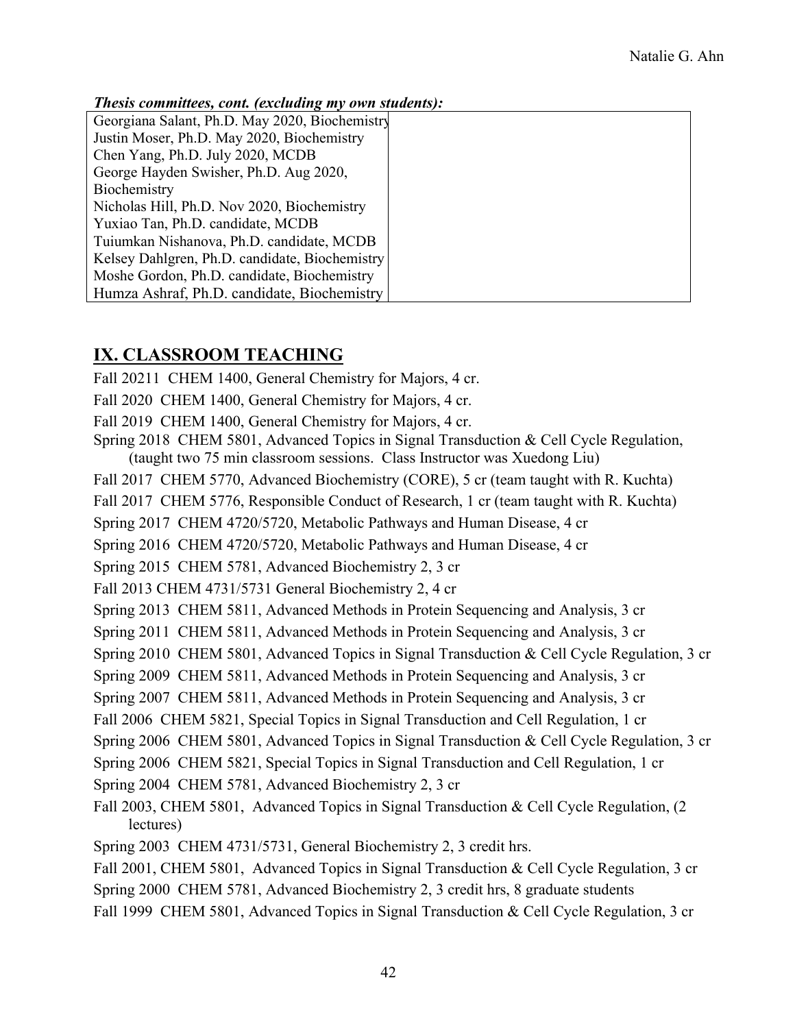***Thesis committees, cont. (excluding my own students):***

| | |
|---|---|
| Georgiana Salant, Ph.D. May 2020, Biochemistry | |
| Justin Moser, Ph.D. May 2020, Biochemistry | |
| Chen Yang, Ph.D. July 2020, MCDB | |
| George Hayden Swisher, Ph.D. Aug 2020, Biochemistry | |
| Nicholas Hill, Ph.D. Nov 2020, Biochemistry | |
| Yuxiao Tan, Ph.D. candidate, MCDB | |
| Tuiumkan Nishanova, Ph.D. candidate, MCDB | |
| Kelsey Dahlgren, Ph.D. candidate, Biochemistry | |
| Moshe Gordon, Ph.D. candidate, Biochemistry | |
| Humza Ashraf, Ph.D. candidate, Biochemistry | |

## IX. CLASSROOM TEACHING

Fall 20211 CHEM 1400, General Chemistry for Majors, 4 cr.

Fall 2020 CHEM 1400, General Chemistry for Majors, 4 cr.

Fall 2019 CHEM 1400, General Chemistry for Majors, 4 cr.

Spring 2018 CHEM 5801, Advanced Topics in Signal Transduction & Cell Cycle Regulation, (taught two 75 min classroom sessions. Class Instructor was Xuedong Liu)

Fall 2017 CHEM 5770, Advanced Biochemistry (CORE), 5 cr (team taught with R. Kuchta)

Fall 2017 CHEM 5776, Responsible Conduct of Research, 1 cr (team taught with R. Kuchta)

Spring 2017 CHEM 4720/5720, Metabolic Pathways and Human Disease, 4 cr

Spring 2016 CHEM 4720/5720, Metabolic Pathways and Human Disease, 4 cr

Spring 2015 CHEM 5781, Advanced Biochemistry 2, 3 cr

Fall 2013 CHEM 4731/5731 General Biochemistry 2, 4 cr

Spring 2013 CHEM 5811, Advanced Methods in Protein Sequencing and Analysis, 3 cr

Spring 2011 CHEM 5811, Advanced Methods in Protein Sequencing and Analysis, 3 cr

Spring 2010 CHEM 5801, Advanced Topics in Signal Transduction & Cell Cycle Regulation, 3 cr

Spring 2009 CHEM 5811, Advanced Methods in Protein Sequencing and Analysis, 3 cr

Spring 2007 CHEM 5811, Advanced Methods in Protein Sequencing and Analysis, 3 cr

Fall 2006 CHEM 5821, Special Topics in Signal Transduction and Cell Regulation, 1 cr

Spring 2006 CHEM 5801, Advanced Topics in Signal Transduction & Cell Cycle Regulation, 3 cr

Spring 2006 CHEM 5821, Special Topics in Signal Transduction and Cell Regulation, 1 cr

Spring 2004 CHEM 5781, Advanced Biochemistry 2, 3 cr

Fall 2003, CHEM 5801, Advanced Topics in Signal Transduction & Cell Cycle Regulation, (2 lectures)

Spring 2003 CHEM 4731/5731, General Biochemistry 2, 3 credit hrs.

Fall 2001, CHEM 5801, Advanced Topics in Signal Transduction & Cell Cycle Regulation, 3 cr

Spring 2000 CHEM 5781, Advanced Biochemistry 2, 3 credit hrs, 8 graduate students

Fall 1999 CHEM 5801, Advanced Topics in Signal Transduction & Cell Cycle Regulation, 3 cr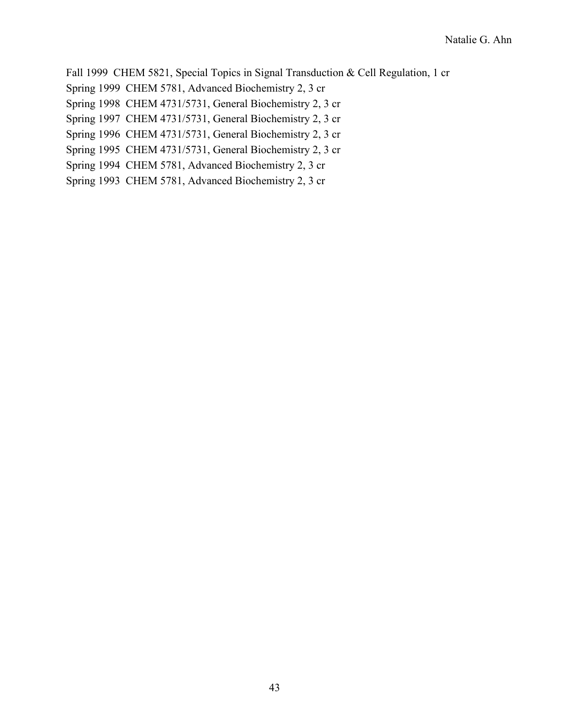Fall 1999 CHEM 5821, Special Topics in Signal Transduction & Cell Regulation, 1 cr

Spring 1999 CHEM 5781, Advanced Biochemistry 2, 3 cr

Spring 1998 CHEM 4731/5731, General Biochemistry 2, 3 cr

Spring 1997 CHEM 4731/5731, General Biochemistry 2, 3 cr

Spring 1996 CHEM 4731/5731, General Biochemistry 2, 3 cr

Spring 1995 CHEM 4731/5731, General Biochemistry 2, 3 cr

Spring 1994 CHEM 5781, Advanced Biochemistry 2, 3 cr

Spring 1993 CHEM 5781, Advanced Biochemistry 2, 3 cr